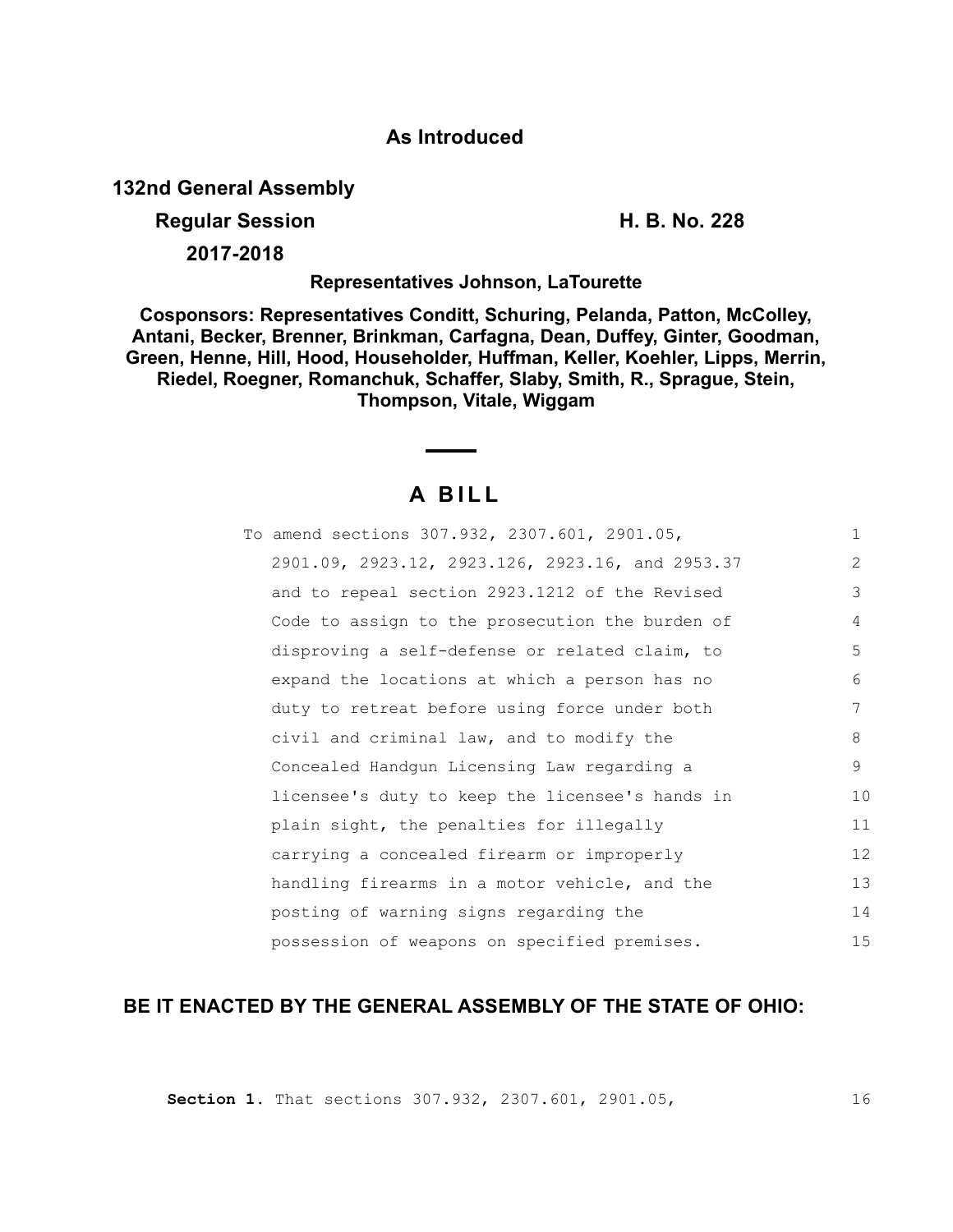**As Introduced**

**132nd General Assembly**

**Regular Session** **H. B. No. 228**

**2017-2018**

**Representatives Johnson, LaTourette**

**Cosponsors: Representatives Conditt, Schuring, Pelanda, Patton, McColley, Antani, Becker, Brenner, Brinkman, Carfagna, Dean, Duffey, Ginter, Goodman, Green, Henne, Hill, Hood, Householder, Huffman, Keller, Koehler, Lipps, Merrin, Riedel, Roegner, Romanchuk, Schaffer, Slaby, Smith, R., Sprague, Stein, Thompson, Vitale, Wiggam**

# A BILL

To amend sections 307.932, 2307.601, 2901.05, 2901.09, 2923.12, 2923.126, 2923.16, and 2953.37 and to repeal section 2923.1212 of the Revised Code to assign to the prosecution the burden of disproving a self-defense or related claim, to expand the locations at which a person has no duty to retreat before using force under both civil and criminal law, and to modify the Concealed Handgun Licensing Law regarding a licensee's duty to keep the licensee's hands in plain sight, the penalties for illegally carrying a concealed firearm or improperly handling firearms in a motor vehicle, and the posting of warning signs regarding the possession of weapons on specified premises.

**BE IT ENACTED BY THE GENERAL ASSEMBLY OF THE STATE OF OHIO:**

**Section 1.** That sections 307.932, 2307.601, 2901.05,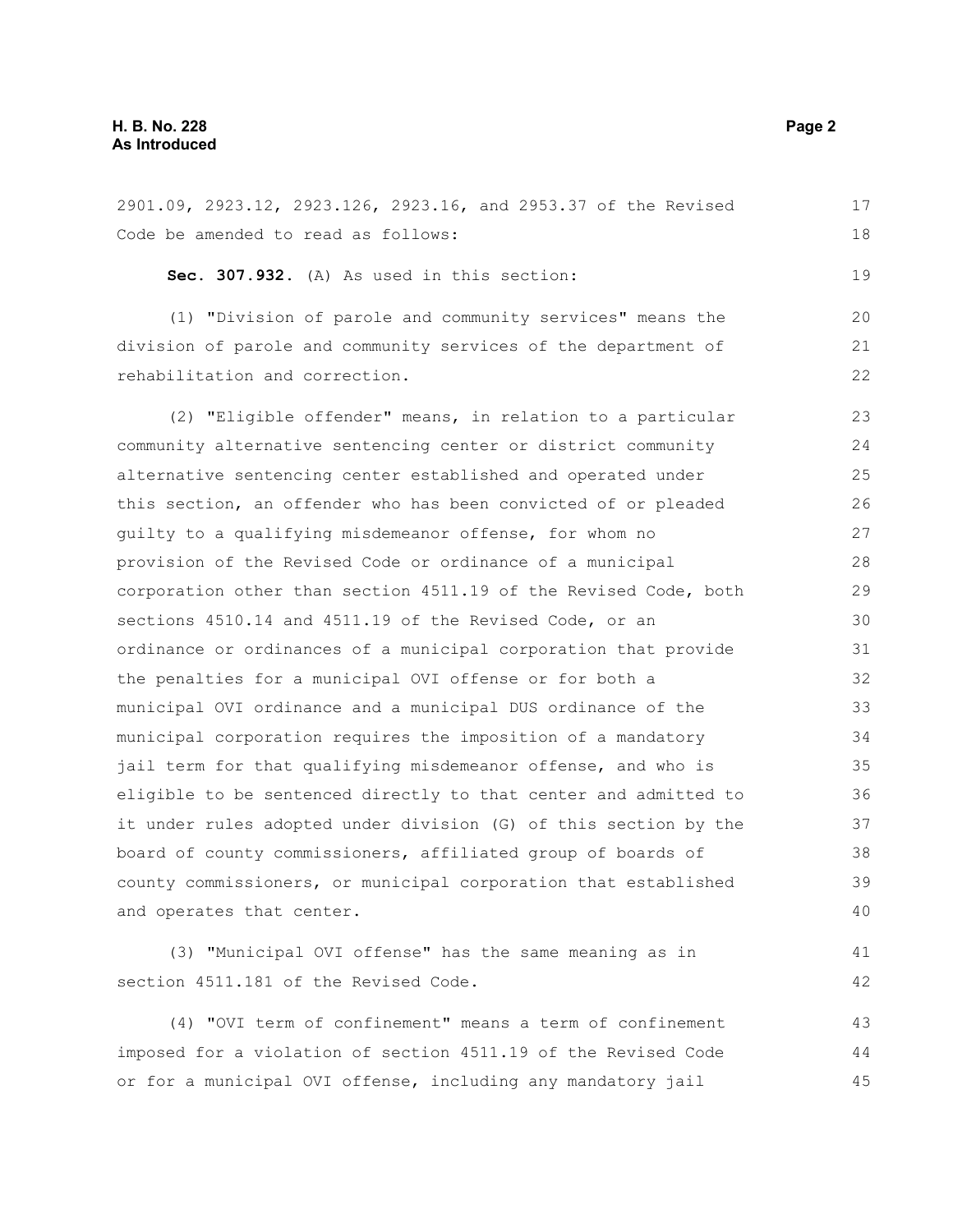2901.09, 2923.12, 2923.126, 2923.16, and 2953.37 of the Revised Code be amended to read as follows:

**Sec. 307.932.** (A) As used in this section:

(1) "Division of parole and community services" means the division of parole and community services of the department of rehabilitation and correction.

(2) "Eligible offender" means, in relation to a particular community alternative sentencing center or district community alternative sentencing center established and operated under this section, an offender who has been convicted of or pleaded guilty to a qualifying misdemeanor offense, for whom no provision of the Revised Code or ordinance of a municipal corporation other than section 4511.19 of the Revised Code, both sections 4510.14 and 4511.19 of the Revised Code, or an ordinance or ordinances of a municipal corporation that provide the penalties for a municipal OVI offense or for both a municipal OVI ordinance and a municipal DUS ordinance of the municipal corporation requires the imposition of a mandatory jail term for that qualifying misdemeanor offense, and who is eligible to be sentenced directly to that center and admitted to it under rules adopted under division (G) of this section by the board of county commissioners, affiliated group of boards of county commissioners, or municipal corporation that established and operates that center.

(3) "Municipal OVI offense" has the same meaning as in section 4511.181 of the Revised Code.

(4) "OVI term of confinement" means a term of confinement imposed for a violation of section 4511.19 of the Revised Code or for a municipal OVI offense, including any mandatory jail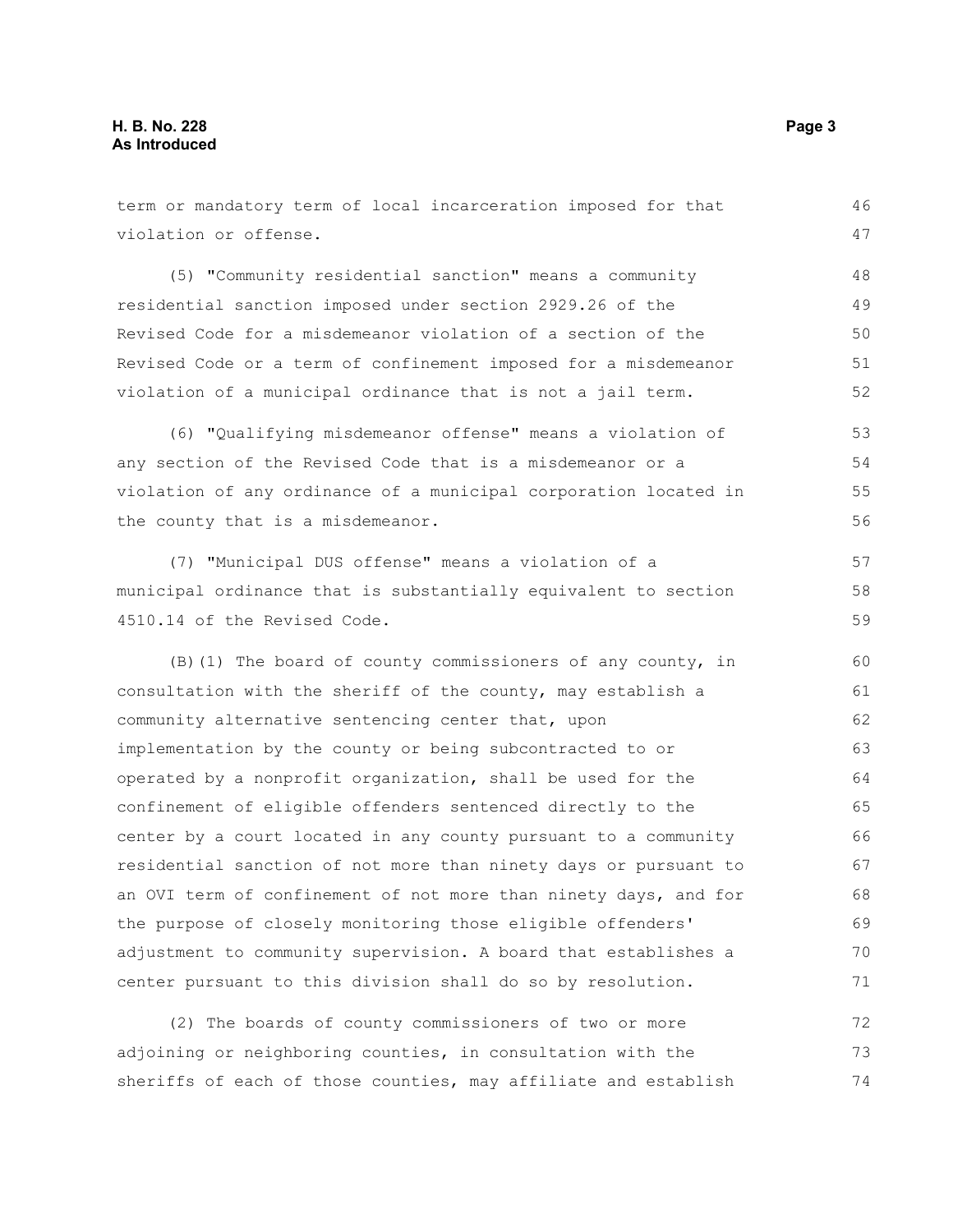term or mandatory term of local incarceration imposed for that violation or offense.

(5) "Community residential sanction" means a community residential sanction imposed under section 2929.26 of the Revised Code for a misdemeanor violation of a section of the Revised Code or a term of confinement imposed for a misdemeanor violation of a municipal ordinance that is not a jail term.

(6) "Qualifying misdemeanor offense" means a violation of any section of the Revised Code that is a misdemeanor or a violation of any ordinance of a municipal corporation located in the county that is a misdemeanor.

(7) "Municipal DUS offense" means a violation of a municipal ordinance that is substantially equivalent to section 4510.14 of the Revised Code.

(B)(1) The board of county commissioners of any county, in consultation with the sheriff of the county, may establish a community alternative sentencing center that, upon implementation by the county or being subcontracted to or operated by a nonprofit organization, shall be used for the confinement of eligible offenders sentenced directly to the center by a court located in any county pursuant to a community residential sanction of not more than ninety days or pursuant to an OVI term of confinement of not more than ninety days, and for the purpose of closely monitoring those eligible offenders' adjustment to community supervision. A board that establishes a center pursuant to this division shall do so by resolution.

(2) The boards of county commissioners of two or more adjoining or neighboring counties, in consultation with the sheriffs of each of those counties, may affiliate and establish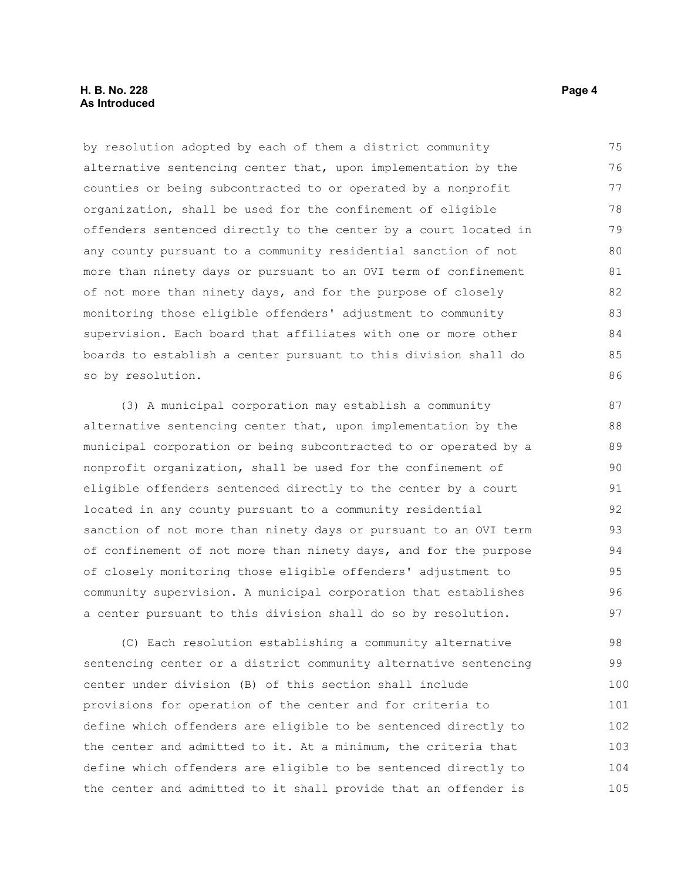by resolution adopted by each of them a district community alternative sentencing center that, upon implementation by the counties or being subcontracted to or operated by a nonprofit organization, shall be used for the confinement of eligible offenders sentenced directly to the center by a court located in any county pursuant to a community residential sanction of not more than ninety days or pursuant to an OVI term of confinement of not more than ninety days, and for the purpose of closely monitoring those eligible offenders' adjustment to community supervision. Each board that affiliates with one or more other boards to establish a center pursuant to this division shall do so by resolution.

(3) A municipal corporation may establish a community alternative sentencing center that, upon implementation by the municipal corporation or being subcontracted to or operated by a nonprofit organization, shall be used for the confinement of eligible offenders sentenced directly to the center by a court located in any county pursuant to a community residential sanction of not more than ninety days or pursuant to an OVI term of confinement of not more than ninety days, and for the purpose of closely monitoring those eligible offenders' adjustment to community supervision. A municipal corporation that establishes a center pursuant to this division shall do so by resolution.

(C) Each resolution establishing a community alternative sentencing center or a district community alternative sentencing center under division (B) of this section shall include provisions for operation of the center and for criteria to define which offenders are eligible to be sentenced directly to the center and admitted to it. At a minimum, the criteria that define which offenders are eligible to be sentenced directly to the center and admitted to it shall provide that an offender is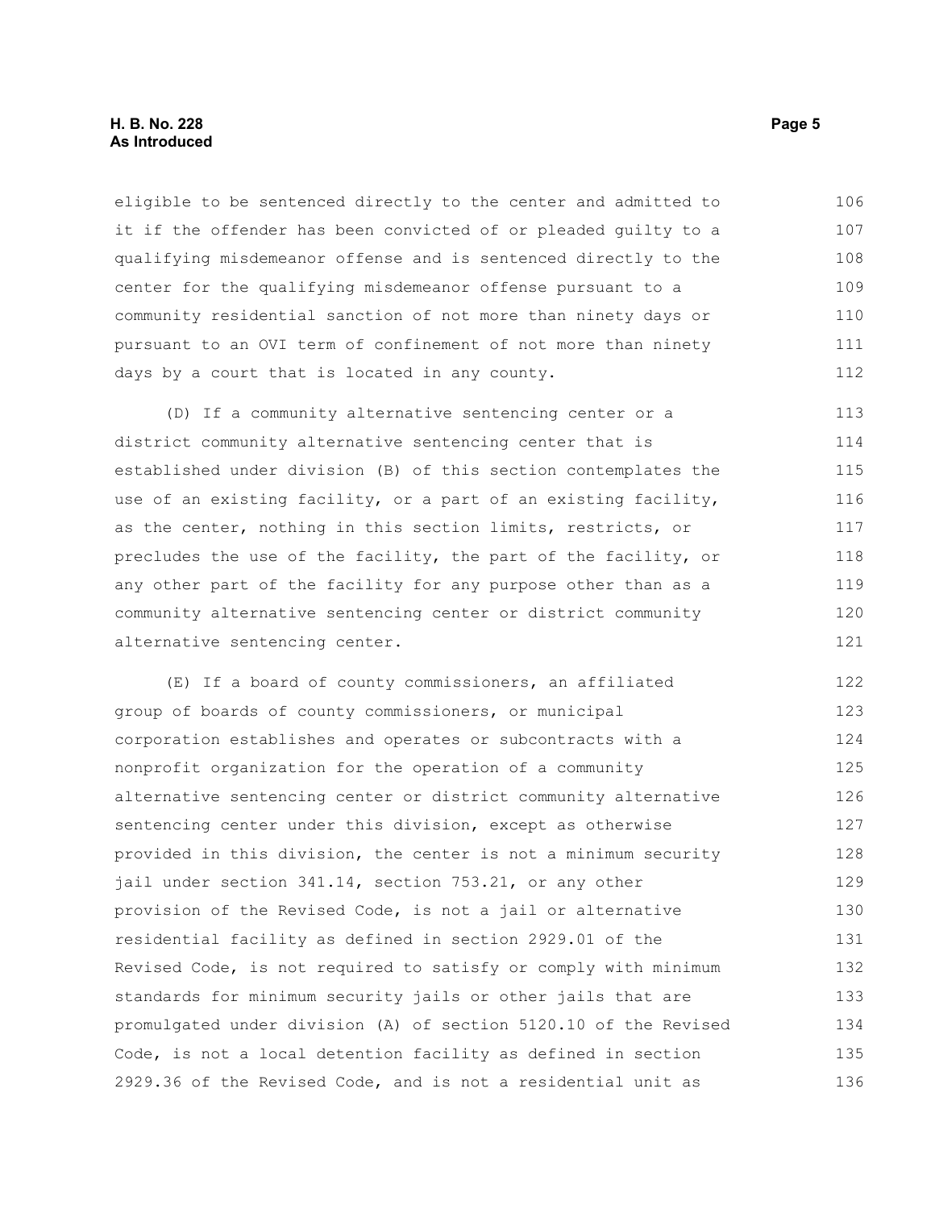eligible to be sentenced directly to the center and admitted to it if the offender has been convicted of or pleaded guilty to a qualifying misdemeanor offense and is sentenced directly to the center for the qualifying misdemeanor offense pursuant to a community residential sanction of not more than ninety days or pursuant to an OVI term of confinement of not more than ninety days by a court that is located in any county.

(D) If a community alternative sentencing center or a district community alternative sentencing center that is established under division (B) of this section contemplates the use of an existing facility, or a part of an existing facility, as the center, nothing in this section limits, restricts, or precludes the use of the facility, the part of the facility, or any other part of the facility for any purpose other than as a community alternative sentencing center or district community alternative sentencing center.

(E) If a board of county commissioners, an affiliated group of boards of county commissioners, or municipal corporation establishes and operates or subcontracts with a nonprofit organization for the operation of a community alternative sentencing center or district community alternative sentencing center under this division, except as otherwise provided in this division, the center is not a minimum security jail under section 341.14, section 753.21, or any other provision of the Revised Code, is not a jail or alternative residential facility as defined in section 2929.01 of the Revised Code, is not required to satisfy or comply with minimum standards for minimum security jails or other jails that are promulgated under division (A) of section 5120.10 of the Revised Code, is not a local detention facility as defined in section 2929.36 of the Revised Code, and is not a residential unit as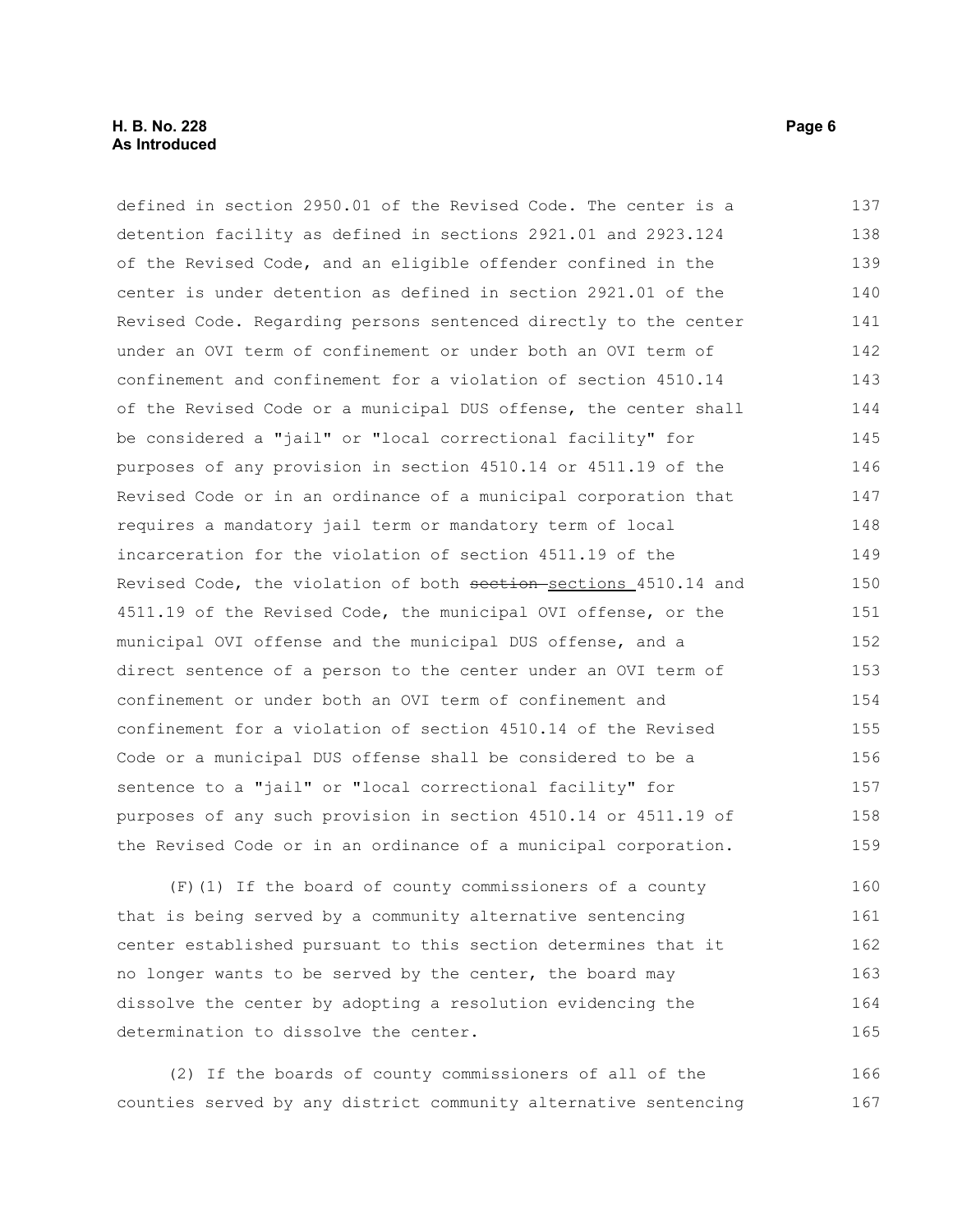defined in section 2950.01 of the Revised Code. The center is a detention facility as defined in sections 2921.01 and 2923.124 of the Revised Code, and an eligible offender confined in the center is under detention as defined in section 2921.01 of the Revised Code. Regarding persons sentenced directly to the center under an OVI term of confinement or under both an OVI term of confinement and confinement for a violation of section 4510.14 of the Revised Code or a municipal DUS offense, the center shall be considered a "jail" or "local correctional facility" for purposes of any provision in section 4510.14 or 4511.19 of the Revised Code or in an ordinance of a municipal corporation that requires a mandatory jail term or mandatory term of local incarceration for the violation of section 4511.19 of the Revised Code, the violation of both ~~section~~ sections 4510.14 and 4511.19 of the Revised Code, the municipal OVI offense, or the municipal OVI offense and the municipal DUS offense, and a direct sentence of a person to the center under an OVI term of confinement or under both an OVI term of confinement and confinement for a violation of section 4510.14 of the Revised Code or a municipal DUS offense shall be considered to be a sentence to a "jail" or "local correctional facility" for purposes of any such provision in section 4510.14 or 4511.19 of the Revised Code or in an ordinance of a municipal corporation.

(F)(1) If the board of county commissioners of a county that is being served by a community alternative sentencing center established pursuant to this section determines that it no longer wants to be served by the center, the board may dissolve the center by adopting a resolution evidencing the determination to dissolve the center.

(2) If the boards of county commissioners of all of the counties served by any district community alternative sentencing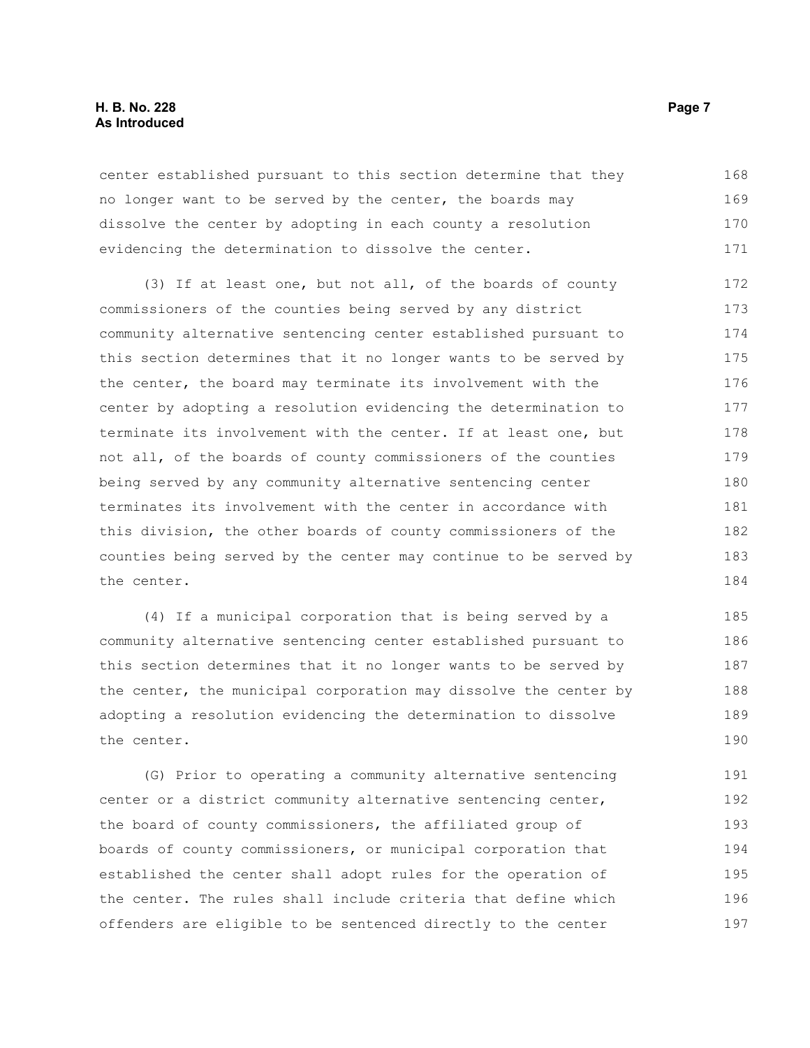center established pursuant to this section determine that they no longer want to be served by the center, the boards may dissolve the center by adopting in each county a resolution evidencing the determination to dissolve the center.

(3) If at least one, but not all, of the boards of county commissioners of the counties being served by any district community alternative sentencing center established pursuant to this section determines that it no longer wants to be served by the center, the board may terminate its involvement with the center by adopting a resolution evidencing the determination to terminate its involvement with the center. If at least one, but not all, of the boards of county commissioners of the counties being served by any community alternative sentencing center terminates its involvement with the center in accordance with this division, the other boards of county commissioners of the counties being served by the center may continue to be served by the center.

(4) If a municipal corporation that is being served by a community alternative sentencing center established pursuant to this section determines that it no longer wants to be served by the center, the municipal corporation may dissolve the center by adopting a resolution evidencing the determination to dissolve the center.

(G) Prior to operating a community alternative sentencing center or a district community alternative sentencing center, the board of county commissioners, the affiliated group of boards of county commissioners, or municipal corporation that established the center shall adopt rules for the operation of the center. The rules shall include criteria that define which offenders are eligible to be sentenced directly to the center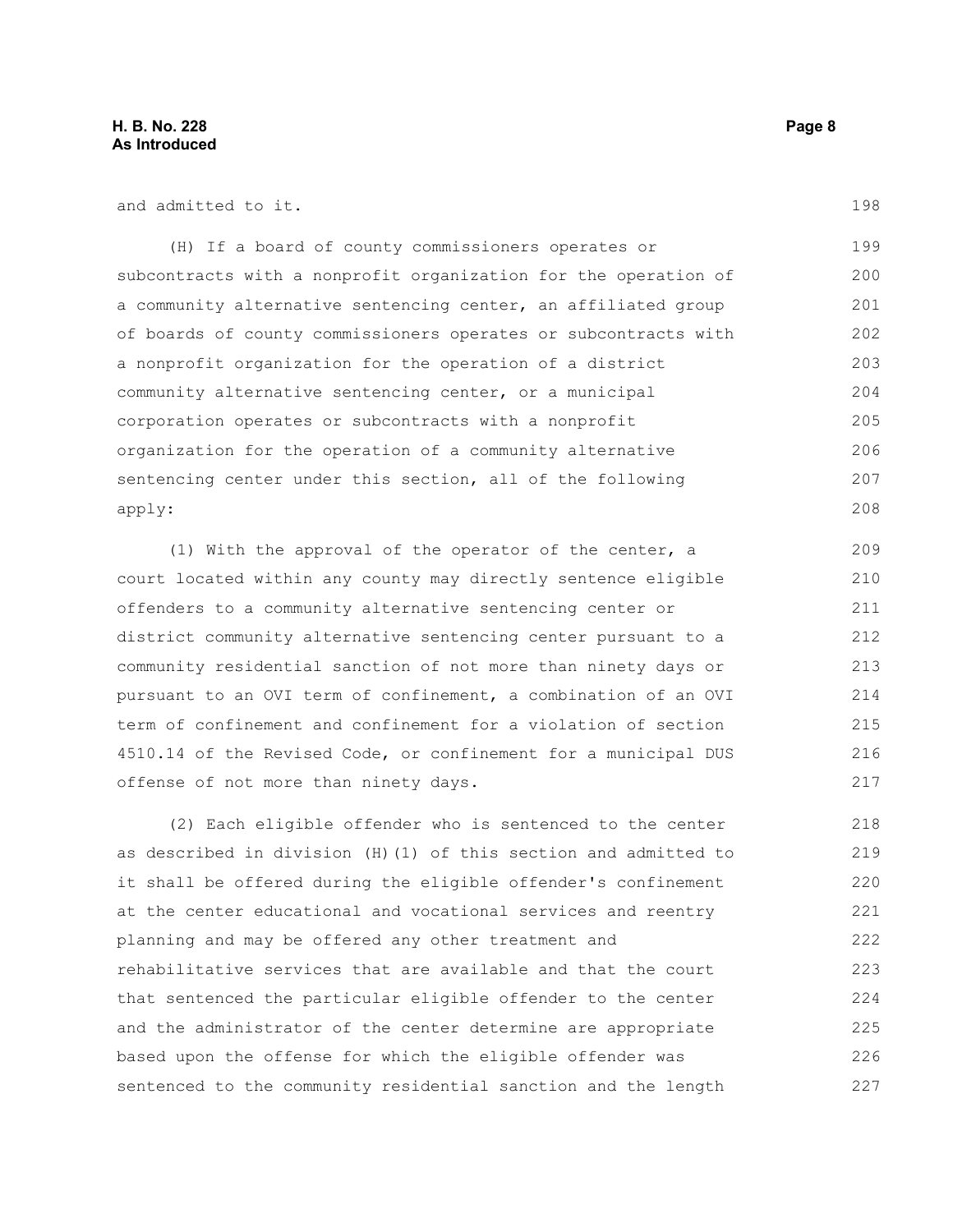and admitted to it.

(H) If a board of county commissioners operates or subcontracts with a nonprofit organization for the operation of a community alternative sentencing center, an affiliated group of boards of county commissioners operates or subcontracts with a nonprofit organization for the operation of a district community alternative sentencing center, or a municipal corporation operates or subcontracts with a nonprofit organization for the operation of a community alternative sentencing center under this section, all of the following apply:

(1) With the approval of the operator of the center, a court located within any county may directly sentence eligible offenders to a community alternative sentencing center or district community alternative sentencing center pursuant to a community residential sanction of not more than ninety days or pursuant to an OVI term of confinement, a combination of an OVI term of confinement and confinement for a violation of section 4510.14 of the Revised Code, or confinement for a municipal DUS offense of not more than ninety days.

(2) Each eligible offender who is sentenced to the center as described in division (H)(1) of this section and admitted to it shall be offered during the eligible offender's confinement at the center educational and vocational services and reentry planning and may be offered any other treatment and rehabilitative services that are available and that the court that sentenced the particular eligible offender to the center and the administrator of the center determine are appropriate based upon the offense for which the eligible offender was sentenced to the community residential sanction and the length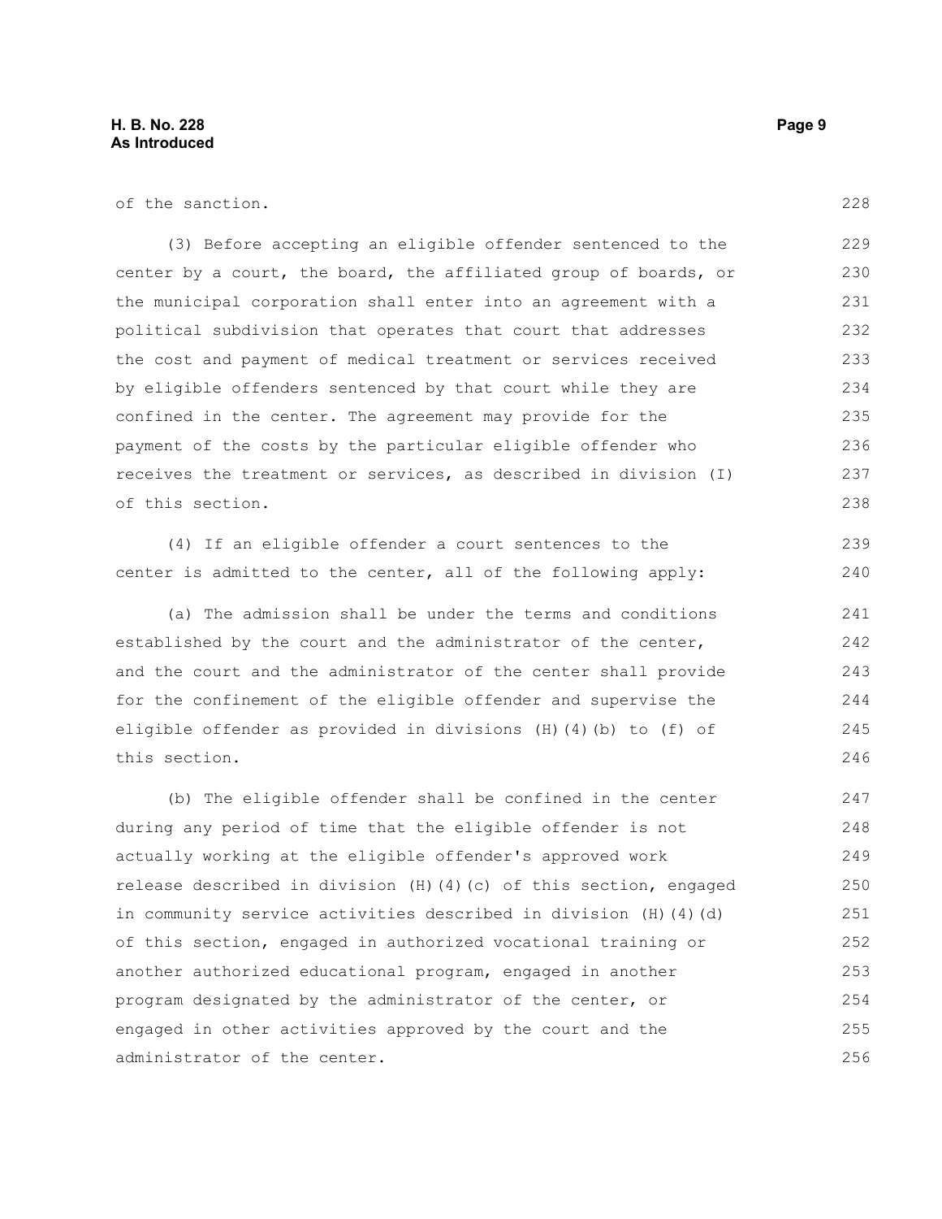of the sanction.

(3) Before accepting an eligible offender sentenced to the center by a court, the board, the affiliated group of boards, or the municipal corporation shall enter into an agreement with a political subdivision that operates that court that addresses the cost and payment of medical treatment or services received by eligible offenders sentenced by that court while they are confined in the center. The agreement may provide for the payment of the costs by the particular eligible offender who receives the treatment or services, as described in division (I) of this section.

(4) If an eligible offender a court sentences to the center is admitted to the center, all of the following apply:

(a) The admission shall be under the terms and conditions established by the court and the administrator of the center, and the court and the administrator of the center shall provide for the confinement of the eligible offender and supervise the eligible offender as provided in divisions (H)(4)(b) to (f) of this section.

(b) The eligible offender shall be confined in the center during any period of time that the eligible offender is not actually working at the eligible offender's approved work release described in division (H)(4)(c) of this section, engaged in community service activities described in division (H)(4)(d) of this section, engaged in authorized vocational training or another authorized educational program, engaged in another program designated by the administrator of the center, or engaged in other activities approved by the court and the administrator of the center.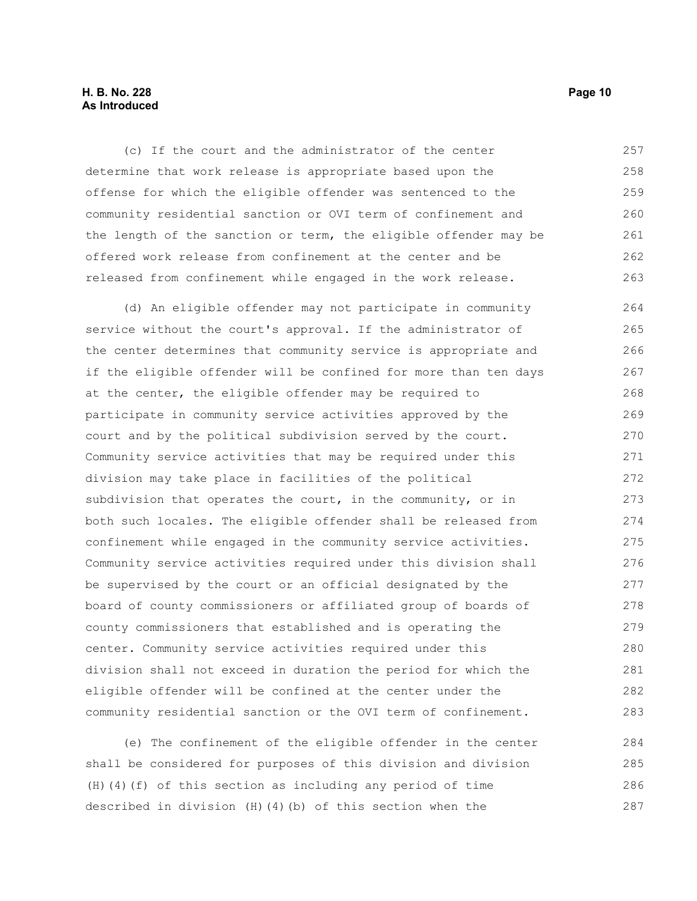(c) If the court and the administrator of the center determine that work release is appropriate based upon the offense for which the eligible offender was sentenced to the community residential sanction or OVI term of confinement and the length of the sanction or term, the eligible offender may be offered work release from confinement at the center and be released from confinement while engaged in the work release.

(d) An eligible offender may not participate in community service without the court's approval. If the administrator of the center determines that community service is appropriate and if the eligible offender will be confined for more than ten days at the center, the eligible offender may be required to participate in community service activities approved by the court and by the political subdivision served by the court. Community service activities that may be required under this division may take place in facilities of the political subdivision that operates the court, in the community, or in both such locales. The eligible offender shall be released from confinement while engaged in the community service activities. Community service activities required under this division shall be supervised by the court or an official designated by the board of county commissioners or affiliated group of boards of county commissioners that established and is operating the center. Community service activities required under this division shall not exceed in duration the period for which the eligible offender will be confined at the center under the community residential sanction or the OVI term of confinement.

(e) The confinement of the eligible offender in the center shall be considered for purposes of this division and division (H)(4)(f) of this section as including any period of time described in division (H)(4)(b) of this section when the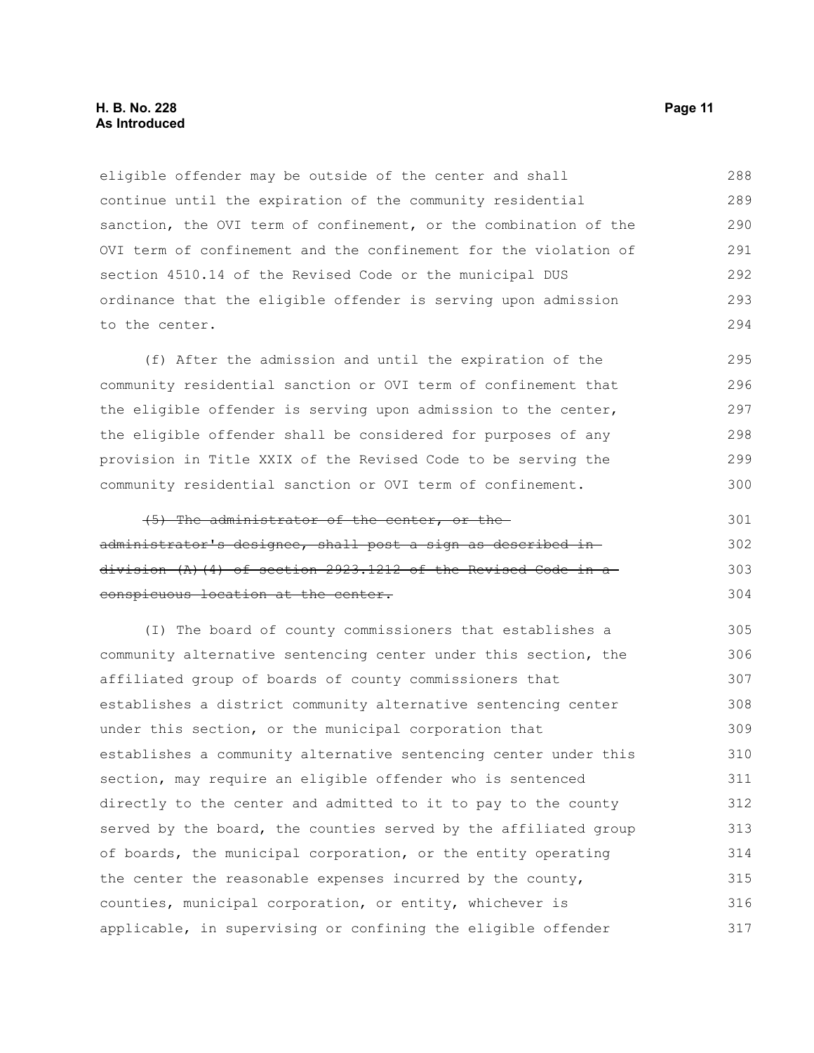eligible offender may be outside of the center and shall continue until the expiration of the community residential sanction, the OVI term of confinement, or the combination of the OVI term of confinement and the confinement for the violation of section 4510.14 of the Revised Code or the municipal DUS ordinance that the eligible offender is serving upon admission to the center.

(f) After the admission and until the expiration of the community residential sanction or OVI term of confinement that the eligible offender is serving upon admission to the center, the eligible offender shall be considered for purposes of any provision in Title XXIX of the Revised Code to be serving the community residential sanction or OVI term of confinement.

~~(5) The administrator of the center, or the administrator's designee, shall post a sign as described in division (A)(4) of section 2923.1212 of the Revised Code in a conspicuous location at the center.~~

(I) The board of county commissioners that establishes a community alternative sentencing center under this section, the affiliated group of boards of county commissioners that establishes a district community alternative sentencing center under this section, or the municipal corporation that establishes a community alternative sentencing center under this section, may require an eligible offender who is sentenced directly to the center and admitted to it to pay to the county served by the board, the counties served by the affiliated group of boards, the municipal corporation, or the entity operating the center the reasonable expenses incurred by the county, counties, municipal corporation, or entity, whichever is applicable, in supervising or confining the eligible offender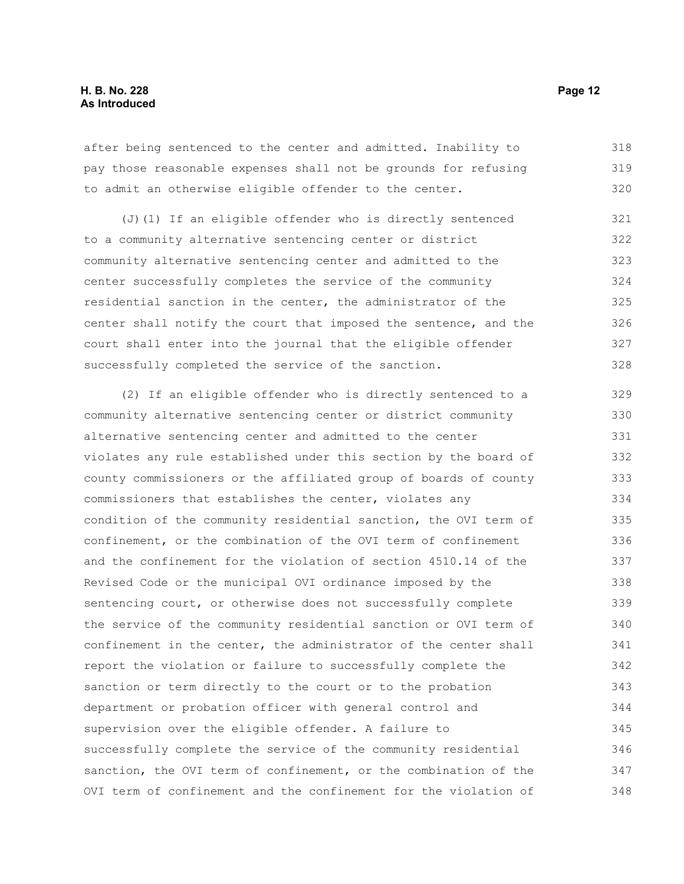after being sentenced to the center and admitted. Inability to pay those reasonable expenses shall not be grounds for refusing to admit an otherwise eligible offender to the center.

(J)(1) If an eligible offender who is directly sentenced to a community alternative sentencing center or district community alternative sentencing center and admitted to the center successfully completes the service of the community residential sanction in the center, the administrator of the center shall notify the court that imposed the sentence, and the court shall enter into the journal that the eligible offender successfully completed the service of the sanction.

(2) If an eligible offender who is directly sentenced to a community alternative sentencing center or district community alternative sentencing center and admitted to the center violates any rule established under this section by the board of county commissioners or the affiliated group of boards of county commissioners that establishes the center, violates any condition of the community residential sanction, the OVI term of confinement, or the combination of the OVI term of confinement and the confinement for the violation of section 4510.14 of the Revised Code or the municipal OVI ordinance imposed by the sentencing court, or otherwise does not successfully complete the service of the community residential sanction or OVI term of confinement in the center, the administrator of the center shall report the violation or failure to successfully complete the sanction or term directly to the court or to the probation department or probation officer with general control and supervision over the eligible offender. A failure to successfully complete the service of the community residential sanction, the OVI term of confinement, or the combination of the OVI term of confinement and the confinement for the violation of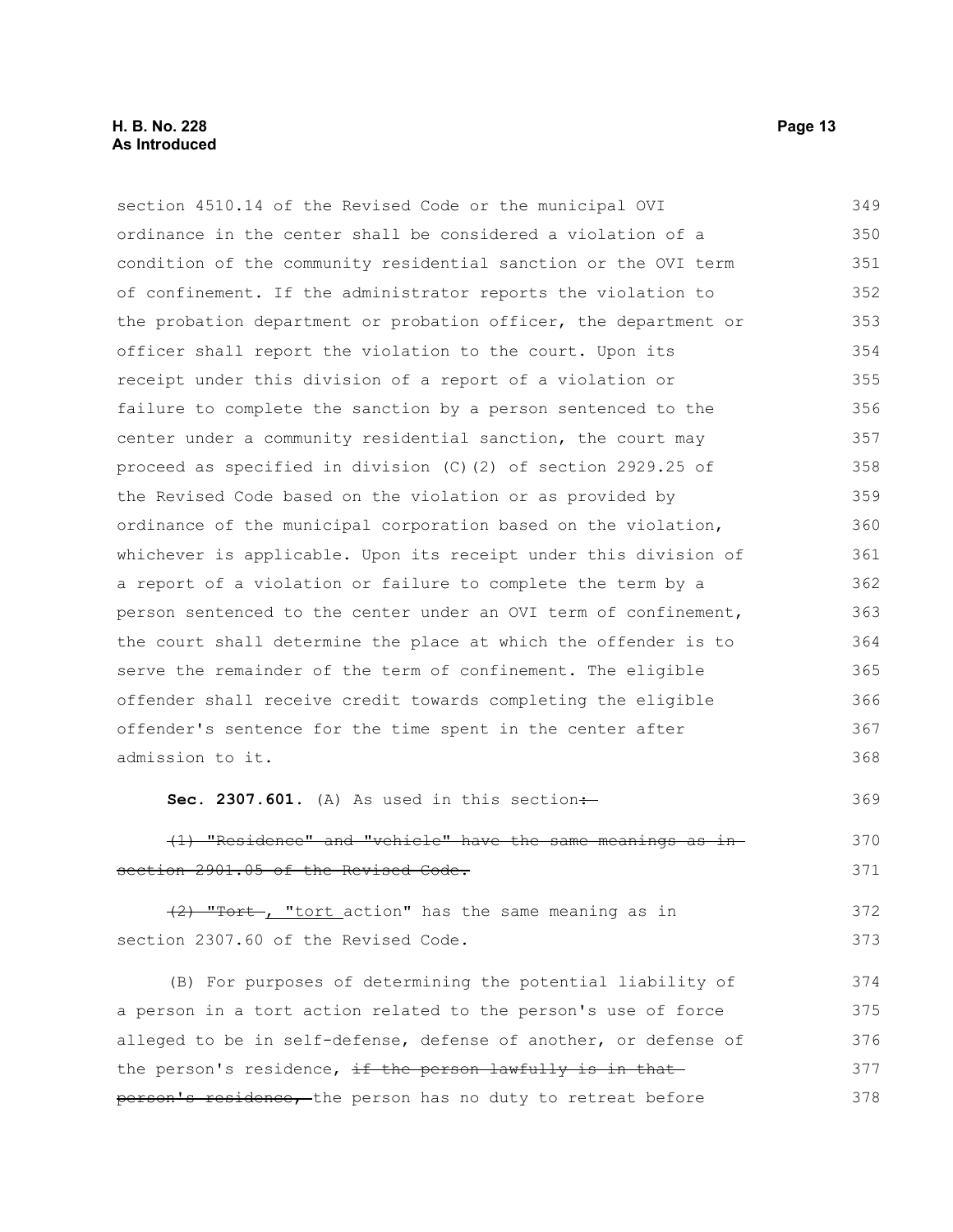section 4510.14 of the Revised Code or the municipal OVI ordinance in the center shall be considered a violation of a condition of the community residential sanction or the OVI term of confinement. If the administrator reports the violation to the probation department or probation officer, the department or officer shall report the violation to the court. Upon its receipt under this division of a report of a violation or failure to complete the sanction by a person sentenced to the center under a community residential sanction, the court may proceed as specified in division (C)(2) of section 2929.25 of the Revised Code based on the violation or as provided by ordinance of the municipal corporation based on the violation, whichever is applicable. Upon its receipt under this division of a report of a violation or failure to complete the term by a person sentenced to the center under an OVI term of confinement, the court shall determine the place at which the offender is to serve the remainder of the term of confinement. The eligible offender shall receive credit towards completing the eligible offender's sentence for the time spent in the center after admission to it.

**Sec. 2307.601.** (A) As used in this section~~:~~

~~(1) "Residence" and "vehicle" have the same meanings as in section 2901.05 of the Revised Code.~~

~~(2) "Tort~~, "tort action" has the same meaning as in section 2307.60 of the Revised Code.

(B) For purposes of determining the potential liability of a person in a tort action related to the person's use of force alleged to be in self-defense, defense of another, or defense of the person's residence, ~~if the person lawfully is in that person's residence,~~ the person has no duty to retreat before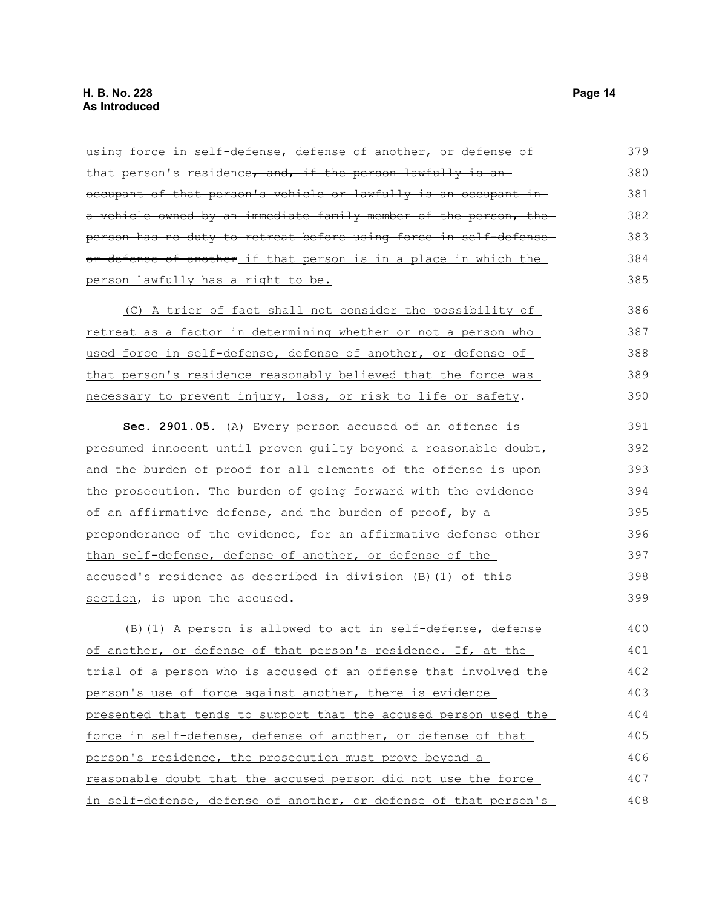using force in self-defense, defense of another, or defense of that person's residence~~, and, if the person lawfully is an occupant of that person's vehicle or lawfully is an occupant in a vehicle owned by an immediate family member of the person, the person has no duty to retreat before using force in self-defense or defense of another~~ if that person is in a place in which the person lawfully has a right to be.

(C) A trier of fact shall not consider the possibility of retreat as a factor in determining whether or not a person who used force in self-defense, defense of another, or defense of that person's residence reasonably believed that the force was necessary to prevent injury, loss, or risk to life or safety.

**Sec. 2901.05.** (A) Every person accused of an offense is presumed innocent until proven guilty beyond a reasonable doubt, and the burden of proof for all elements of the offense is upon the prosecution. The burden of going forward with the evidence of an affirmative defense, and the burden of proof, by a preponderance of the evidence, for an affirmative defense other than self-defense, defense of another, or defense of the accused's residence as described in division (B)(1) of this section, is upon the accused.

(B)(1) A person is allowed to act in self-defense, defense of another, or defense of that person's residence. If, at the trial of a person who is accused of an offense that involved the person's use of force against another, there is evidence presented that tends to support that the accused person used the force in self-defense, defense of another, or defense of that person's residence, the prosecution must prove beyond a reasonable doubt that the accused person did not use the force in self-defense, defense of another, or defense of that person's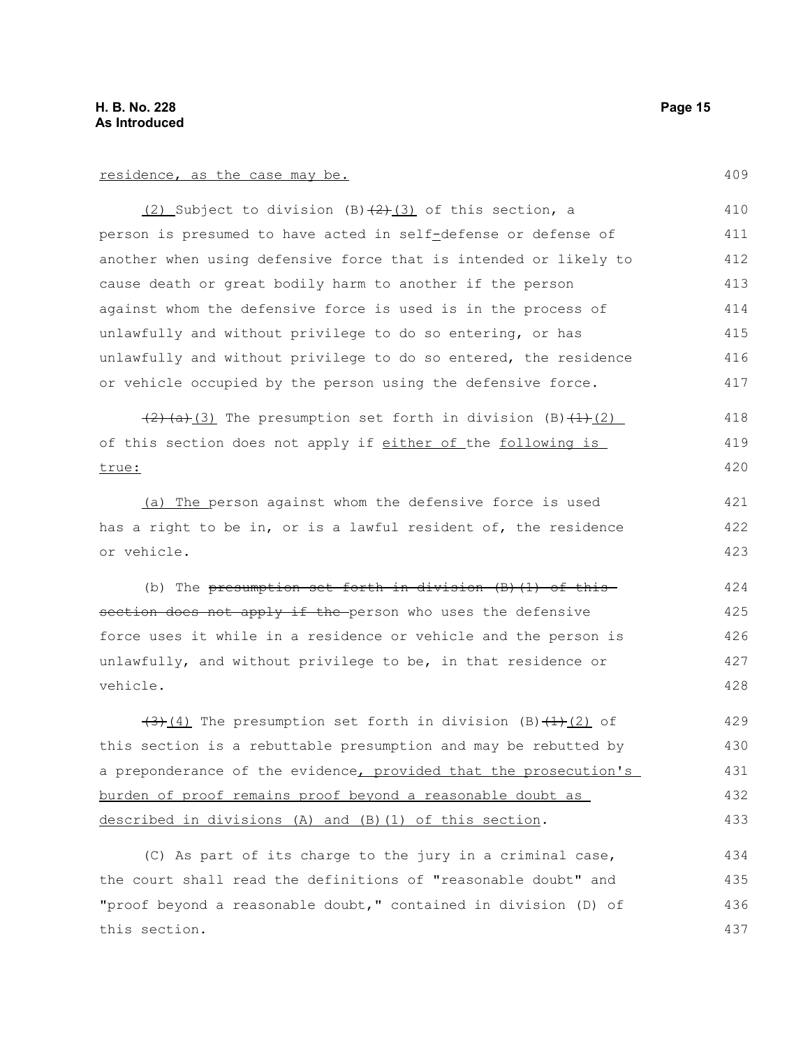residence, as the case may be.

(2) Subject to division (B)~~(2)~~(3) of this section, a person is presumed to have acted in self-defense or defense of another when using defensive force that is intended or likely to cause death or great bodily harm to another if the person against whom the defensive force is used is in the process of unlawfully and without privilege to do so entering, or has unlawfully and without privilege to do so entered, the residence or vehicle occupied by the person using the defensive force.

~~(2)(a)~~(3) The presumption set forth in division (B)~~(1)~~(2) of this section does not apply if either of the following is true:

(a) The person against whom the defensive force is used has a right to be in, or is a lawful resident of, the residence or vehicle.

(b) The ~~presumption set forth in division (B)(1) of this section does not apply if the~~ person who uses the defensive force uses it while in a residence or vehicle and the person is unlawfully, and without privilege to be, in that residence or vehicle.

~~(3)~~(4) The presumption set forth in division (B)~~(1)~~(2) of this section is a rebuttable presumption and may be rebutted by a preponderance of the evidence, provided that the prosecution's burden of proof remains proof beyond a reasonable doubt as described in divisions (A) and (B)(1) of this section.

(C) As part of its charge to the jury in a criminal case, the court shall read the definitions of "reasonable doubt" and "proof beyond a reasonable doubt," contained in division (D) of this section.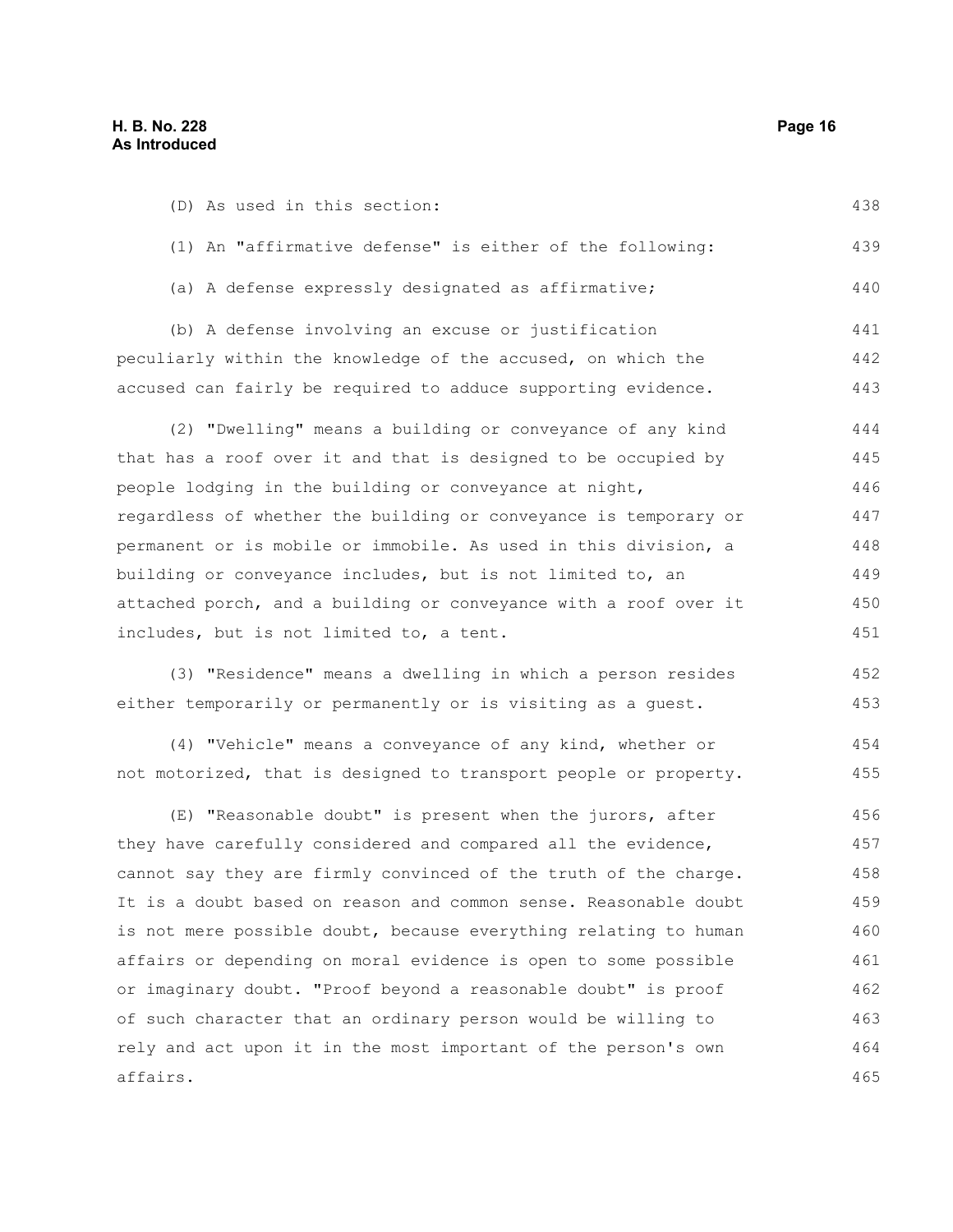(D) As used in this section:

(1) An "affirmative defense" is either of the following:

(a) A defense expressly designated as affirmative;

(b) A defense involving an excuse or justification peculiarly within the knowledge of the accused, on which the accused can fairly be required to adduce supporting evidence.

(2) "Dwelling" means a building or conveyance of any kind that has a roof over it and that is designed to be occupied by people lodging in the building or conveyance at night, regardless of whether the building or conveyance is temporary or permanent or is mobile or immobile. As used in this division, a building or conveyance includes, but is not limited to, an attached porch, and a building or conveyance with a roof over it includes, but is not limited to, a tent.

(3) "Residence" means a dwelling in which a person resides either temporarily or permanently or is visiting as a guest.

(4) "Vehicle" means a conveyance of any kind, whether or not motorized, that is designed to transport people or property.

(E) "Reasonable doubt" is present when the jurors, after they have carefully considered and compared all the evidence, cannot say they are firmly convinced of the truth of the charge. It is a doubt based on reason and common sense. Reasonable doubt is not mere possible doubt, because everything relating to human affairs or depending on moral evidence is open to some possible or imaginary doubt. "Proof beyond a reasonable doubt" is proof of such character that an ordinary person would be willing to rely and act upon it in the most important of the person's own affairs.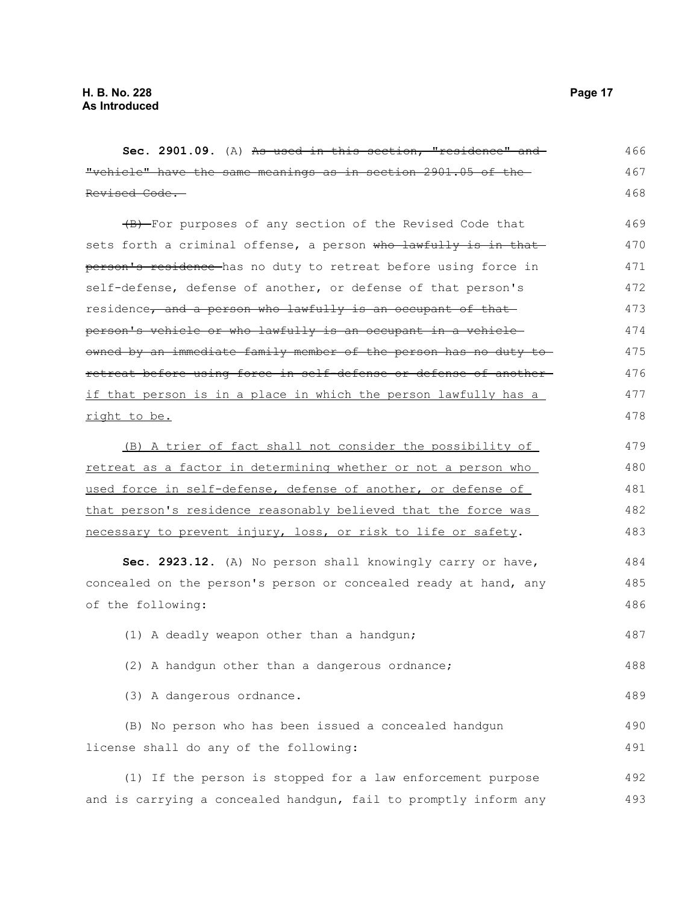**Sec. 2901.09.** (A) ~~As used in this section, "residence" and "vehicle" have the same meanings as in section 2901.05 of the Revised Code.~~

~~(B)~~ For purposes of any section of the Revised Code that sets forth a criminal offense, a person ~~who lawfully is in that person's residence~~ has no duty to retreat before using force in self-defense, defense of another, or defense of that person's residence~~, and a person who lawfully is an occupant of that person's vehicle or who lawfully is an occupant in a vehicle owned by an immediate family member of the person has no duty to retreat before using force in self-defense or defense of another~~ <u>if that person is in a place in which the person lawfully has a right to be.</u>

<u>(B) A trier of fact shall not consider the possibility of retreat as a factor in determining whether or not a person who used force in self-defense, defense of another, or defense of that person's residence reasonably believed that the force was necessary to prevent injury, loss, or risk to life or safety</u>.

**Sec. 2923.12.** (A) No person shall knowingly carry or have, concealed on the person's person or concealed ready at hand, any of the following:

(1) A deadly weapon other than a handgun;

(2) A handgun other than a dangerous ordnance;

(3) A dangerous ordnance.

(B) No person who has been issued a concealed handgun license shall do any of the following:

(1) If the person is stopped for a law enforcement purpose and is carrying a concealed handgun, fail to promptly inform any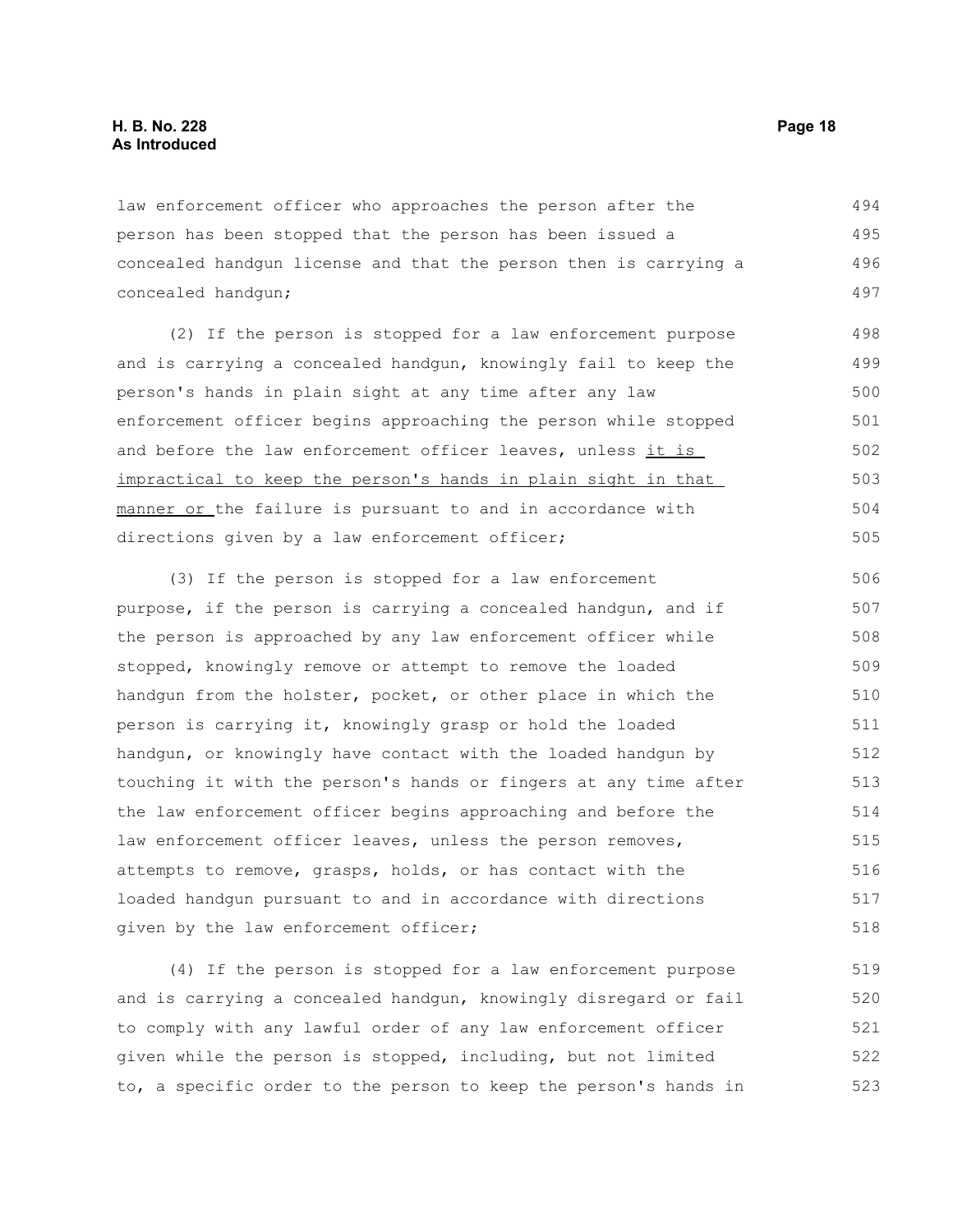law enforcement officer who approaches the person after the person has been stopped that the person has been issued a concealed handgun license and that the person then is carrying a concealed handgun;

(2) If the person is stopped for a law enforcement purpose and is carrying a concealed handgun, knowingly fail to keep the person's hands in plain sight at any time after any law enforcement officer begins approaching the person while stopped and before the law enforcement officer leaves, unless it is impractical to keep the person's hands in plain sight in that manner or the failure is pursuant to and in accordance with directions given by a law enforcement officer;

(3) If the person is stopped for a law enforcement purpose, if the person is carrying a concealed handgun, and if the person is approached by any law enforcement officer while stopped, knowingly remove or attempt to remove the loaded handgun from the holster, pocket, or other place in which the person is carrying it, knowingly grasp or hold the loaded handgun, or knowingly have contact with the loaded handgun by touching it with the person's hands or fingers at any time after the law enforcement officer begins approaching and before the law enforcement officer leaves, unless the person removes, attempts to remove, grasps, holds, or has contact with the loaded handgun pursuant to and in accordance with directions given by the law enforcement officer;

(4) If the person is stopped for a law enforcement purpose and is carrying a concealed handgun, knowingly disregard or fail to comply with any lawful order of any law enforcement officer given while the person is stopped, including, but not limited to, a specific order to the person to keep the person's hands in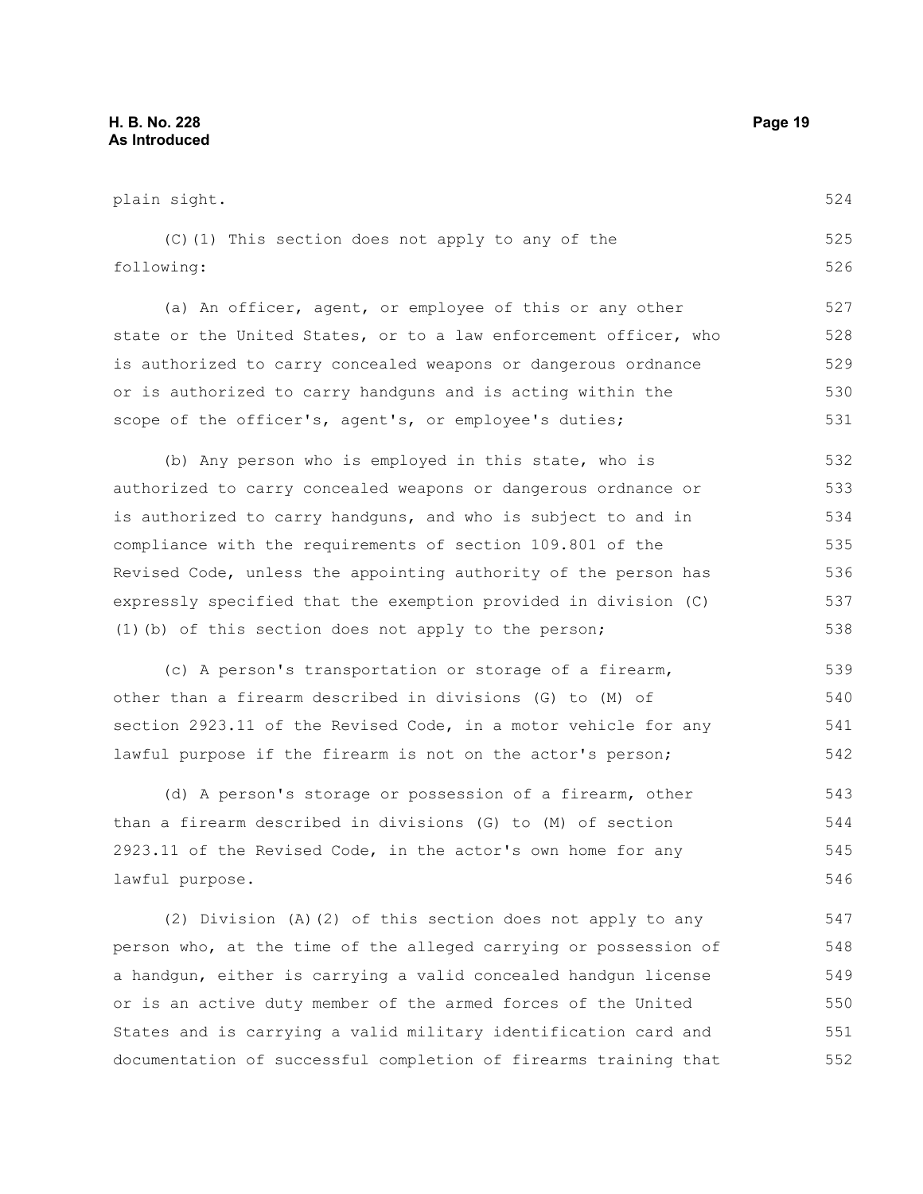plain sight.

(C)(1) This section does not apply to any of the following:

(a) An officer, agent, or employee of this or any other state or the United States, or to a law enforcement officer, who is authorized to carry concealed weapons or dangerous ordnance or is authorized to carry handguns and is acting within the scope of the officer's, agent's, or employee's duties;

(b) Any person who is employed in this state, who is authorized to carry concealed weapons or dangerous ordnance or is authorized to carry handguns, and who is subject to and in compliance with the requirements of section 109.801 of the Revised Code, unless the appointing authority of the person has expressly specified that the exemption provided in division (C)(1)(b) of this section does not apply to the person;

(c) A person's transportation or storage of a firearm, other than a firearm described in divisions (G) to (M) of section 2923.11 of the Revised Code, in a motor vehicle for any lawful purpose if the firearm is not on the actor's person;

(d) A person's storage or possession of a firearm, other than a firearm described in divisions (G) to (M) of section 2923.11 of the Revised Code, in the actor's own home for any lawful purpose.

(2) Division (A)(2) of this section does not apply to any person who, at the time of the alleged carrying or possession of a handgun, either is carrying a valid concealed handgun license or is an active duty member of the armed forces of the United States and is carrying a valid military identification card and documentation of successful completion of firearms training that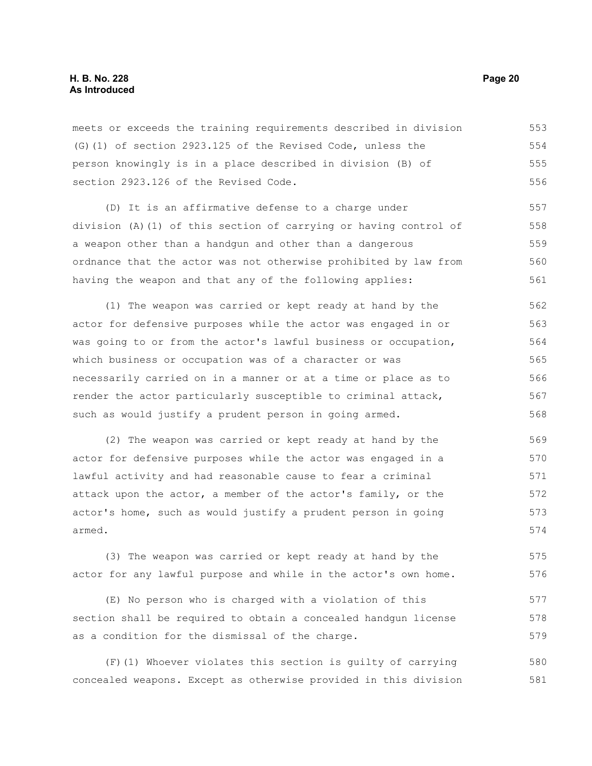meets or exceeds the training requirements described in division (G)(1) of section 2923.125 of the Revised Code, unless the person knowingly is in a place described in division (B) of section 2923.126 of the Revised Code.

(D) It is an affirmative defense to a charge under division (A)(1) of this section of carrying or having control of a weapon other than a handgun and other than a dangerous ordnance that the actor was not otherwise prohibited by law from having the weapon and that any of the following applies:

(1) The weapon was carried or kept ready at hand by the actor for defensive purposes while the actor was engaged in or was going to or from the actor's lawful business or occupation, which business or occupation was of a character or was necessarily carried on in a manner or at a time or place as to render the actor particularly susceptible to criminal attack, such as would justify a prudent person in going armed.

(2) The weapon was carried or kept ready at hand by the actor for defensive purposes while the actor was engaged in a lawful activity and had reasonable cause to fear a criminal attack upon the actor, a member of the actor's family, or the actor's home, such as would justify a prudent person in going armed.

(3) The weapon was carried or kept ready at hand by the actor for any lawful purpose and while in the actor's own home.

(E) No person who is charged with a violation of this section shall be required to obtain a concealed handgun license as a condition for the dismissal of the charge.

(F)(1) Whoever violates this section is guilty of carrying concealed weapons. Except as otherwise provided in this division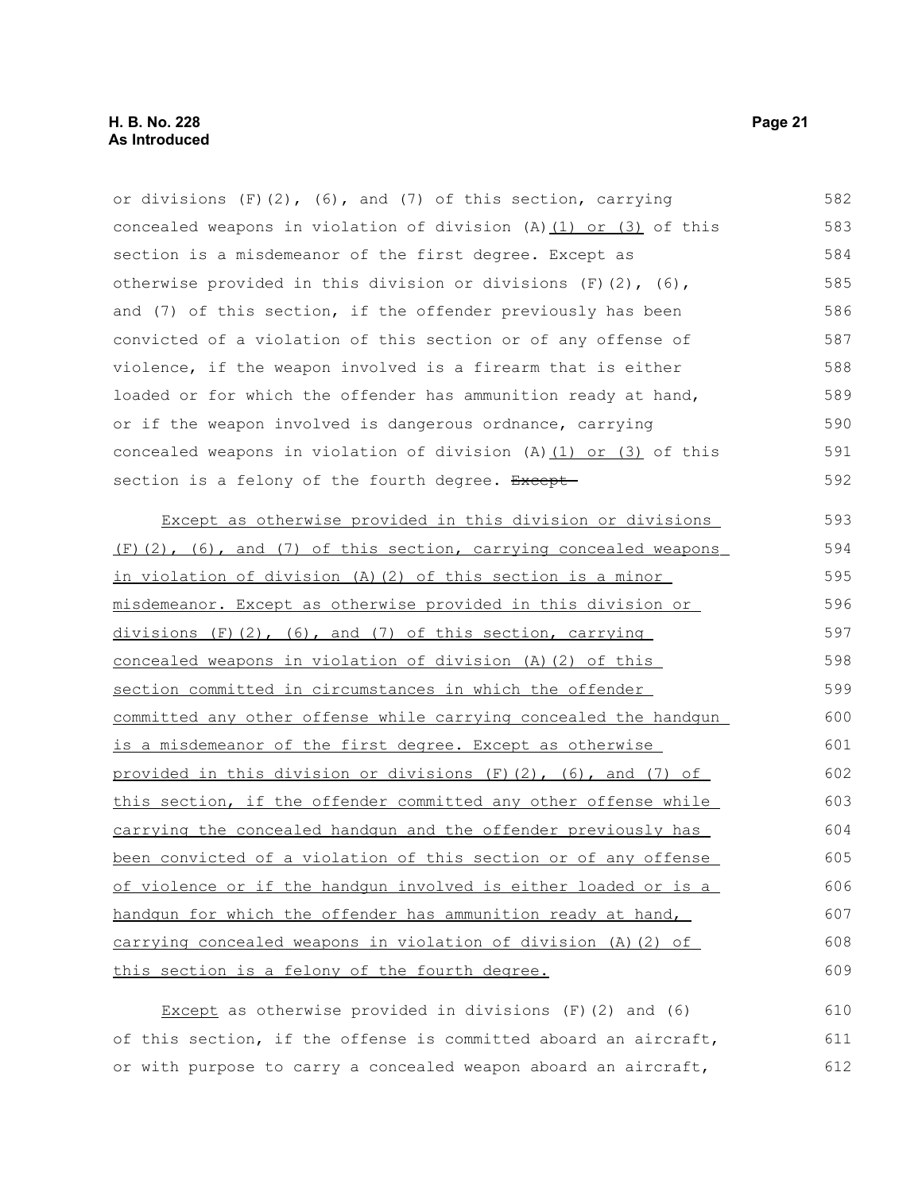or divisions (F)(2), (6), and (7) of this section, carrying concealed weapons in violation of division (A)<u>(1) or (3)</u> of this section is a misdemeanor of the first degree. Except as otherwise provided in this division or divisions (F)(2), (6), and (7) of this section, if the offender previously has been convicted of a violation of this section or of any offense of violence, if the weapon involved is a firearm that is either loaded or for which the offender has ammunition ready at hand, or if the weapon involved is dangerous ordnance, carrying concealed weapons in violation of division (A)<u>(1) or (3)</u> of this section is a felony of the fourth degree. ~~Except~~

<u>Except as otherwise provided in this division or divisions (F)(2), (6), and (7) of this section, carrying concealed weapons in violation of division (A)(2) of this section is a minor misdemeanor. Except as otherwise provided in this division or divisions (F)(2), (6), and (7) of this section, carrying concealed weapons in violation of division (A)(2) of this section committed in circumstances in which the offender committed any other offense while carrying concealed the handgun is a misdemeanor of the first degree. Except as otherwise provided in this division or divisions (F)(2), (6), and (7) of this section, if the offender committed any other offense while carrying the concealed handgun and the offender previously has been convicted of a violation of this section or of any offense of violence or if the handgun involved is either loaded or is a handgun for which the offender has ammunition ready at hand, carrying concealed weapons in violation of division (A)(2) of this section is a felony of the fourth degree.</u>

<u>Except</u> as otherwise provided in divisions (F)(2) and (6) of this section, if the offense is committed aboard an aircraft, or with purpose to carry a concealed weapon aboard an aircraft,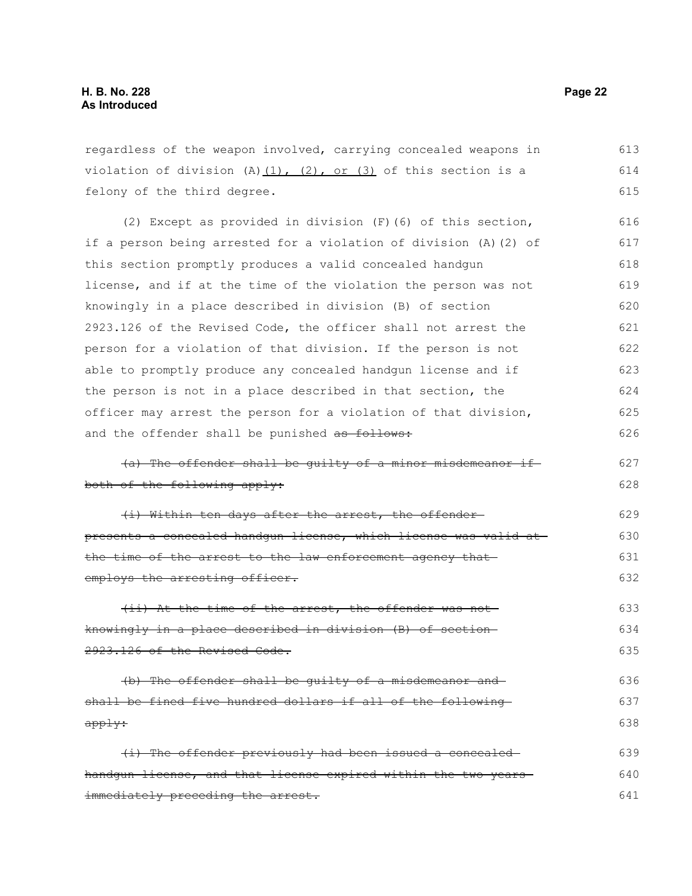regardless of the weapon involved, carrying concealed weapons in violation of division (A)<u>(1), (2), or (3)</u> of this section is a felony of the third degree.

(2) Except as provided in division (F)(6) of this section, if a person being arrested for a violation of division (A)(2) of this section promptly produces a valid concealed handgun license, and if at the time of the violation the person was not knowingly in a place described in division (B) of section 2923.126 of the Revised Code, the officer shall not arrest the person for a violation of that division. If the person is not able to promptly produce any concealed handgun license and if the person is not in a place described in that section, the officer may arrest the person for a violation of that division, and the offender shall be punished ~~as follows:~~

~~(a) The offender shall be guilty of a minor misdemeanor if both of the following apply:~~

~~(i) Within ten days after the arrest, the offender presents a concealed handgun license, which license was valid at the time of the arrest to the law enforcement agency that employs the arresting officer.~~

~~(ii) At the time of the arrest, the offender was not knowingly in a place described in division (B) of section 2923.126 of the Revised Code.~~

~~(b) The offender shall be guilty of a misdemeanor and shall be fined five hundred dollars if all of the following apply:~~

~~(i) The offender previously had been issued a concealed handgun license, and that license expired within the two years immediately preceding the arrest.~~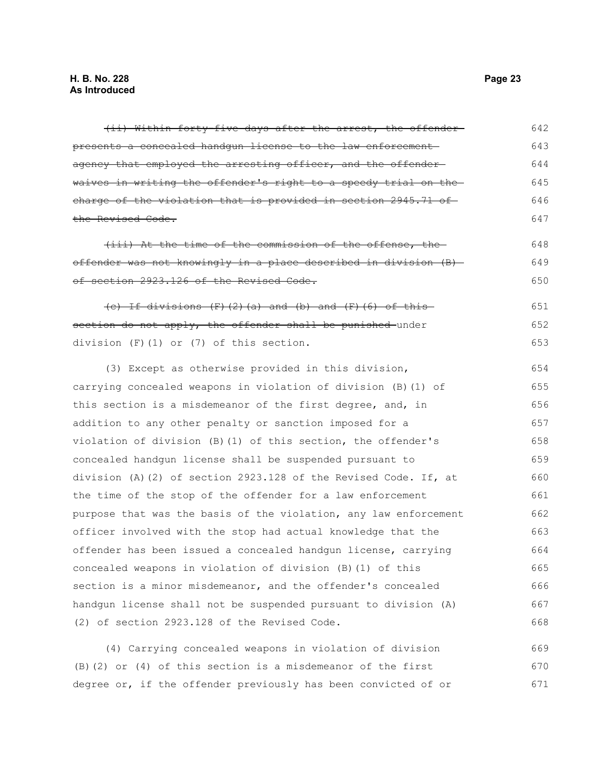~~(ii) Within forty-five days after the arrest, the offender presents a concealed handgun license to the law enforcement agency that employed the arresting officer, and the offender waives in writing the offender's right to a speedy trial on the charge of the violation that is provided in section 2945.71 of the Revised Code.~~

~~(iii) At the time of the commission of the offense, the offender was not knowingly in a place described in division (B) of section 2923.126 of the Revised Code.~~

~~(c) If divisions (F)(2)(a) and (b) and (F)(6) of this section do not apply, the offender shall be punished~~ under division (F)(1) or (7) of this section.

(3) Except as otherwise provided in this division, carrying concealed weapons in violation of division (B)(1) of this section is a misdemeanor of the first degree, and, in addition to any other penalty or sanction imposed for a violation of division (B)(1) of this section, the offender's concealed handgun license shall be suspended pursuant to division (A)(2) of section 2923.128 of the Revised Code. If, at the time of the stop of the offender for a law enforcement purpose that was the basis of the violation, any law enforcement officer involved with the stop had actual knowledge that the offender has been issued a concealed handgun license, carrying concealed weapons in violation of division (B)(1) of this section is a minor misdemeanor, and the offender's concealed handgun license shall not be suspended pursuant to division (A)(2) of section 2923.128 of the Revised Code.

(4) Carrying concealed weapons in violation of division (B)(2) or (4) of this section is a misdemeanor of the first degree or, if the offender previously has been convicted of or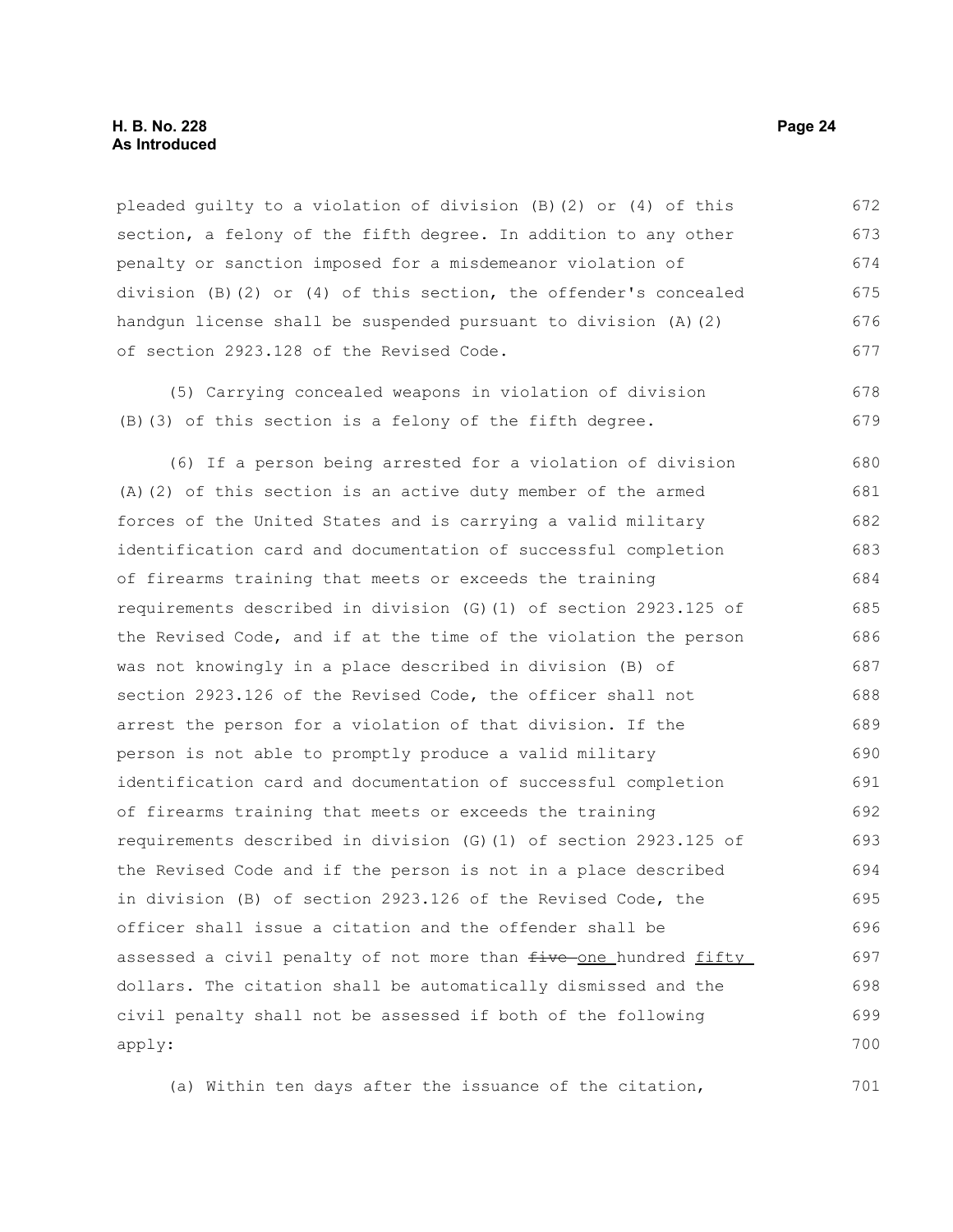pleaded guilty to a violation of division (B)(2) or (4) of this section, a felony of the fifth degree. In addition to any other penalty or sanction imposed for a misdemeanor violation of division (B)(2) or (4) of this section, the offender's concealed handgun license shall be suspended pursuant to division (A)(2) of section 2923.128 of the Revised Code.

(5) Carrying concealed weapons in violation of division (B)(3) of this section is a felony of the fifth degree.

(6) If a person being arrested for a violation of division (A)(2) of this section is an active duty member of the armed forces of the United States and is carrying a valid military identification card and documentation of successful completion of firearms training that meets or exceeds the training requirements described in division (G)(1) of section 2923.125 of the Revised Code, and if at the time of the violation the person was not knowingly in a place described in division (B) of section 2923.126 of the Revised Code, the officer shall not arrest the person for a violation of that division. If the person is not able to promptly produce a valid military identification card and documentation of successful completion of firearms training that meets or exceeds the training requirements described in division (G)(1) of section 2923.125 of the Revised Code and if the person is not in a place described in division (B) of section 2923.126 of the Revised Code, the officer shall issue a citation and the offender shall be assessed a civil penalty of not more than ~~five~~ one hundred fifty dollars. The citation shall be automatically dismissed and the civil penalty shall not be assessed if both of the following apply:

(a) Within ten days after the issuance of the citation,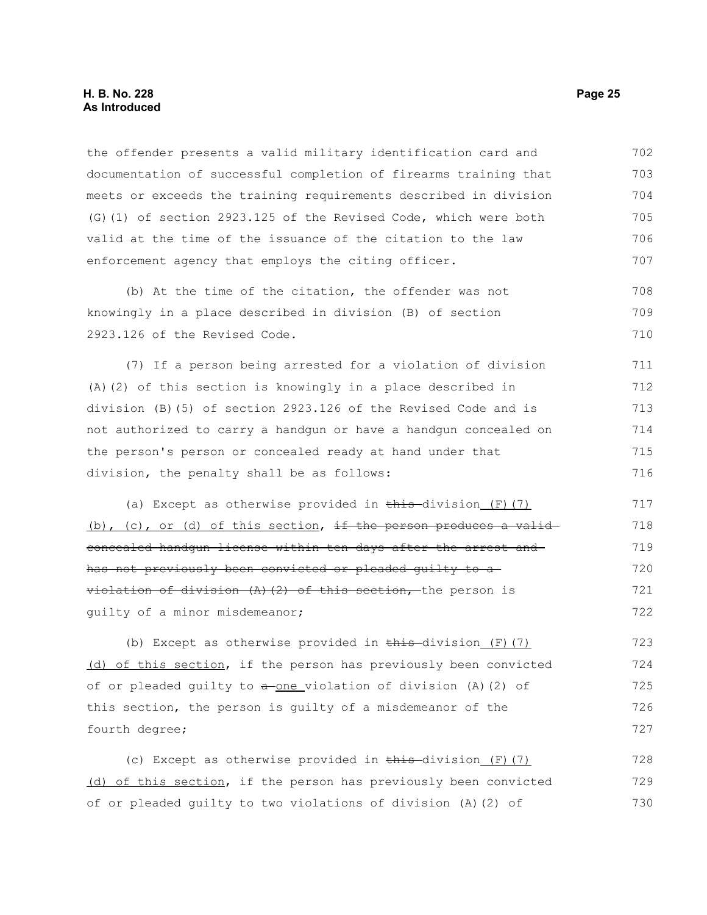the offender presents a valid military identification card and documentation of successful completion of firearms training that meets or exceeds the training requirements described in division (G)(1) of section 2923.125 of the Revised Code, which were both valid at the time of the issuance of the citation to the law enforcement agency that employs the citing officer.

(b) At the time of the citation, the offender was not knowingly in a place described in division (B) of section 2923.126 of the Revised Code.

(7) If a person being arrested for a violation of division (A)(2) of this section is knowingly in a place described in division (B)(5) of section 2923.126 of the Revised Code and is not authorized to carry a handgun or have a handgun concealed on the person's person or concealed ready at hand under that division, the penalty shall be as follows:

(a) Except as otherwise provided in ~~this~~ division (F)(7)(b), (c), or (d) of this section, ~~if the person produces a valid concealed handgun license within ten days after the arrest and has not previously been convicted or pleaded guilty to a violation of division (A)(2) of this section,~~ the person is guilty of a minor misdemeanor;

(b) Except as otherwise provided in ~~this~~ division (F)(7)(d) of this section, if the person has previously been convicted of or pleaded guilty to ~~a~~ one violation of division (A)(2) of this section, the person is guilty of a misdemeanor of the fourth degree;

(c) Except as otherwise provided in ~~this~~ division (F)(7)(d) of this section, if the person has previously been convicted of or pleaded guilty to two violations of division (A)(2) of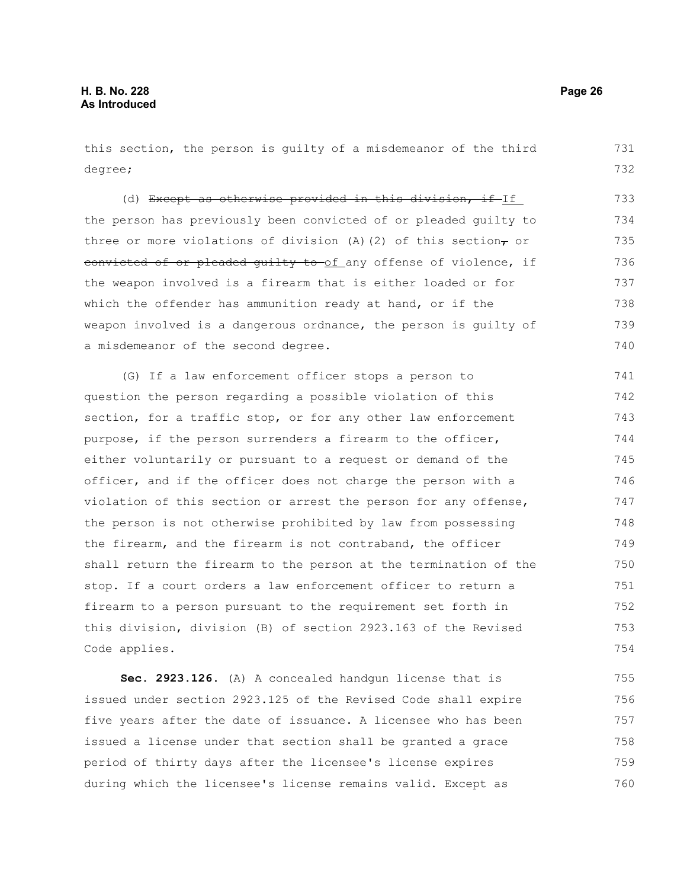this section, the person is guilty of a misdemeanor of the third degree;

(d) ~~Except as otherwise provided in this division, if~~ If the person has previously been convicted of or pleaded guilty to three or more violations of division (A)(2) of this section~~,~~ or ~~convicted of or pleaded guilty to~~ of any offense of violence, if the weapon involved is a firearm that is either loaded or for which the offender has ammunition ready at hand, or if the weapon involved is a dangerous ordnance, the person is guilty of a misdemeanor of the second degree.

(G) If a law enforcement officer stops a person to question the person regarding a possible violation of this section, for a traffic stop, or for any other law enforcement purpose, if the person surrenders a firearm to the officer, either voluntarily or pursuant to a request or demand of the officer, and if the officer does not charge the person with a violation of this section or arrest the person for any offense, the person is not otherwise prohibited by law from possessing the firearm, and the firearm is not contraband, the officer shall return the firearm to the person at the termination of the stop. If a court orders a law enforcement officer to return a firearm to a person pursuant to the requirement set forth in this division, division (B) of section 2923.163 of the Revised Code applies.

**Sec. 2923.126.** (A) A concealed handgun license that is issued under section 2923.125 of the Revised Code shall expire five years after the date of issuance. A licensee who has been issued a license under that section shall be granted a grace period of thirty days after the licensee's license expires during which the licensee's license remains valid. Except as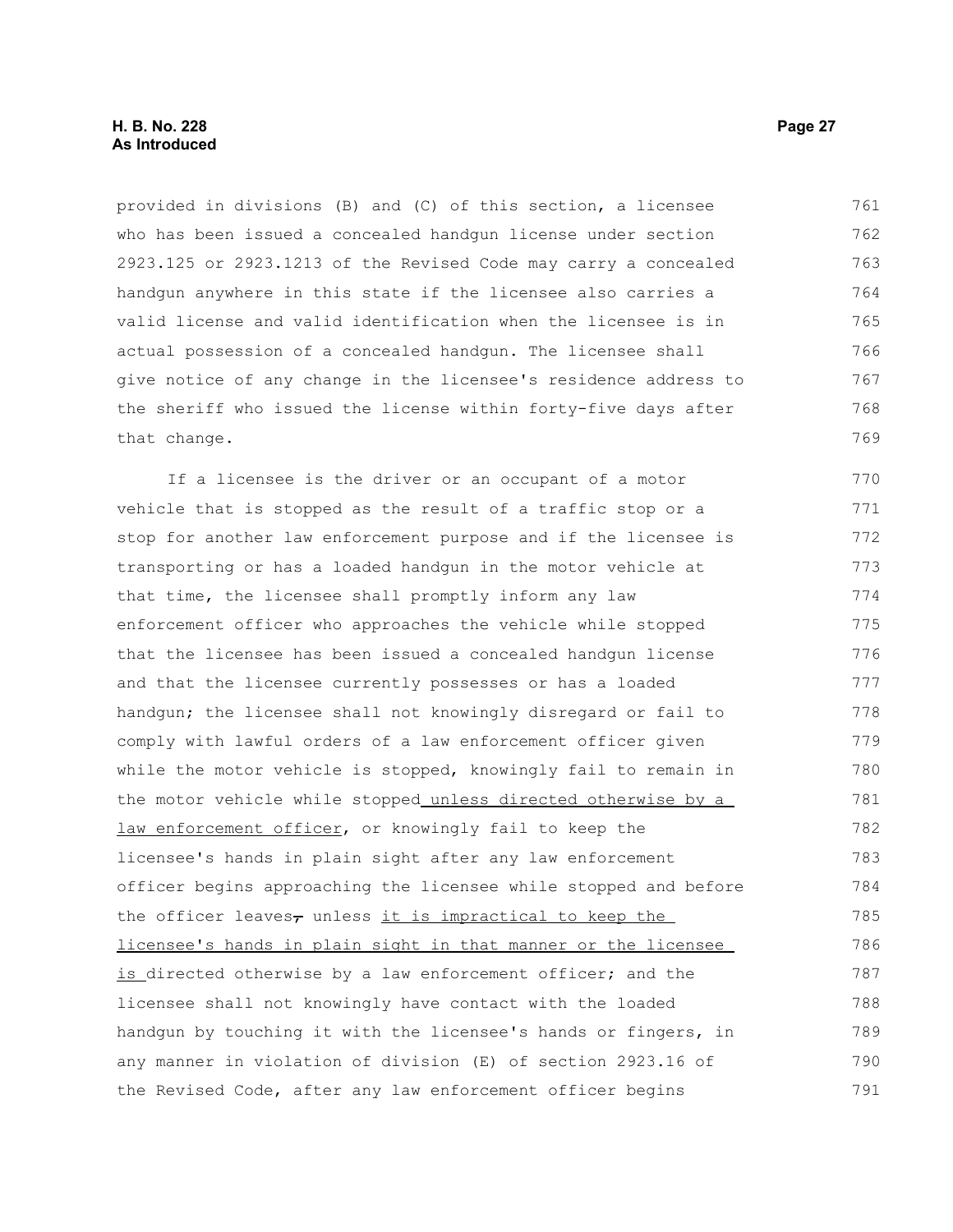provided in divisions (B) and (C) of this section, a licensee who has been issued a concealed handgun license under section 2923.125 or 2923.1213 of the Revised Code may carry a concealed handgun anywhere in this state if the licensee also carries a valid license and valid identification when the licensee is in actual possession of a concealed handgun. The licensee shall give notice of any change in the licensee's residence address to the sheriff who issued the license within forty-five days after that change.

If a licensee is the driver or an occupant of a motor vehicle that is stopped as the result of a traffic stop or a stop for another law enforcement purpose and if the licensee is transporting or has a loaded handgun in the motor vehicle at that time, the licensee shall promptly inform any law enforcement officer who approaches the vehicle while stopped that the licensee has been issued a concealed handgun license and that the licensee currently possesses or has a loaded handgun; the licensee shall not knowingly disregard or fail to comply with lawful orders of a law enforcement officer given while the motor vehicle is stopped, knowingly fail to remain in the motor vehicle while stopped unless directed otherwise by a law enforcement officer, or knowingly fail to keep the licensee's hands in plain sight after any law enforcement officer begins approaching the licensee while stopped and before the officer leaves, unless it is impractical to keep the licensee's hands in plain sight in that manner or the licensee is directed otherwise by a law enforcement officer; and the licensee shall not knowingly have contact with the loaded handgun by touching it with the licensee's hands or fingers, in any manner in violation of division (E) of section 2923.16 of the Revised Code, after any law enforcement officer begins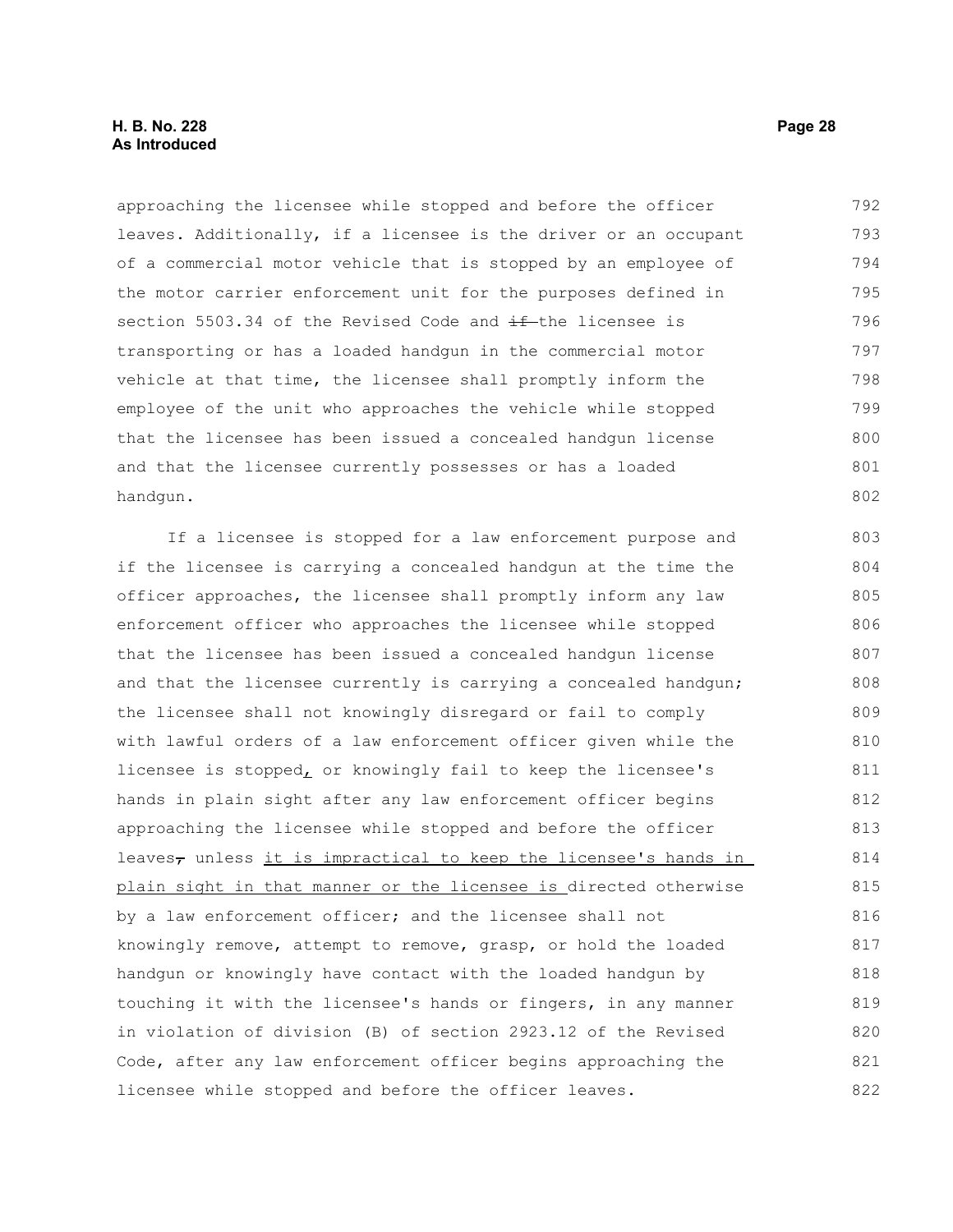approaching the licensee while stopped and before the officer leaves. Additionally, if a licensee is the driver or an occupant of a commercial motor vehicle that is stopped by an employee of the motor carrier enforcement unit for the purposes defined in section 5503.34 of the Revised Code and ~~if~~ the licensee is transporting or has a loaded handgun in the commercial motor vehicle at that time, the licensee shall promptly inform the employee of the unit who approaches the vehicle while stopped that the licensee has been issued a concealed handgun license and that the licensee currently possesses or has a loaded handgun.

If a licensee is stopped for a law enforcement purpose and if the licensee is carrying a concealed handgun at the time the officer approaches, the licensee shall promptly inform any law enforcement officer who approaches the licensee while stopped that the licensee has been issued a concealed handgun license and that the licensee currently is carrying a concealed handgun; the licensee shall not knowingly disregard or fail to comply with lawful orders of a law enforcement officer given while the licensee is stopped<u>,</u> or knowingly fail to keep the licensee's hands in plain sight after any law enforcement officer begins approaching the licensee while stopped and before the officer leaves~~,~~ unless <u>it is impractical to keep the licensee's hands in plain sight in that manner or the licensee is</u> directed otherwise by a law enforcement officer; and the licensee shall not knowingly remove, attempt to remove, grasp, or hold the loaded handgun or knowingly have contact with the loaded handgun by touching it with the licensee's hands or fingers, in any manner in violation of division (B) of section 2923.12 of the Revised Code, after any law enforcement officer begins approaching the licensee while stopped and before the officer leaves.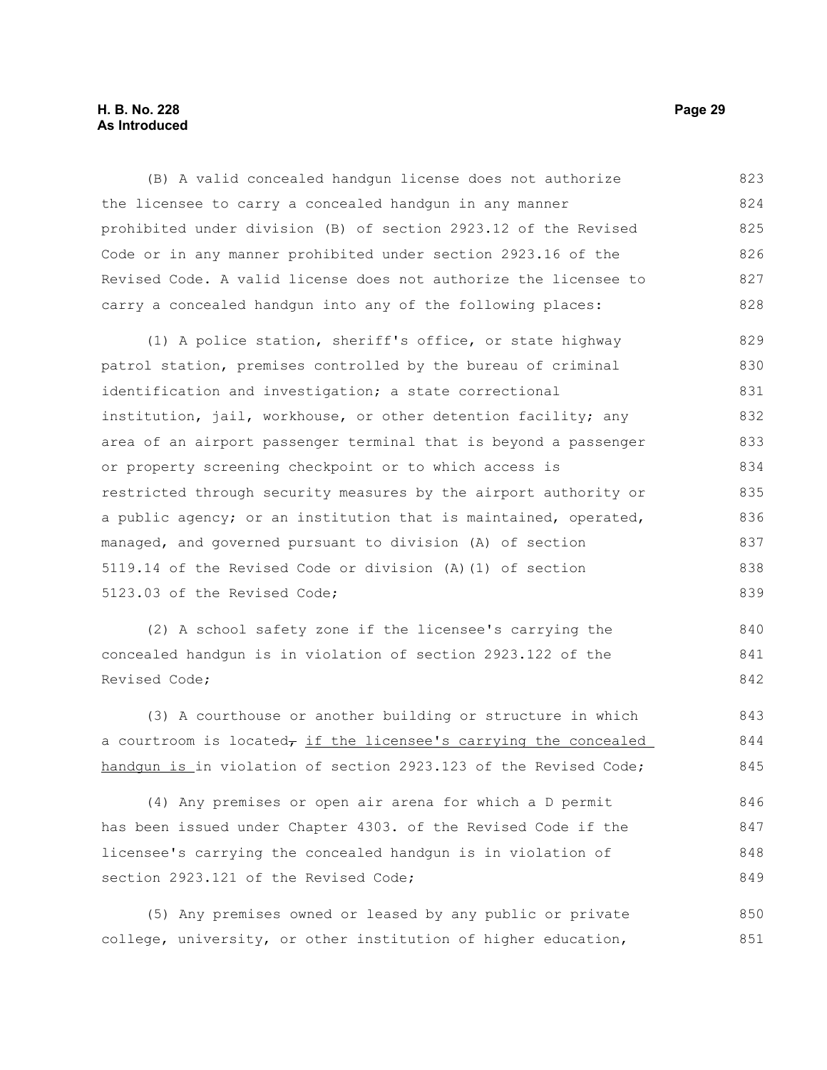(B) A valid concealed handgun license does not authorize the licensee to carry a concealed handgun in any manner prohibited under division (B) of section 2923.12 of the Revised Code or in any manner prohibited under section 2923.16 of the Revised Code. A valid license does not authorize the licensee to carry a concealed handgun into any of the following places:

(1) A police station, sheriff's office, or state highway patrol station, premises controlled by the bureau of criminal identification and investigation; a state correctional institution, jail, workhouse, or other detention facility; any area of an airport passenger terminal that is beyond a passenger or property screening checkpoint or to which access is restricted through security measures by the airport authority or a public agency; or an institution that is maintained, operated, managed, and governed pursuant to division (A) of section 5119.14 of the Revised Code or division (A)(1) of section 5123.03 of the Revised Code;

(2) A school safety zone if the licensee's carrying the concealed handgun is in violation of section 2923.122 of the Revised Code;

(3) A courthouse or another building or structure in which a courtroom is located~~,~~ if the licensee's carrying the concealed handgun is in violation of section 2923.123 of the Revised Code;

(4) Any premises or open air arena for which a D permit has been issued under Chapter 4303. of the Revised Code if the licensee's carrying the concealed handgun is in violation of section 2923.121 of the Revised Code;

(5) Any premises owned or leased by any public or private college, university, or other institution of higher education,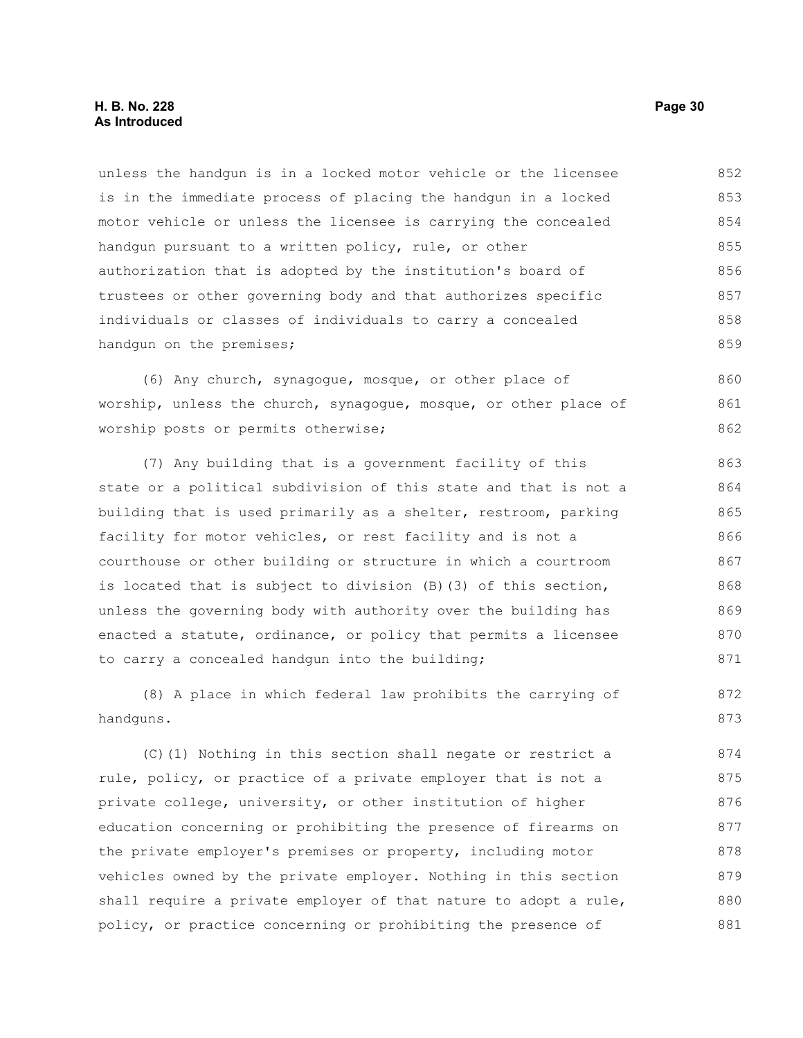unless the handgun is in a locked motor vehicle or the licensee is in the immediate process of placing the handgun in a locked motor vehicle or unless the licensee is carrying the concealed handgun pursuant to a written policy, rule, or other authorization that is adopted by the institution's board of trustees or other governing body and that authorizes specific individuals or classes of individuals to carry a concealed handgun on the premises;

(6) Any church, synagogue, mosque, or other place of worship, unless the church, synagogue, mosque, or other place of worship posts or permits otherwise;

(7) Any building that is a government facility of this state or a political subdivision of this state and that is not a building that is used primarily as a shelter, restroom, parking facility for motor vehicles, or rest facility and is not a courthouse or other building or structure in which a courtroom is located that is subject to division (B)(3) of this section, unless the governing body with authority over the building has enacted a statute, ordinance, or policy that permits a licensee to carry a concealed handgun into the building;

(8) A place in which federal law prohibits the carrying of handguns.

(C)(1) Nothing in this section shall negate or restrict a rule, policy, or practice of a private employer that is not a private college, university, or other institution of higher education concerning or prohibiting the presence of firearms on the private employer's premises or property, including motor vehicles owned by the private employer. Nothing in this section shall require a private employer of that nature to adopt a rule, policy, or practice concerning or prohibiting the presence of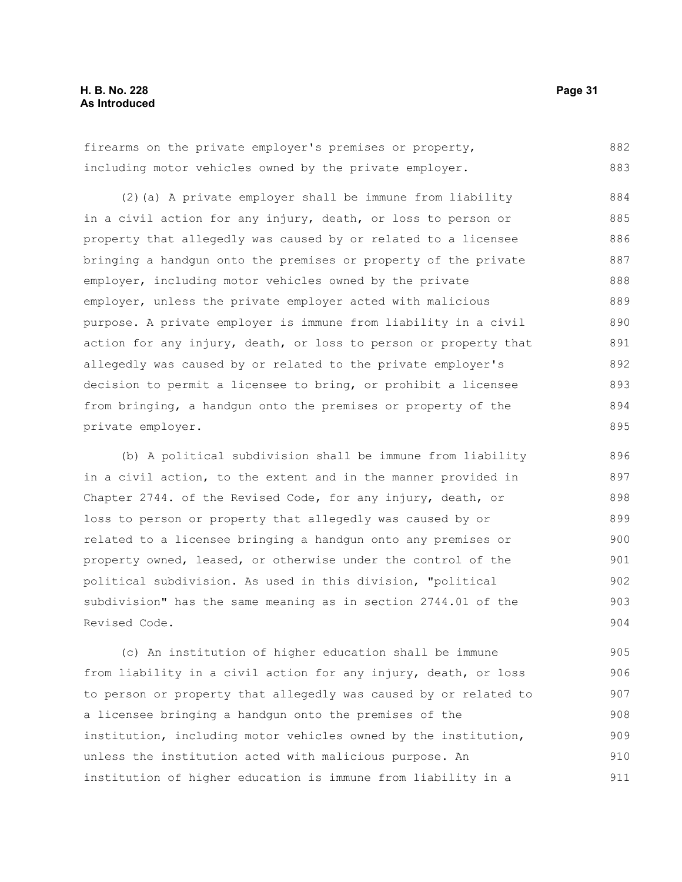firearms on the private employer's premises or property, including motor vehicles owned by the private employer.

(2)(a) A private employer shall be immune from liability in a civil action for any injury, death, or loss to person or property that allegedly was caused by or related to a licensee bringing a handgun onto the premises or property of the private employer, including motor vehicles owned by the private employer, unless the private employer acted with malicious purpose. A private employer is immune from liability in a civil action for any injury, death, or loss to person or property that allegedly was caused by or related to the private employer's decision to permit a licensee to bring, or prohibit a licensee from bringing, a handgun onto the premises or property of the private employer.

(b) A political subdivision shall be immune from liability in a civil action, to the extent and in the manner provided in Chapter 2744. of the Revised Code, for any injury, death, or loss to person or property that allegedly was caused by or related to a licensee bringing a handgun onto any premises or property owned, leased, or otherwise under the control of the political subdivision. As used in this division, "political subdivision" has the same meaning as in section 2744.01 of the Revised Code.

(c) An institution of higher education shall be immune from liability in a civil action for any injury, death, or loss to person or property that allegedly was caused by or related to a licensee bringing a handgun onto the premises of the institution, including motor vehicles owned by the institution, unless the institution acted with malicious purpose. An institution of higher education is immune from liability in a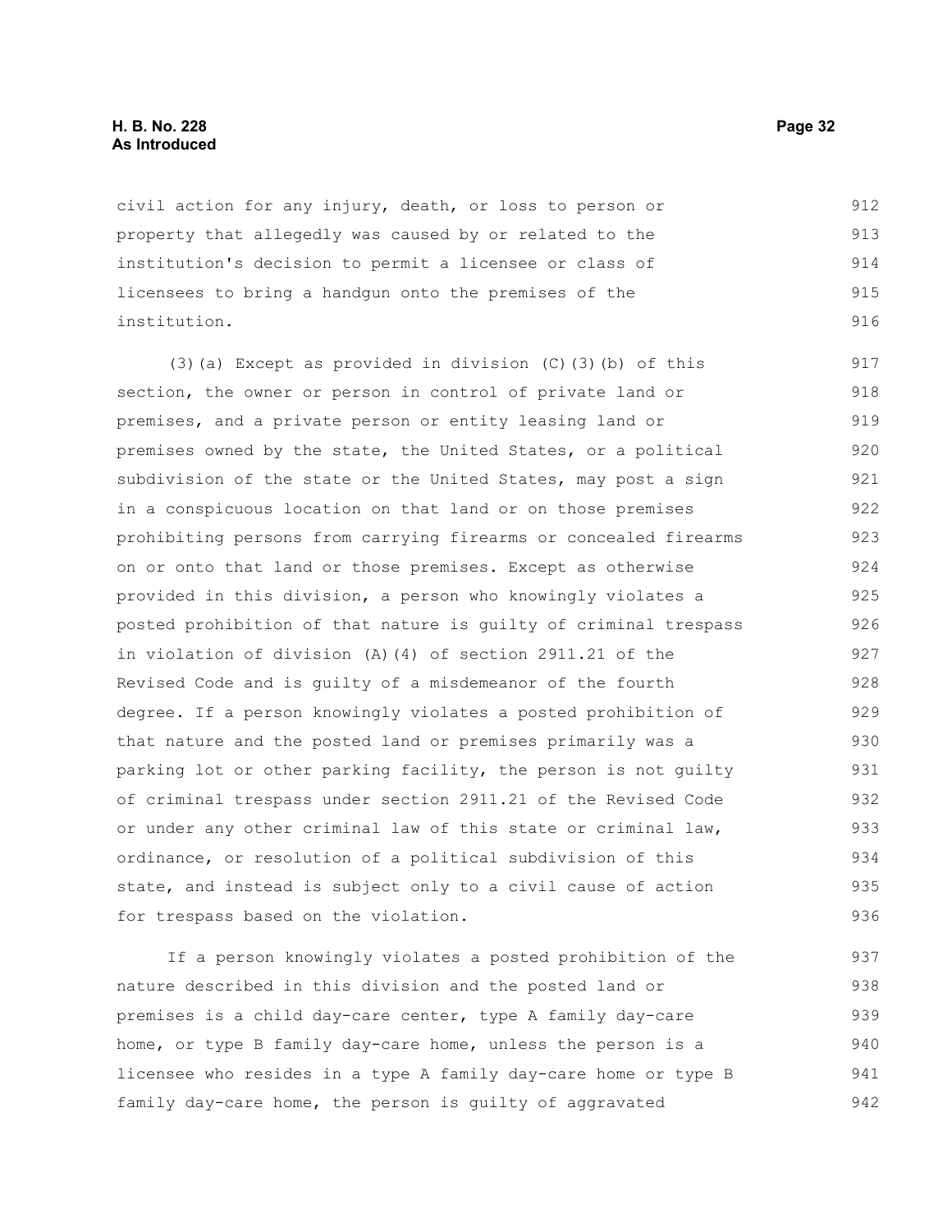civil action for any injury, death, or loss to person or property that allegedly was caused by or related to the institution's decision to permit a licensee or class of licensees to bring a handgun onto the premises of the institution.

(3)(a) Except as provided in division (C)(3)(b) of this section, the owner or person in control of private land or premises, and a private person or entity leasing land or premises owned by the state, the United States, or a political subdivision of the state or the United States, may post a sign in a conspicuous location on that land or on those premises prohibiting persons from carrying firearms or concealed firearms on or onto that land or those premises. Except as otherwise provided in this division, a person who knowingly violates a posted prohibition of that nature is guilty of criminal trespass in violation of division (A)(4) of section 2911.21 of the Revised Code and is guilty of a misdemeanor of the fourth degree. If a person knowingly violates a posted prohibition of that nature and the posted land or premises primarily was a parking lot or other parking facility, the person is not guilty of criminal trespass under section 2911.21 of the Revised Code or under any other criminal law of this state or criminal law, ordinance, or resolution of a political subdivision of this state, and instead is subject only to a civil cause of action for trespass based on the violation.

If a person knowingly violates a posted prohibition of the nature described in this division and the posted land or premises is a child day-care center, type A family day-care home, or type B family day-care home, unless the person is a licensee who resides in a type A family day-care home or type B family day-care home, the person is guilty of aggravated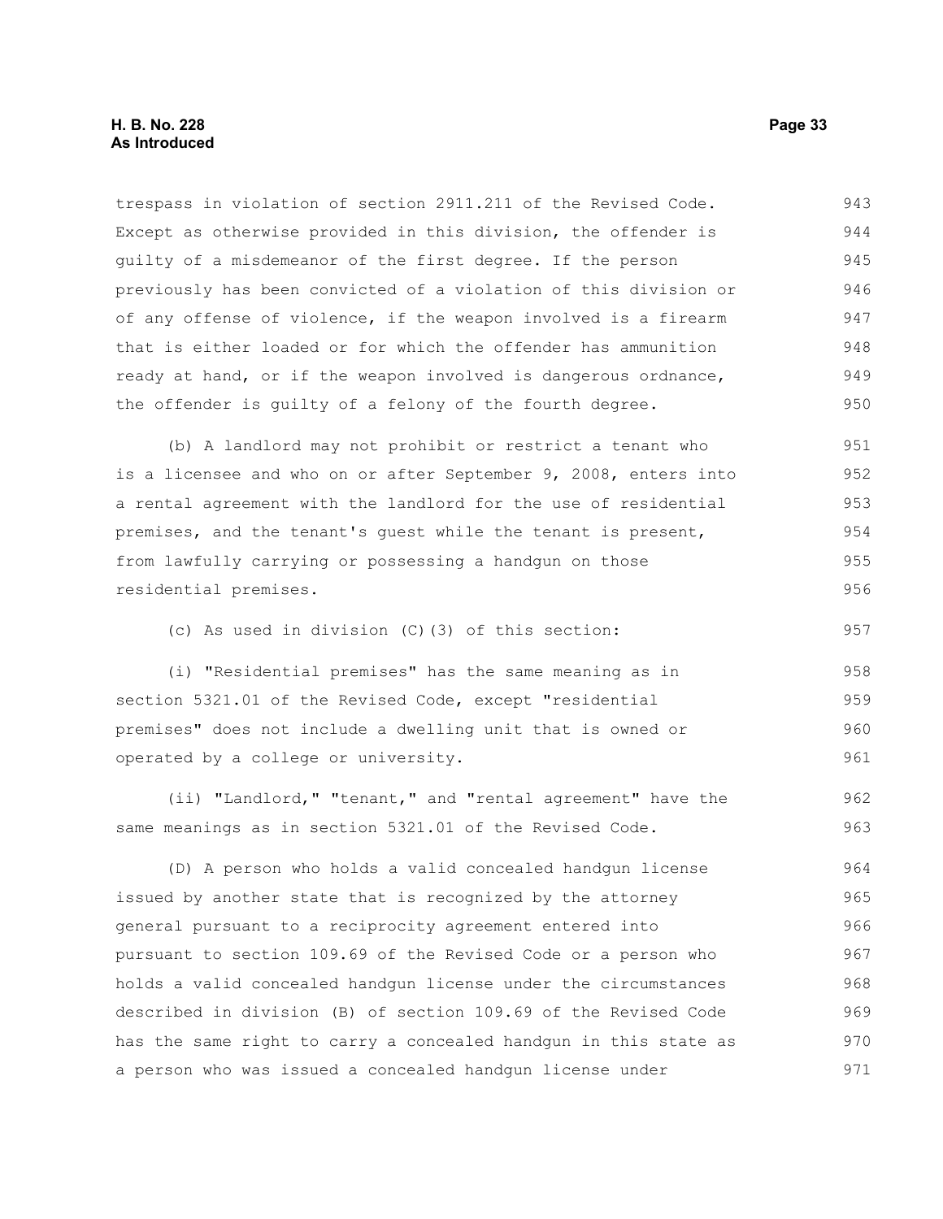trespass in violation of section 2911.211 of the Revised Code. Except as otherwise provided in this division, the offender is guilty of a misdemeanor of the first degree. If the person previously has been convicted of a violation of this division or of any offense of violence, if the weapon involved is a firearm that is either loaded or for which the offender has ammunition ready at hand, or if the weapon involved is dangerous ordnance, the offender is guilty of a felony of the fourth degree.

(b) A landlord may not prohibit or restrict a tenant who is a licensee and who on or after September 9, 2008, enters into a rental agreement with the landlord for the use of residential premises, and the tenant's guest while the tenant is present, from lawfully carrying or possessing a handgun on those residential premises.

(c) As used in division (C)(3) of this section:

(i) "Residential premises" has the same meaning as in section 5321.01 of the Revised Code, except "residential premises" does not include a dwelling unit that is owned or operated by a college or university.

(ii) "Landlord," "tenant," and "rental agreement" have the same meanings as in section 5321.01 of the Revised Code.

(D) A person who holds a valid concealed handgun license issued by another state that is recognized by the attorney general pursuant to a reciprocity agreement entered into pursuant to section 109.69 of the Revised Code or a person who holds a valid concealed handgun license under the circumstances described in division (B) of section 109.69 of the Revised Code has the same right to carry a concealed handgun in this state as a person who was issued a concealed handgun license under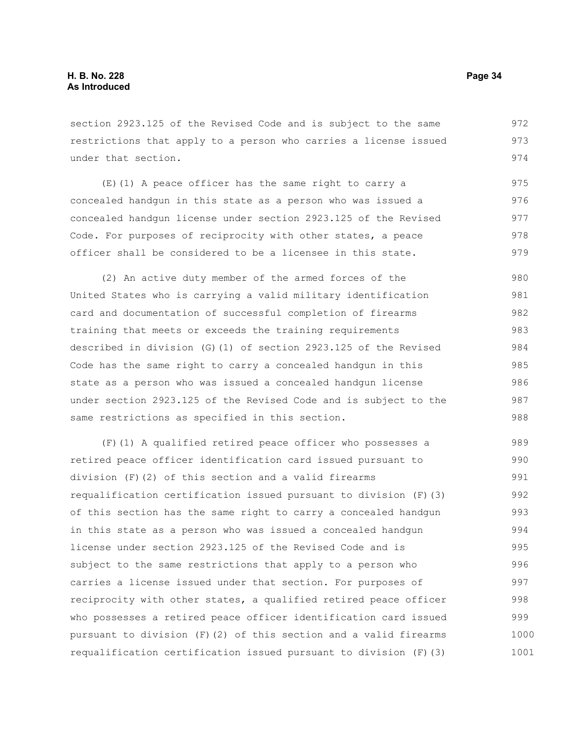section 2923.125 of the Revised Code and is subject to the same restrictions that apply to a person who carries a license issued under that section.

(E)(1) A peace officer has the same right to carry a concealed handgun in this state as a person who was issued a concealed handgun license under section 2923.125 of the Revised Code. For purposes of reciprocity with other states, a peace officer shall be considered to be a licensee in this state.

(2) An active duty member of the armed forces of the United States who is carrying a valid military identification card and documentation of successful completion of firearms training that meets or exceeds the training requirements described in division (G)(1) of section 2923.125 of the Revised Code has the same right to carry a concealed handgun in this state as a person who was issued a concealed handgun license under section 2923.125 of the Revised Code and is subject to the same restrictions as specified in this section.

(F)(1) A qualified retired peace officer who possesses a retired peace officer identification card issued pursuant to division (F)(2) of this section and a valid firearms requalification certification issued pursuant to division (F)(3) of this section has the same right to carry a concealed handgun in this state as a person who was issued a concealed handgun license under section 2923.125 of the Revised Code and is subject to the same restrictions that apply to a person who carries a license issued under that section. For purposes of reciprocity with other states, a qualified retired peace officer who possesses a retired peace officer identification card issued pursuant to division (F)(2) of this section and a valid firearms requalification certification issued pursuant to division (F)(3)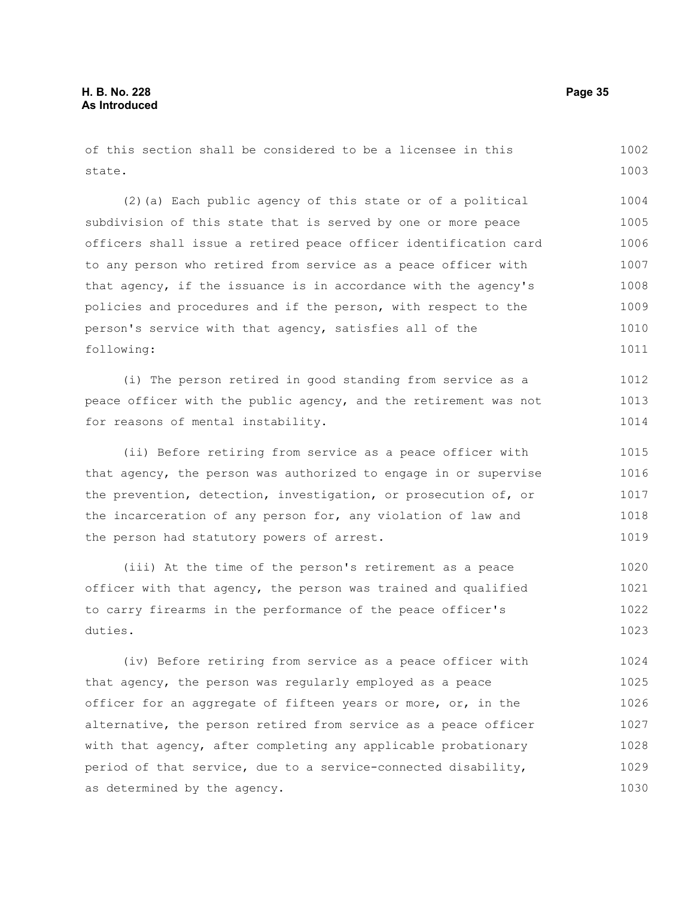of this section shall be considered to be a licensee in this state.

(2)(a) Each public agency of this state or of a political subdivision of this state that is served by one or more peace officers shall issue a retired peace officer identification card to any person who retired from service as a peace officer with that agency, if the issuance is in accordance with the agency's policies and procedures and if the person, with respect to the person's service with that agency, satisfies all of the following:

(i) The person retired in good standing from service as a peace officer with the public agency, and the retirement was not for reasons of mental instability.

(ii) Before retiring from service as a peace officer with that agency, the person was authorized to engage in or supervise the prevention, detection, investigation, or prosecution of, or the incarceration of any person for, any violation of law and the person had statutory powers of arrest.

(iii) At the time of the person's retirement as a peace officer with that agency, the person was trained and qualified to carry firearms in the performance of the peace officer's duties.

(iv) Before retiring from service as a peace officer with that agency, the person was regularly employed as a peace officer for an aggregate of fifteen years or more, or, in the alternative, the person retired from service as a peace officer with that agency, after completing any applicable probationary period of that service, due to a service-connected disability, as determined by the agency.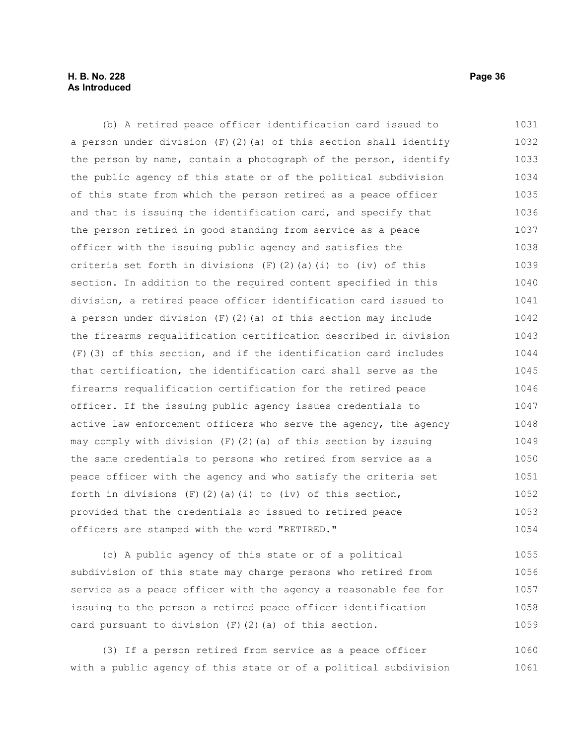(b) A retired peace officer identification card issued to a person under division (F)(2)(a) of this section shall identify the person by name, contain a photograph of the person, identify the public agency of this state or of the political subdivision of this state from which the person retired as a peace officer and that is issuing the identification card, and specify that the person retired in good standing from service as a peace officer with the issuing public agency and satisfies the criteria set forth in divisions (F)(2)(a)(i) to (iv) of this section. In addition to the required content specified in this division, a retired peace officer identification card issued to a person under division (F)(2)(a) of this section may include the firearms requalification certification described in division (F)(3) of this section, and if the identification card includes that certification, the identification card shall serve as the firearms requalification certification for the retired peace officer. If the issuing public agency issues credentials to active law enforcement officers who serve the agency, the agency may comply with division (F)(2)(a) of this section by issuing the same credentials to persons who retired from service as a peace officer with the agency and who satisfy the criteria set forth in divisions (F)(2)(a)(i) to (iv) of this section, provided that the credentials so issued to retired peace officers are stamped with the word "RETIRED."

(c) A public agency of this state or of a political subdivision of this state may charge persons who retired from service as a peace officer with the agency a reasonable fee for issuing to the person a retired peace officer identification card pursuant to division (F)(2)(a) of this section.

(3) If a person retired from service as a peace officer with a public agency of this state or of a political subdivision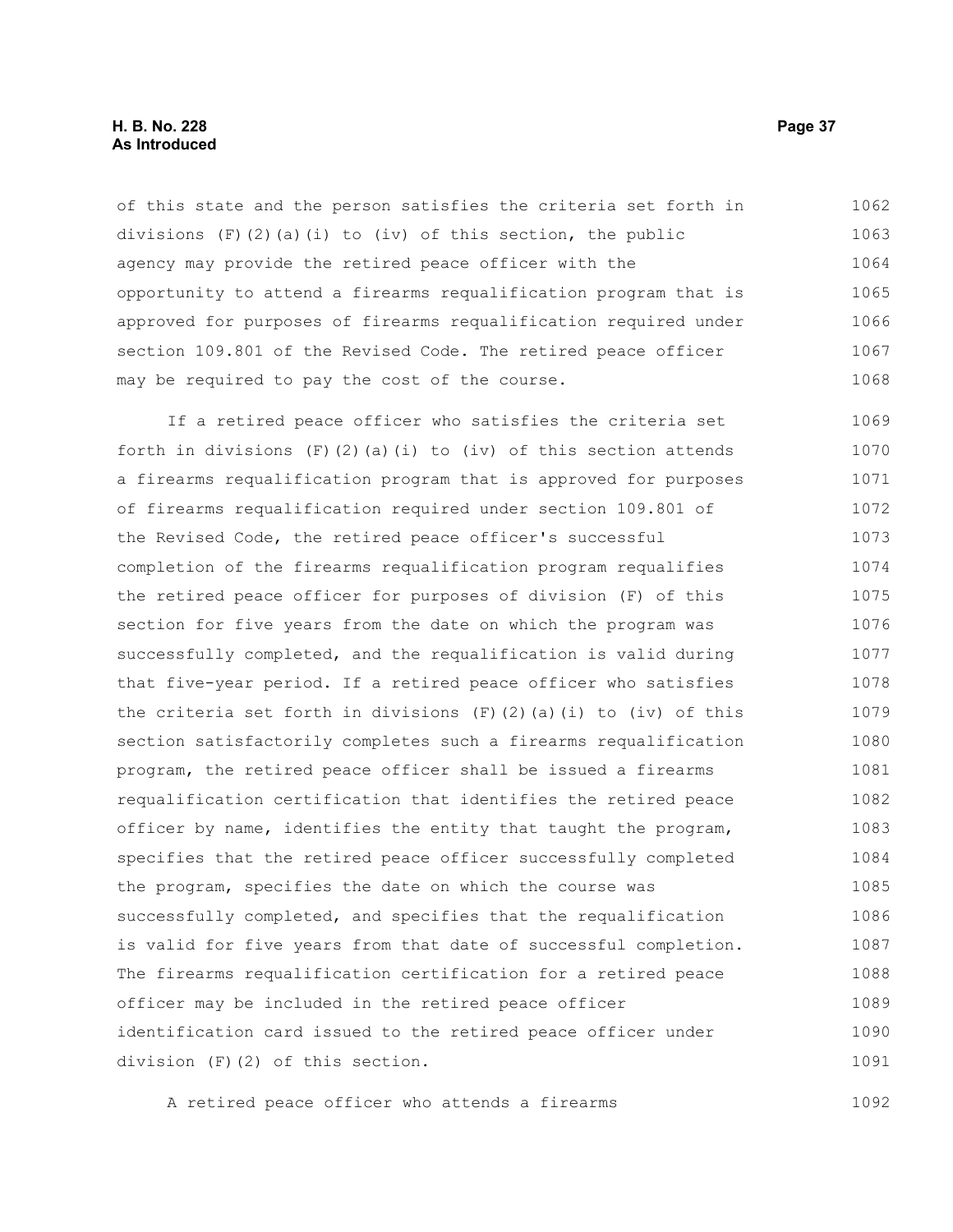of this state and the person satisfies the criteria set forth in divisions (F)(2)(a)(i) to (iv) of this section, the public agency may provide the retired peace officer with the opportunity to attend a firearms requalification program that is approved for purposes of firearms requalification required under section 109.801 of the Revised Code. The retired peace officer may be required to pay the cost of the course.

If a retired peace officer who satisfies the criteria set forth in divisions (F)(2)(a)(i) to (iv) of this section attends a firearms requalification program that is approved for purposes of firearms requalification required under section 109.801 of the Revised Code, the retired peace officer's successful completion of the firearms requalification program requalifies the retired peace officer for purposes of division (F) of this section for five years from the date on which the program was successfully completed, and the requalification is valid during that five-year period. If a retired peace officer who satisfies the criteria set forth in divisions (F)(2)(a)(i) to (iv) of this section satisfactorily completes such a firearms requalification program, the retired peace officer shall be issued a firearms requalification certification that identifies the retired peace officer by name, identifies the entity that taught the program, specifies that the retired peace officer successfully completed the program, specifies the date on which the course was successfully completed, and specifies that the requalification is valid for five years from that date of successful completion. The firearms requalification certification for a retired peace officer may be included in the retired peace officer identification card issued to the retired peace officer under division (F)(2) of this section.

A retired peace officer who attends a firearms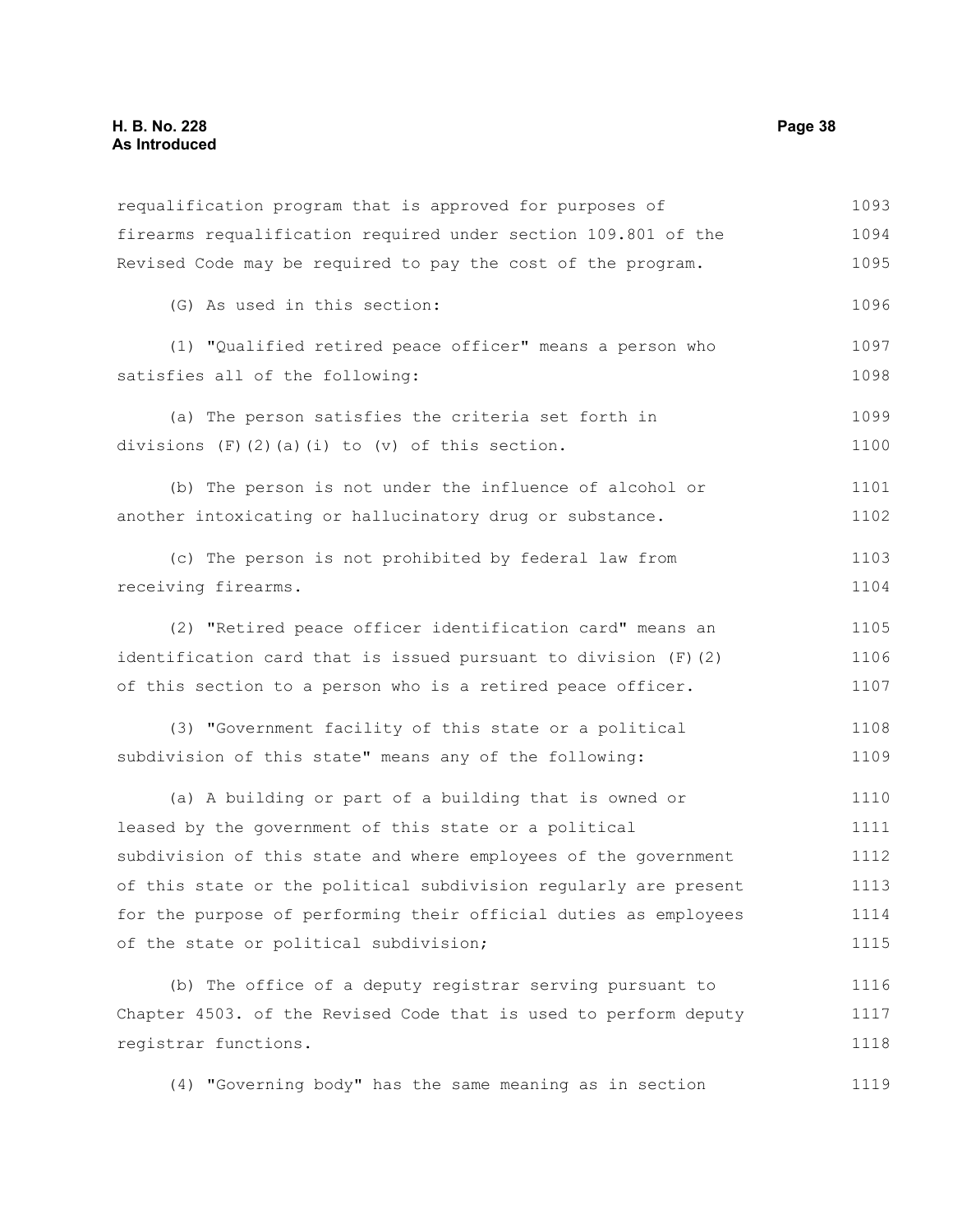requalification program that is approved for purposes of firearms requalification required under section 109.801 of the Revised Code may be required to pay the cost of the program.

(G) As used in this section:

(1) "Qualified retired peace officer" means a person who satisfies all of the following:

(a) The person satisfies the criteria set forth in divisions (F)(2)(a)(i) to (v) of this section.

(b) The person is not under the influence of alcohol or another intoxicating or hallucinatory drug or substance.

(c) The person is not prohibited by federal law from receiving firearms.

(2) "Retired peace officer identification card" means an identification card that is issued pursuant to division (F)(2) of this section to a person who is a retired peace officer.

(3) "Government facility of this state or a political subdivision of this state" means any of the following:

(a) A building or part of a building that is owned or leased by the government of this state or a political subdivision of this state and where employees of the government of this state or the political subdivision regularly are present for the purpose of performing their official duties as employees of the state or political subdivision;

(b) The office of a deputy registrar serving pursuant to Chapter 4503. of the Revised Code that is used to perform deputy registrar functions.

(4) "Governing body" has the same meaning as in section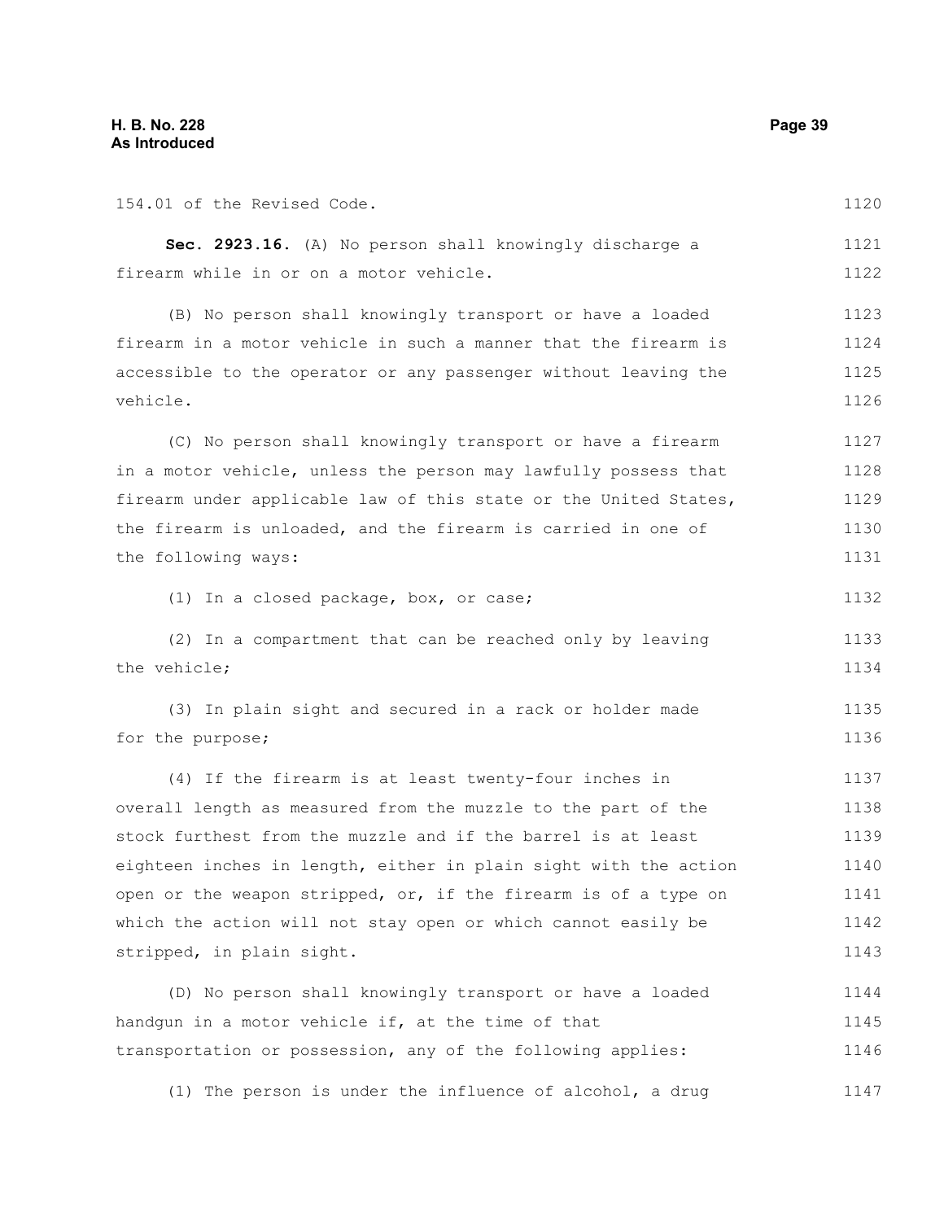154.01 of the Revised Code.

**Sec. 2923.16.** (A) No person shall knowingly discharge a firearm while in or on a motor vehicle.

(B) No person shall knowingly transport or have a loaded firearm in a motor vehicle in such a manner that the firearm is accessible to the operator or any passenger without leaving the vehicle.

(C) No person shall knowingly transport or have a firearm in a motor vehicle, unless the person may lawfully possess that firearm under applicable law of this state or the United States, the firearm is unloaded, and the firearm is carried in one of the following ways:

(1) In a closed package, box, or case;

(2) In a compartment that can be reached only by leaving the vehicle;

(3) In plain sight and secured in a rack or holder made for the purpose;

(4) If the firearm is at least twenty-four inches in overall length as measured from the muzzle to the part of the stock furthest from the muzzle and if the barrel is at least eighteen inches in length, either in plain sight with the action open or the weapon stripped, or, if the firearm is of a type on which the action will not stay open or which cannot easily be stripped, in plain sight.

(D) No person shall knowingly transport or have a loaded handgun in a motor vehicle if, at the time of that transportation or possession, any of the following applies:

(1) The person is under the influence of alcohol, a drug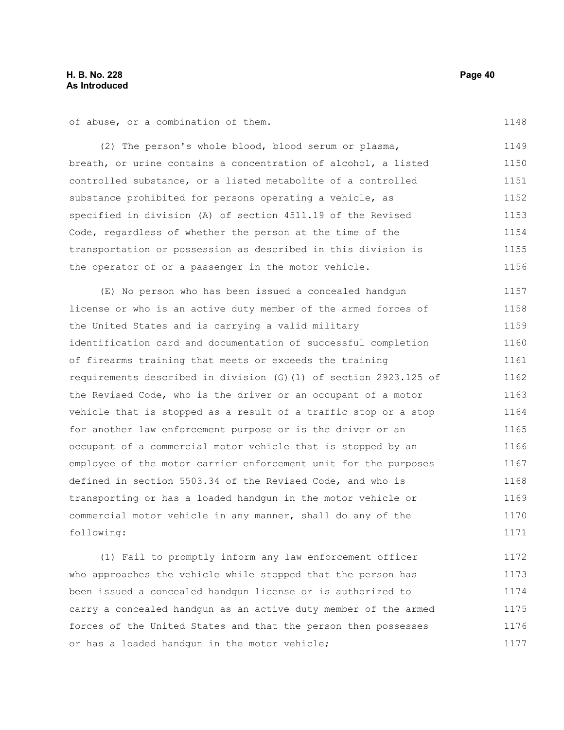of abuse, or a combination of them.

(2) The person's whole blood, blood serum or plasma, breath, or urine contains a concentration of alcohol, a listed controlled substance, or a listed metabolite of a controlled substance prohibited for persons operating a vehicle, as specified in division (A) of section 4511.19 of the Revised Code, regardless of whether the person at the time of the transportation or possession as described in this division is the operator of or a passenger in the motor vehicle.

(E) No person who has been issued a concealed handgun license or who is an active duty member of the armed forces of the United States and is carrying a valid military identification card and documentation of successful completion of firearms training that meets or exceeds the training requirements described in division (G)(1) of section 2923.125 of the Revised Code, who is the driver or an occupant of a motor vehicle that is stopped as a result of a traffic stop or a stop for another law enforcement purpose or is the driver or an occupant of a commercial motor vehicle that is stopped by an employee of the motor carrier enforcement unit for the purposes defined in section 5503.34 of the Revised Code, and who is transporting or has a loaded handgun in the motor vehicle or commercial motor vehicle in any manner, shall do any of the following:

(1) Fail to promptly inform any law enforcement officer who approaches the vehicle while stopped that the person has been issued a concealed handgun license or is authorized to carry a concealed handgun as an active duty member of the armed forces of the United States and that the person then possesses or has a loaded handgun in the motor vehicle;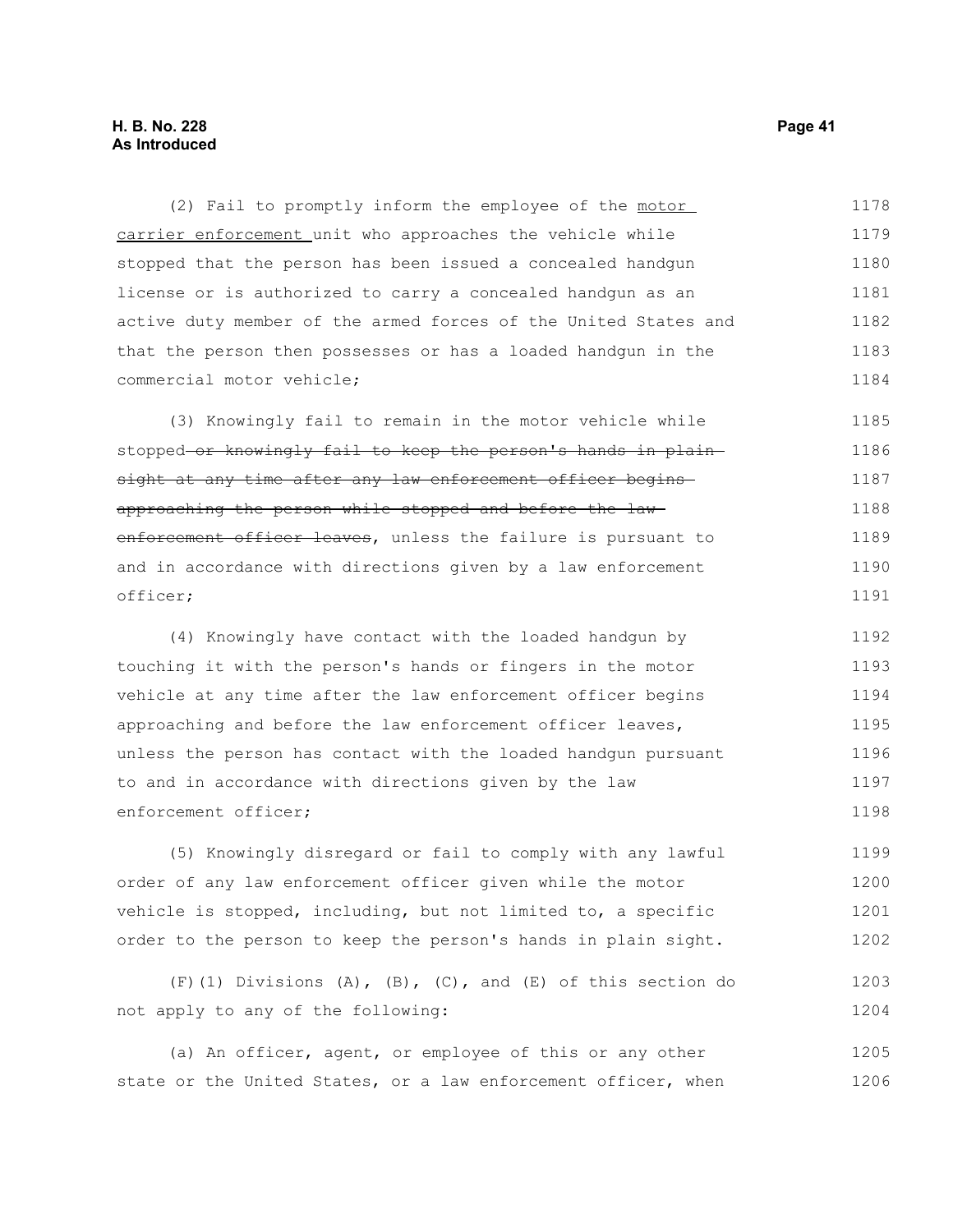(2) Fail to promptly inform the employee of the <u>motor carrier enforcement</u> unit who approaches the vehicle while stopped that the person has been issued a concealed handgun license or is authorized to carry a concealed handgun as an active duty member of the armed forces of the United States and that the person then possesses or has a loaded handgun in the commercial motor vehicle;

(3) Knowingly fail to remain in the motor vehicle while stopped ~~or knowingly fail to keep the person's hands in plain sight at any time after any law enforcement officer begins approaching the person while stopped and before the law enforcement officer leaves~~, unless the failure is pursuant to and in accordance with directions given by a law enforcement officer;

(4) Knowingly have contact with the loaded handgun by touching it with the person's hands or fingers in the motor vehicle at any time after the law enforcement officer begins approaching and before the law enforcement officer leaves, unless the person has contact with the loaded handgun pursuant to and in accordance with directions given by the law enforcement officer;

(5) Knowingly disregard or fail to comply with any lawful order of any law enforcement officer given while the motor vehicle is stopped, including, but not limited to, a specific order to the person to keep the person's hands in plain sight.

(F)(1) Divisions (A), (B), (C), and (E) of this section do not apply to any of the following:

(a) An officer, agent, or employee of this or any other state or the United States, or a law enforcement officer, when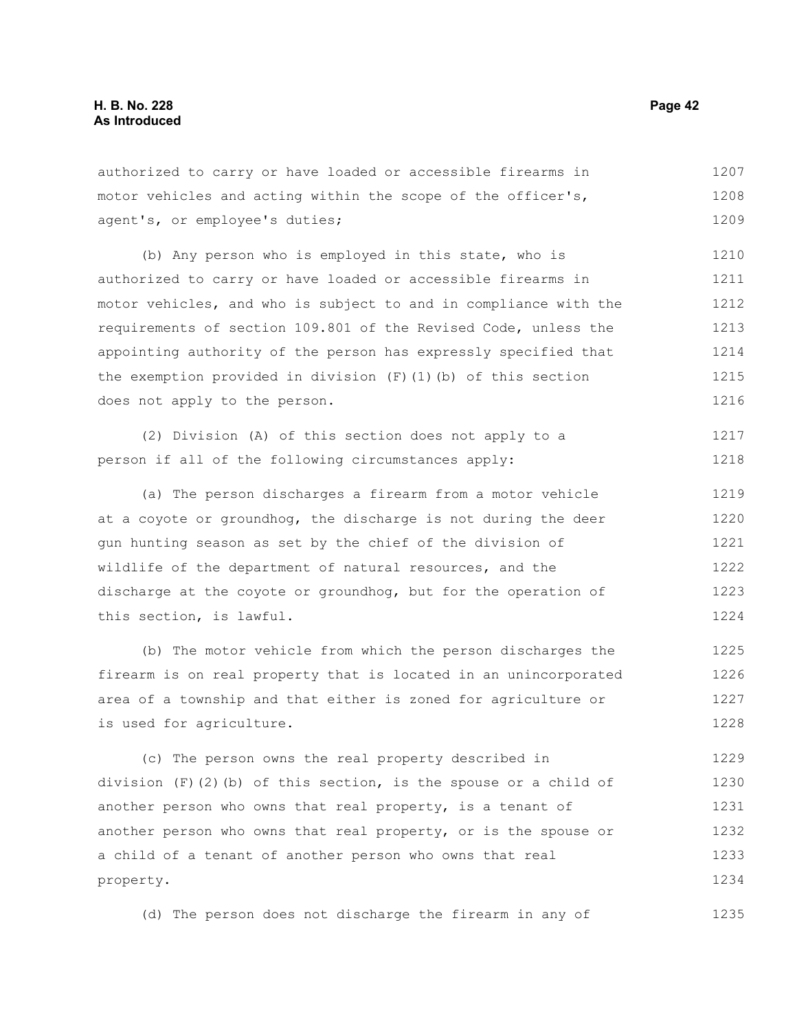authorized to carry or have loaded or accessible firearms in motor vehicles and acting within the scope of the officer's, agent's, or employee's duties;

(b) Any person who is employed in this state, who is authorized to carry or have loaded or accessible firearms in motor vehicles, and who is subject to and in compliance with the requirements of section 109.801 of the Revised Code, unless the appointing authority of the person has expressly specified that the exemption provided in division (F)(1)(b) of this section does not apply to the person.

(2) Division (A) of this section does not apply to a person if all of the following circumstances apply:

(a) The person discharges a firearm from a motor vehicle at a coyote or groundhog, the discharge is not during the deer gun hunting season as set by the chief of the division of wildlife of the department of natural resources, and the discharge at the coyote or groundhog, but for the operation of this section, is lawful.

(b) The motor vehicle from which the person discharges the firearm is on real property that is located in an unincorporated area of a township and that either is zoned for agriculture or is used for agriculture.

(c) The person owns the real property described in division (F)(2)(b) of this section, is the spouse or a child of another person who owns that real property, is a tenant of another person who owns that real property, or is the spouse or a child of a tenant of another person who owns that real property.

(d) The person does not discharge the firearm in any of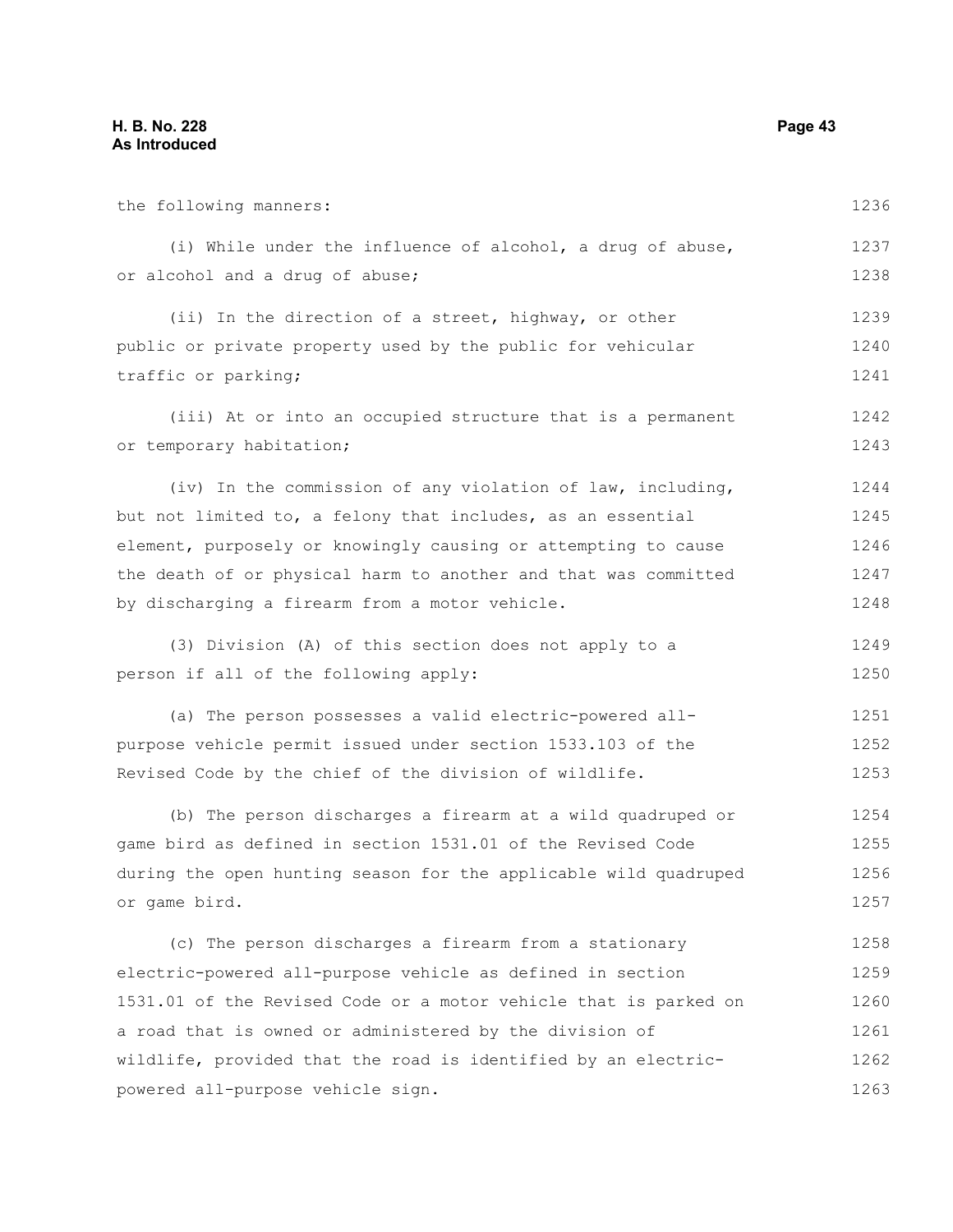the following manners:

(i) While under the influence of alcohol, a drug of abuse, or alcohol and a drug of abuse;

(ii) In the direction of a street, highway, or other public or private property used by the public for vehicular traffic or parking;

(iii) At or into an occupied structure that is a permanent or temporary habitation;

(iv) In the commission of any violation of law, including, but not limited to, a felony that includes, as an essential element, purposely or knowingly causing or attempting to cause the death of or physical harm to another and that was committed by discharging a firearm from a motor vehicle.

(3) Division (A) of this section does not apply to a person if all of the following apply:

(a) The person possesses a valid electric-powered all-purpose vehicle permit issued under section 1533.103 of the Revised Code by the chief of the division of wildlife.

(b) The person discharges a firearm at a wild quadruped or game bird as defined in section 1531.01 of the Revised Code during the open hunting season for the applicable wild quadruped or game bird.

(c) The person discharges a firearm from a stationary electric-powered all-purpose vehicle as defined in section 1531.01 of the Revised Code or a motor vehicle that is parked on a road that is owned or administered by the division of wildlife, provided that the road is identified by an electric-powered all-purpose vehicle sign.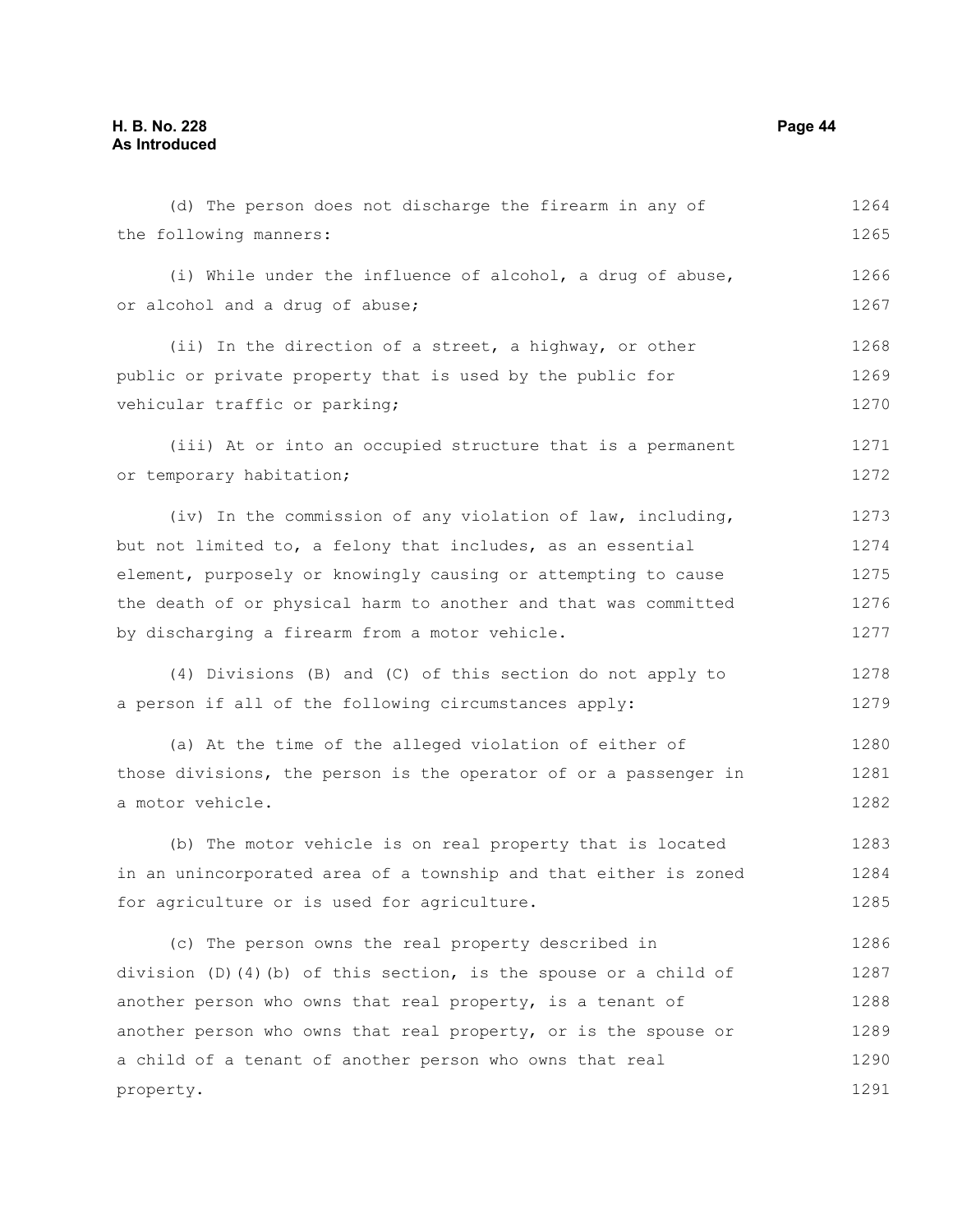(d) The person does not discharge the firearm in any of the following manners:

(i) While under the influence of alcohol, a drug of abuse, or alcohol and a drug of abuse;

(ii) In the direction of a street, a highway, or other public or private property that is used by the public for vehicular traffic or parking;

(iii) At or into an occupied structure that is a permanent or temporary habitation;

(iv) In the commission of any violation of law, including, but not limited to, a felony that includes, as an essential element, purposely or knowingly causing or attempting to cause the death of or physical harm to another and that was committed by discharging a firearm from a motor vehicle.

(4) Divisions (B) and (C) of this section do not apply to a person if all of the following circumstances apply:

(a) At the time of the alleged violation of either of those divisions, the person is the operator of or a passenger in a motor vehicle.

(b) The motor vehicle is on real property that is located in an unincorporated area of a township and that either is zoned for agriculture or is used for agriculture.

(c) The person owns the real property described in division (D)(4)(b) of this section, is the spouse or a child of another person who owns that real property, is a tenant of another person who owns that real property, or is the spouse or a child of a tenant of another person who owns that real property.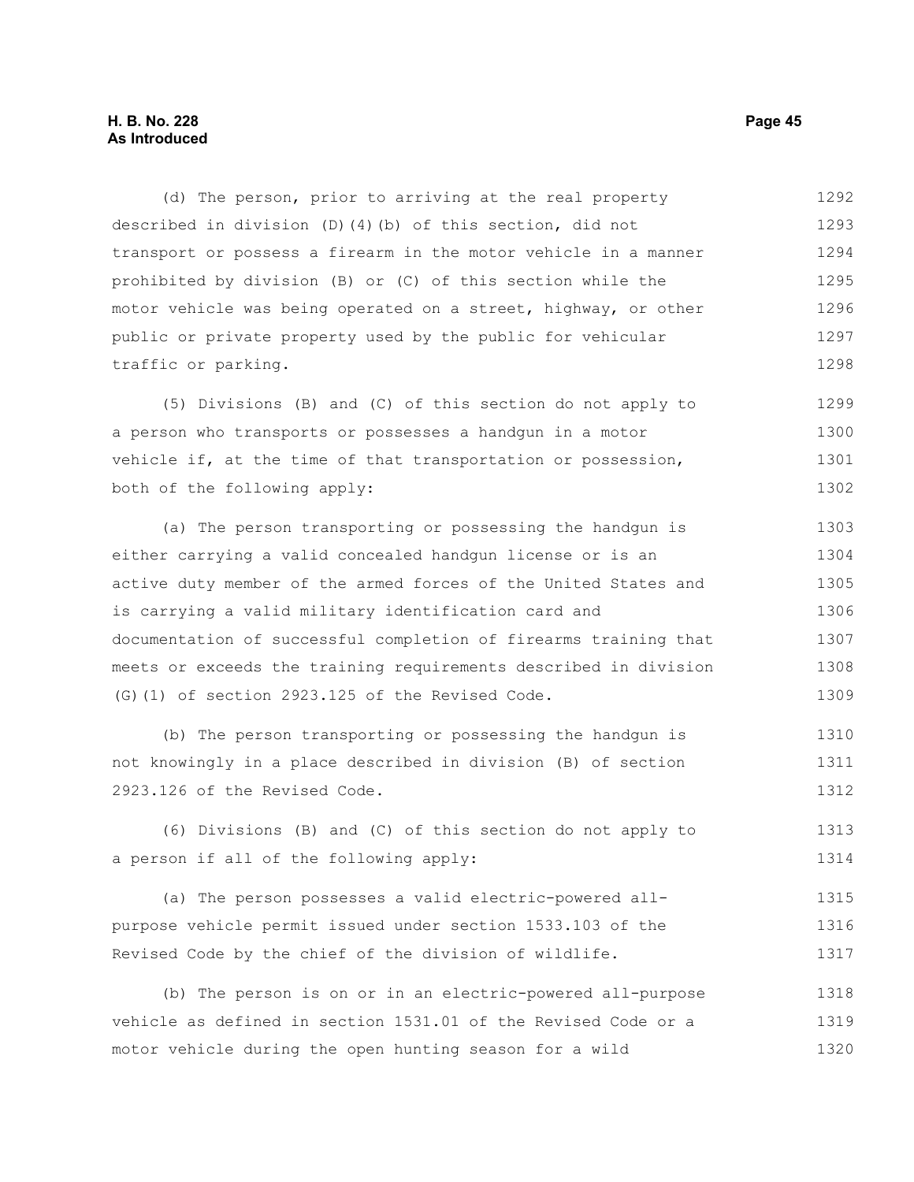(d) The person, prior to arriving at the real property described in division (D)(4)(b) of this section, did not transport or possess a firearm in the motor vehicle in a manner prohibited by division (B) or (C) of this section while the motor vehicle was being operated on a street, highway, or other public or private property used by the public for vehicular traffic or parking.

(5) Divisions (B) and (C) of this section do not apply to a person who transports or possesses a handgun in a motor vehicle if, at the time of that transportation or possession, both of the following apply:

(a) The person transporting or possessing the handgun is either carrying a valid concealed handgun license or is an active duty member of the armed forces of the United States and is carrying a valid military identification card and documentation of successful completion of firearms training that meets or exceeds the training requirements described in division (G)(1) of section 2923.125 of the Revised Code.

(b) The person transporting or possessing the handgun is not knowingly in a place described in division (B) of section 2923.126 of the Revised Code.

(6) Divisions (B) and (C) of this section do not apply to a person if all of the following apply:

(a) The person possesses a valid electric-powered all-purpose vehicle permit issued under section 1533.103 of the Revised Code by the chief of the division of wildlife.

(b) The person is on or in an electric-powered all-purpose vehicle as defined in section 1531.01 of the Revised Code or a motor vehicle during the open hunting season for a wild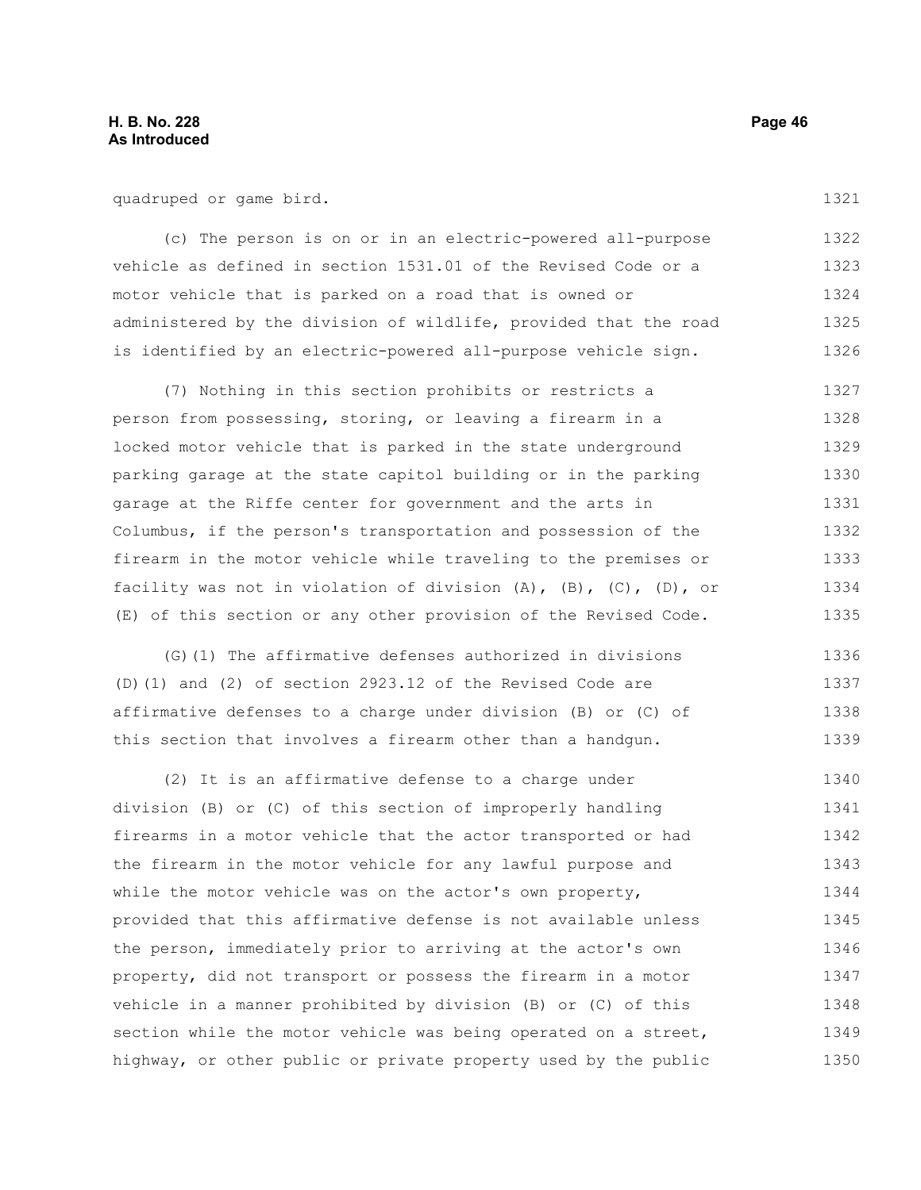quadruped or game bird.

(c) The person is on or in an electric-powered all-purpose vehicle as defined in section 1531.01 of the Revised Code or a motor vehicle that is parked on a road that is owned or administered by the division of wildlife, provided that the road is identified by an electric-powered all-purpose vehicle sign.

(7) Nothing in this section prohibits or restricts a person from possessing, storing, or leaving a firearm in a locked motor vehicle that is parked in the state underground parking garage at the state capitol building or in the parking garage at the Riffe center for government and the arts in Columbus, if the person's transportation and possession of the firearm in the motor vehicle while traveling to the premises or facility was not in violation of division (A), (B), (C), (D), or (E) of this section or any other provision of the Revised Code.

(G)(1) The affirmative defenses authorized in divisions (D)(1) and (2) of section 2923.12 of the Revised Code are affirmative defenses to a charge under division (B) or (C) of this section that involves a firearm other than a handgun.

(2) It is an affirmative defense to a charge under division (B) or (C) of this section of improperly handling firearms in a motor vehicle that the actor transported or had the firearm in the motor vehicle for any lawful purpose and while the motor vehicle was on the actor's own property, provided that this affirmative defense is not available unless the person, immediately prior to arriving at the actor's own property, did not transport or possess the firearm in a motor vehicle in a manner prohibited by division (B) or (C) of this section while the motor vehicle was being operated on a street, highway, or other public or private property used by the public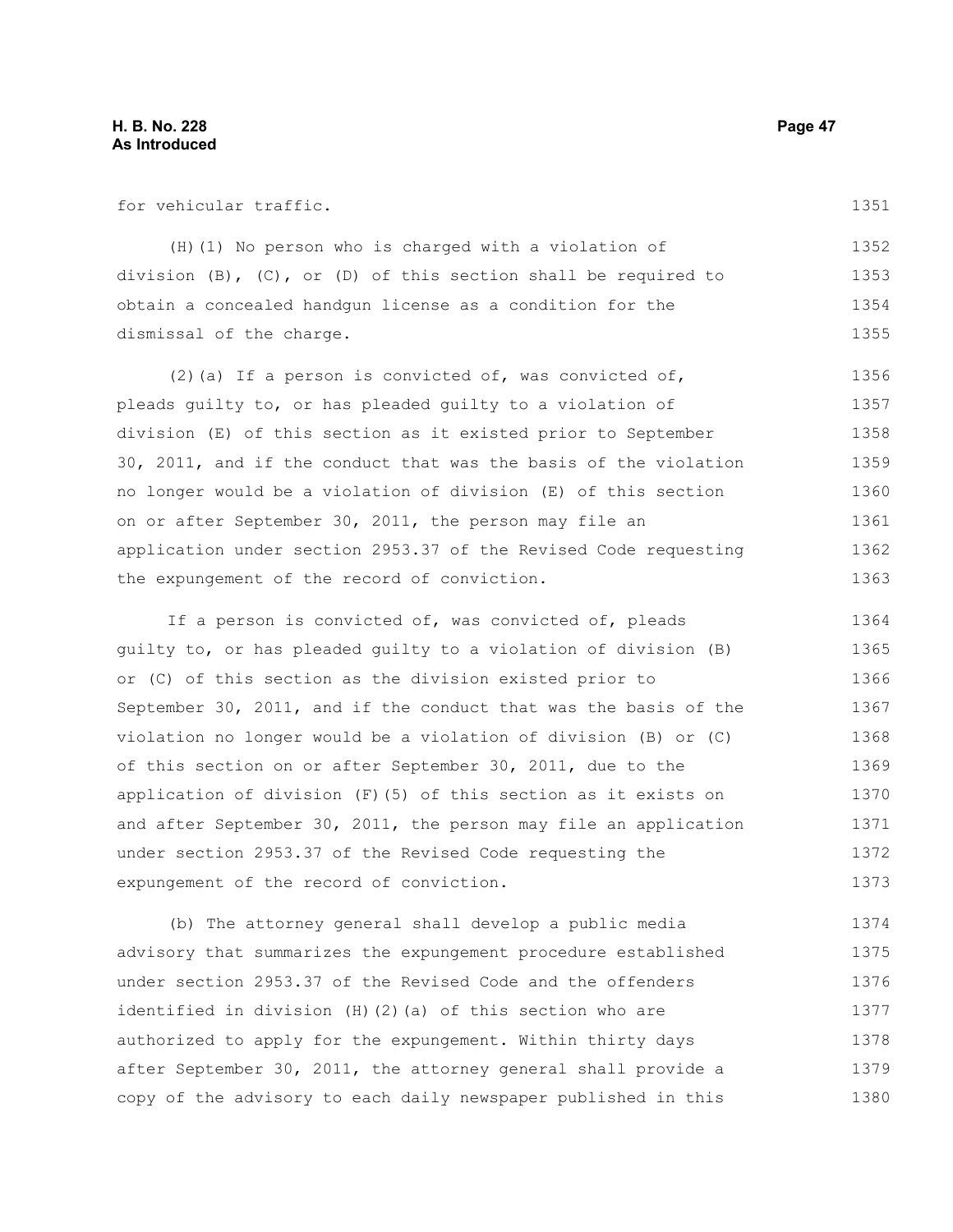for vehicular traffic.

(H)(1) No person who is charged with a violation of division (B), (C), or (D) of this section shall be required to obtain a concealed handgun license as a condition for the dismissal of the charge.

(2)(a) If a person is convicted of, was convicted of, pleads guilty to, or has pleaded guilty to a violation of division (E) of this section as it existed prior to September 30, 2011, and if the conduct that was the basis of the violation no longer would be a violation of division (E) of this section on or after September 30, 2011, the person may file an application under section 2953.37 of the Revised Code requesting the expungement of the record of conviction.

If a person is convicted of, was convicted of, pleads guilty to, or has pleaded guilty to a violation of division (B) or (C) of this section as the division existed prior to September 30, 2011, and if the conduct that was the basis of the violation no longer would be a violation of division (B) or (C) of this section on or after September 30, 2011, due to the application of division (F)(5) of this section as it exists on and after September 30, 2011, the person may file an application under section 2953.37 of the Revised Code requesting the expungement of the record of conviction.

(b) The attorney general shall develop a public media advisory that summarizes the expungement procedure established under section 2953.37 of the Revised Code and the offenders identified in division (H)(2)(a) of this section who are authorized to apply for the expungement. Within thirty days after September 30, 2011, the attorney general shall provide a copy of the advisory to each daily newspaper published in this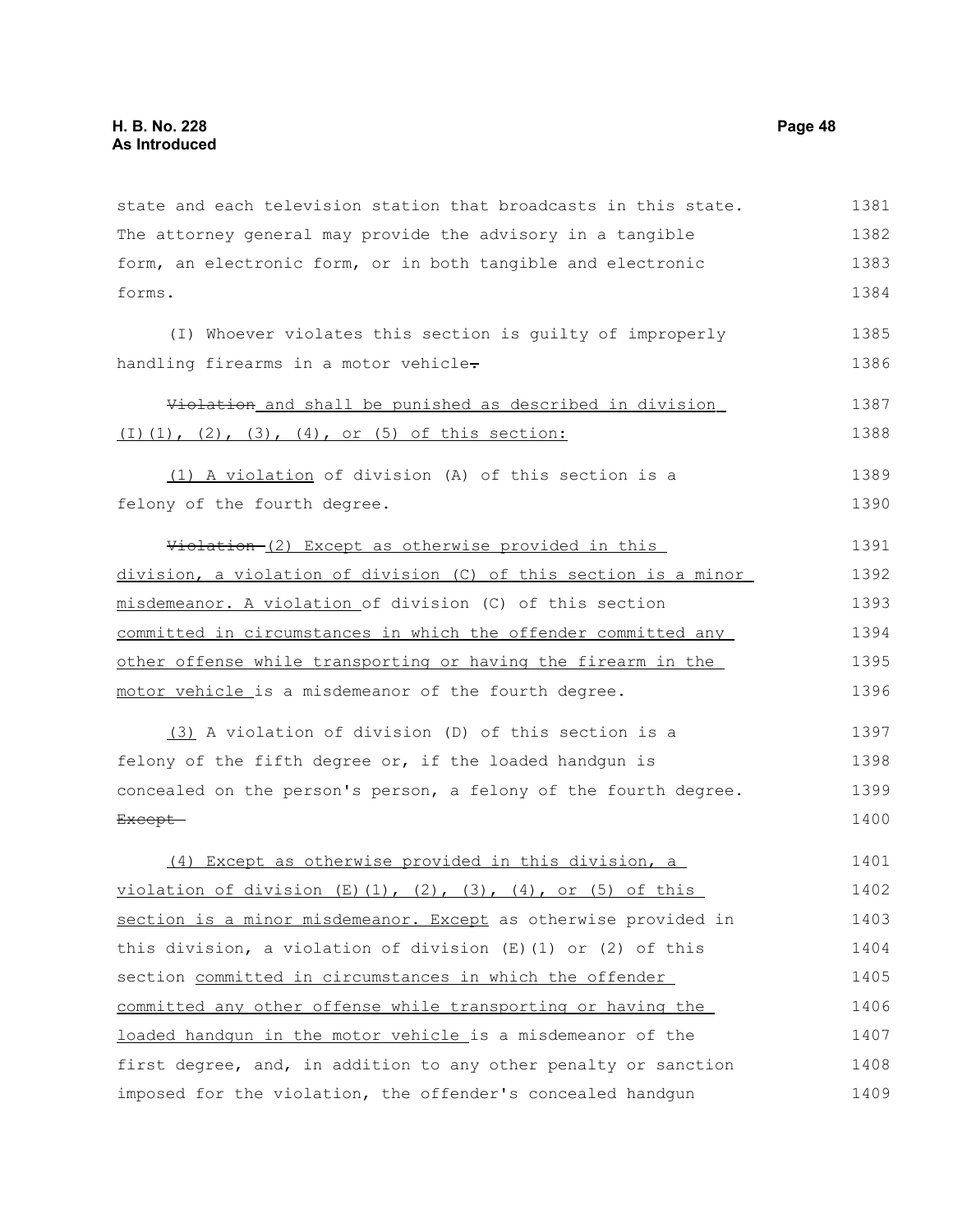state and each television station that broadcasts in this state. The attorney general may provide the advisory in a tangible form, an electronic form, or in both tangible and electronic forms.

(I) Whoever violates this section is guilty of improperly handling firearms in a motor vehicle~~.~~

~~Violation~~ and shall be punished as described in division (I)(1), (2), (3), (4), or (5) of this section:

(1) A violation of division (A) of this section is a felony of the fourth degree.

~~Violation~~ (2) Except as otherwise provided in this division, a violation of division (C) of this section is a minor misdemeanor. A violation of division (C) of this section committed in circumstances in which the offender committed any other offense while transporting or having the firearm in the motor vehicle is a misdemeanor of the fourth degree.

(3) A violation of division (D) of this section is a felony of the fifth degree or, if the loaded handgun is concealed on the person's person, a felony of the fourth degree. ~~Except~~

(4) Except as otherwise provided in this division, a violation of division (E)(1), (2), (3), (4), or (5) of this section is a minor misdemeanor. Except as otherwise provided in this division, a violation of division (E)(1) or (2) of this section committed in circumstances in which the offender committed any other offense while transporting or having the loaded handgun in the motor vehicle is a misdemeanor of the first degree, and, in addition to any other penalty or sanction imposed for the violation, the offender's concealed handgun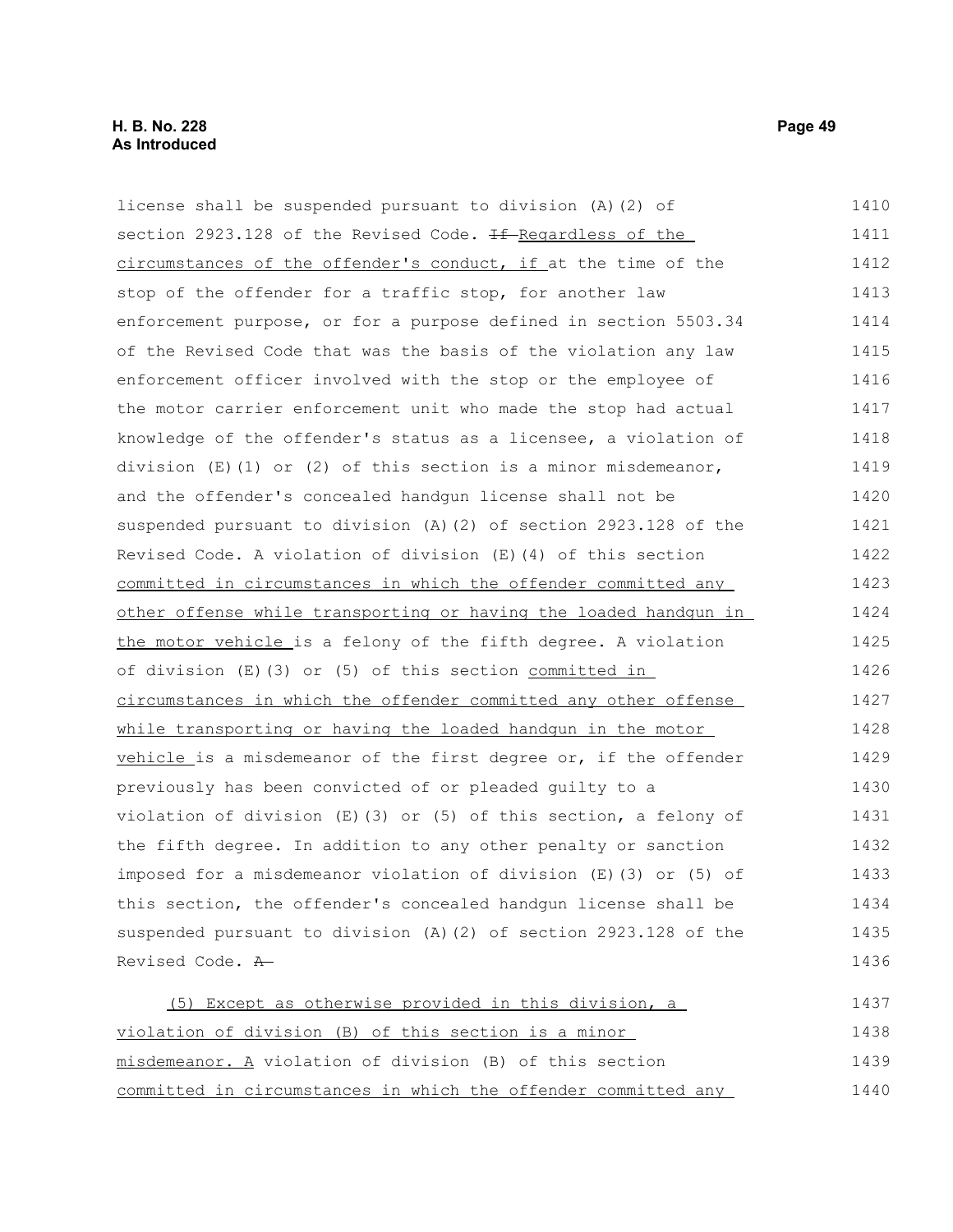license shall be suspended pursuant to division (A)(2) of section 2923.128 of the Revised Code. ~~If~~ Regardless of the circumstances of the offender's conduct, if at the time of the stop of the offender for a traffic stop, for another law enforcement purpose, or for a purpose defined in section 5503.34 of the Revised Code that was the basis of the violation any law enforcement officer involved with the stop or the employee of the motor carrier enforcement unit who made the stop had actual knowledge of the offender's status as a licensee, a violation of division (E)(1) or (2) of this section is a minor misdemeanor, and the offender's concealed handgun license shall not be suspended pursuant to division (A)(2) of section 2923.128 of the Revised Code. A violation of division (E)(4) of this section committed in circumstances in which the offender committed any other offense while transporting or having the loaded handgun in the motor vehicle is a felony of the fifth degree. A violation of division (E)(3) or (5) of this section committed in circumstances in which the offender committed any other offense while transporting or having the loaded handgun in the motor vehicle is a misdemeanor of the first degree or, if the offender previously has been convicted of or pleaded guilty to a violation of division (E)(3) or (5) of this section, a felony of the fifth degree. In addition to any other penalty or sanction imposed for a misdemeanor violation of division (E)(3) or (5) of this section, the offender's concealed handgun license shall be suspended pursuant to division (A)(2) of section 2923.128 of the Revised Code. ~~A~~

(5) Except as otherwise provided in this division, a violation of division (B) of this section is a minor misdemeanor. A violation of division (B) of this section committed in circumstances in which the offender committed any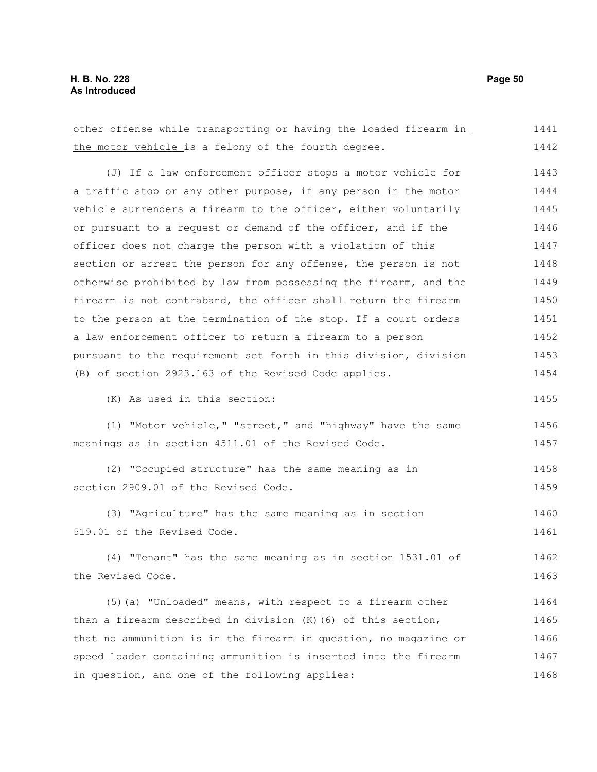other offense while transporting or having the loaded firearm in the motor vehicle is a felony of the fourth degree.

(J) If a law enforcement officer stops a motor vehicle for a traffic stop or any other purpose, if any person in the motor vehicle surrenders a firearm to the officer, either voluntarily or pursuant to a request or demand of the officer, and if the officer does not charge the person with a violation of this section or arrest the person for any offense, the person is not otherwise prohibited by law from possessing the firearm, and the firearm is not contraband, the officer shall return the firearm to the person at the termination of the stop. If a court orders a law enforcement officer to return a firearm to a person pursuant to the requirement set forth in this division, division (B) of section 2923.163 of the Revised Code applies.

(K) As used in this section:

(1) "Motor vehicle," "street," and "highway" have the same meanings as in section 4511.01 of the Revised Code.

(2) "Occupied structure" has the same meaning as in section 2909.01 of the Revised Code.

(3) "Agriculture" has the same meaning as in section 519.01 of the Revised Code.

(4) "Tenant" has the same meaning as in section 1531.01 of the Revised Code.

(5)(a) "Unloaded" means, with respect to a firearm other than a firearm described in division (K)(6) of this section, that no ammunition is in the firearm in question, no magazine or speed loader containing ammunition is inserted into the firearm in question, and one of the following applies: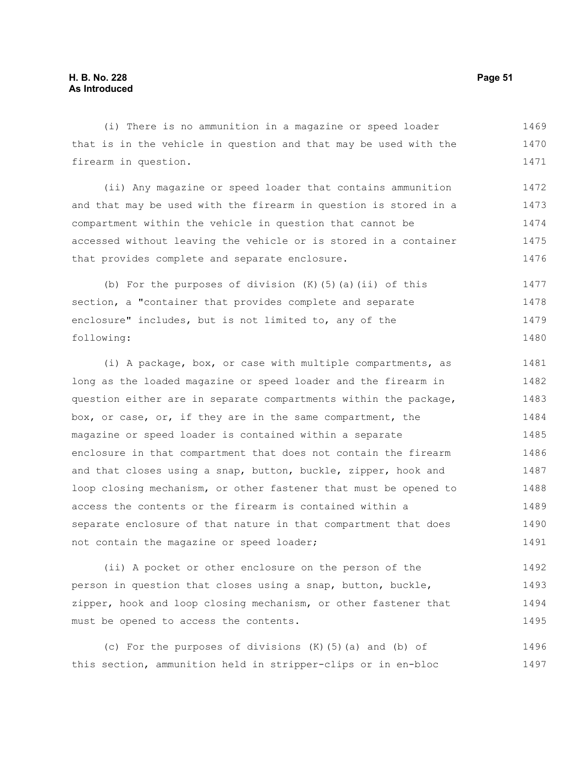(i) There is no ammunition in a magazine or speed loader that is in the vehicle in question and that may be used with the firearm in question.

(ii) Any magazine or speed loader that contains ammunition and that may be used with the firearm in question is stored in a compartment within the vehicle in question that cannot be accessed without leaving the vehicle or is stored in a container that provides complete and separate enclosure.

(b) For the purposes of division (K)(5)(a)(ii) of this section, a "container that provides complete and separate enclosure" includes, but is not limited to, any of the following:

(i) A package, box, or case with multiple compartments, as long as the loaded magazine or speed loader and the firearm in question either are in separate compartments within the package, box, or case, or, if they are in the same compartment, the magazine or speed loader is contained within a separate enclosure in that compartment that does not contain the firearm and that closes using a snap, button, buckle, zipper, hook and loop closing mechanism, or other fastener that must be opened to access the contents or the firearm is contained within a separate enclosure of that nature in that compartment that does not contain the magazine or speed loader;

(ii) A pocket or other enclosure on the person of the person in question that closes using a snap, button, buckle, zipper, hook and loop closing mechanism, or other fastener that must be opened to access the contents.

(c) For the purposes of divisions (K)(5)(a) and (b) of this section, ammunition held in stripper-clips or in en-bloc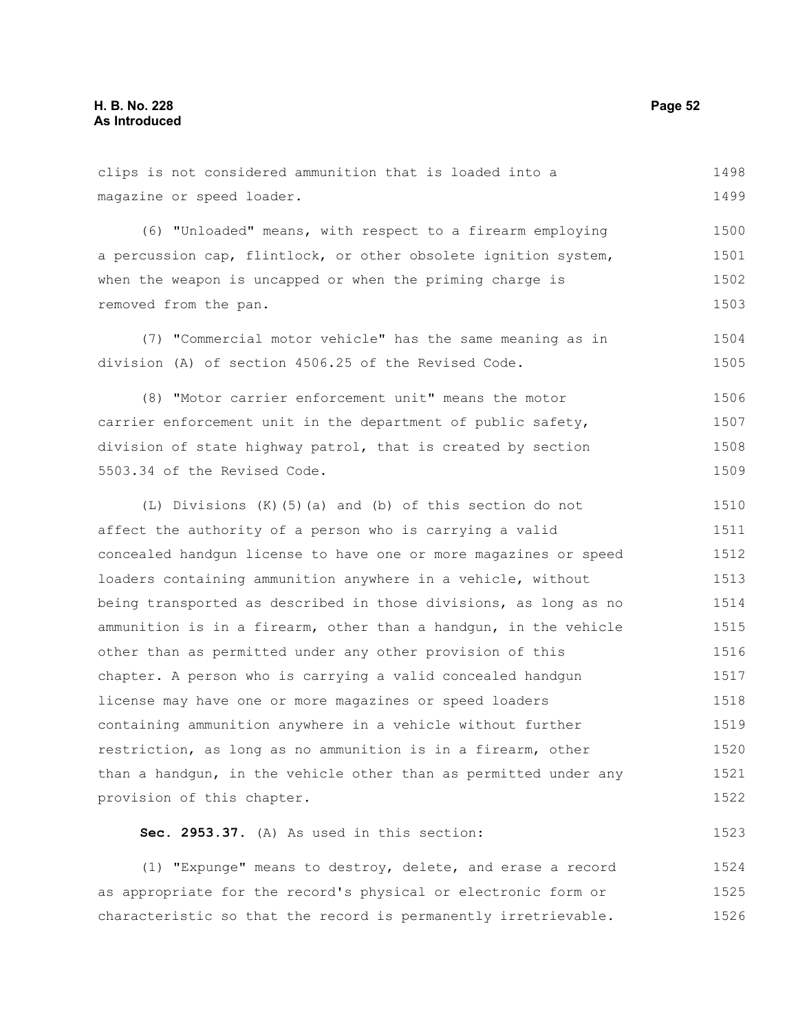clips is not considered ammunition that is loaded into a magazine or speed loader.

(6) "Unloaded" means, with respect to a firearm employing a percussion cap, flintlock, or other obsolete ignition system, when the weapon is uncapped or when the priming charge is removed from the pan.

(7) "Commercial motor vehicle" has the same meaning as in division (A) of section 4506.25 of the Revised Code.

(8) "Motor carrier enforcement unit" means the motor carrier enforcement unit in the department of public safety, division of state highway patrol, that is created by section 5503.34 of the Revised Code.

(L) Divisions (K)(5)(a) and (b) of this section do not affect the authority of a person who is carrying a valid concealed handgun license to have one or more magazines or speed loaders containing ammunition anywhere in a vehicle, without being transported as described in those divisions, as long as no ammunition is in a firearm, other than a handgun, in the vehicle other than as permitted under any other provision of this chapter. A person who is carrying a valid concealed handgun license may have one or more magazines or speed loaders containing ammunition anywhere in a vehicle without further restriction, as long as no ammunition is in a firearm, other than a handgun, in the vehicle other than as permitted under any provision of this chapter.

**Sec. 2953.37.** (A) As used in this section:

(1) "Expunge" means to destroy, delete, and erase a record as appropriate for the record's physical or electronic form or characteristic so that the record is permanently irretrievable.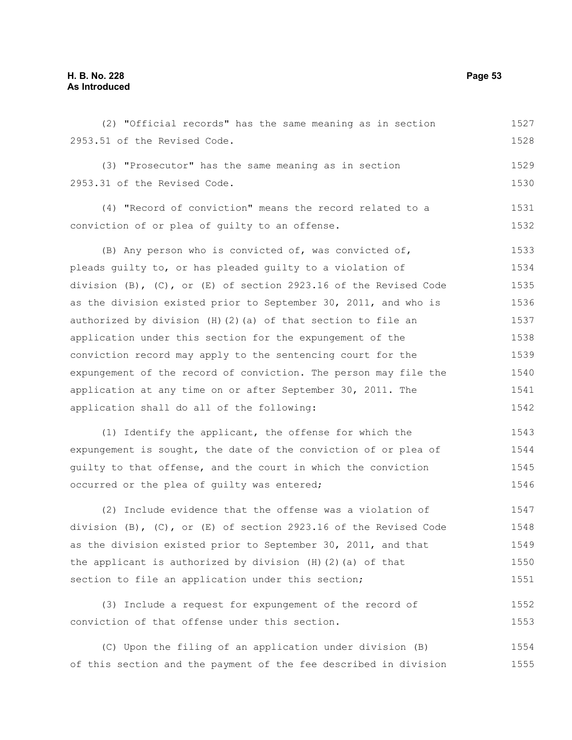(2) "Official records" has the same meaning as in section 2953.51 of the Revised Code.

(3) "Prosecutor" has the same meaning as in section 2953.31 of the Revised Code.

(4) "Record of conviction" means the record related to a conviction of or plea of guilty to an offense.

(B) Any person who is convicted of, was convicted of, pleads guilty to, or has pleaded guilty to a violation of division (B), (C), or (E) of section 2923.16 of the Revised Code as the division existed prior to September 30, 2011, and who is authorized by division (H)(2)(a) of that section to file an application under this section for the expungement of the conviction record may apply to the sentencing court for the expungement of the record of conviction. The person may file the application at any time on or after September 30, 2011. The application shall do all of the following:

(1) Identify the applicant, the offense for which the expungement is sought, the date of the conviction of or plea of guilty to that offense, and the court in which the conviction occurred or the plea of guilty was entered;

(2) Include evidence that the offense was a violation of division (B), (C), or (E) of section 2923.16 of the Revised Code as the division existed prior to September 30, 2011, and that the applicant is authorized by division (H)(2)(a) of that section to file an application under this section;

(3) Include a request for expungement of the record of conviction of that offense under this section.

(C) Upon the filing of an application under division (B) of this section and the payment of the fee described in division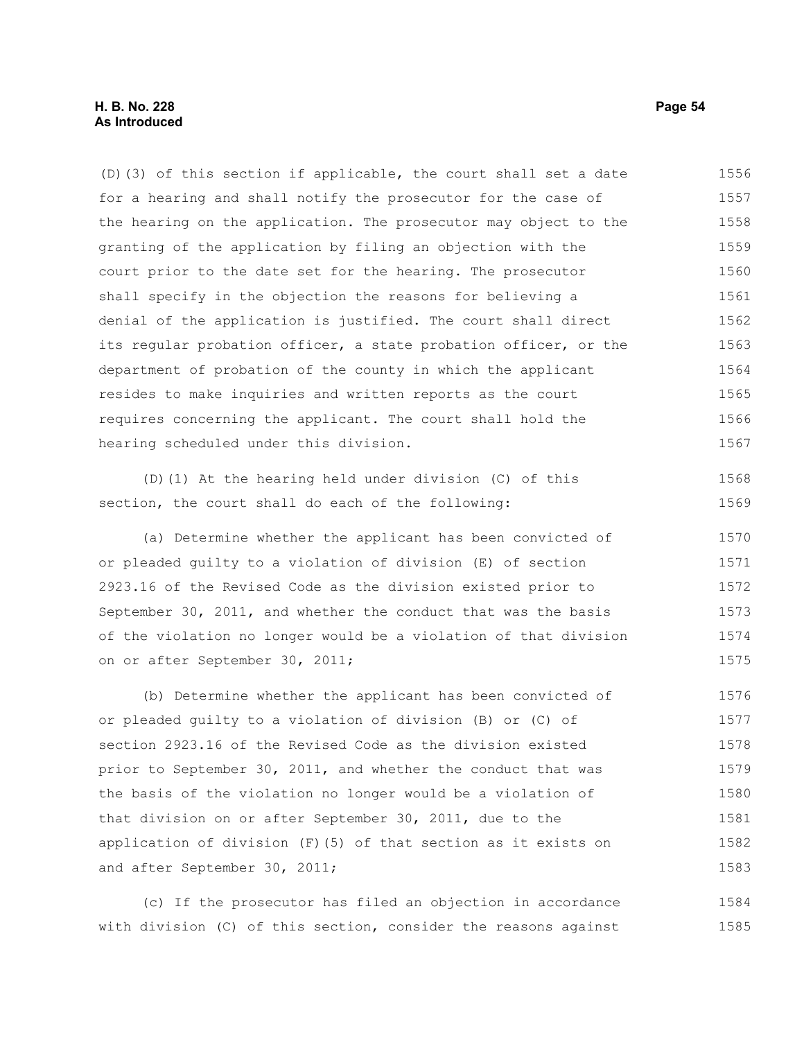(D)(3) of this section if applicable, the court shall set a date for a hearing and shall notify the prosecutor for the case of the hearing on the application. The prosecutor may object to the granting of the application by filing an objection with the court prior to the date set for the hearing. The prosecutor shall specify in the objection the reasons for believing a denial of the application is justified. The court shall direct its regular probation officer, a state probation officer, or the department of probation of the county in which the applicant resides to make inquiries and written reports as the court requires concerning the applicant. The court shall hold the hearing scheduled under this division.

(D)(1) At the hearing held under division (C) of this section, the court shall do each of the following:

(a) Determine whether the applicant has been convicted of or pleaded guilty to a violation of division (E) of section 2923.16 of the Revised Code as the division existed prior to September 30, 2011, and whether the conduct that was the basis of the violation no longer would be a violation of that division on or after September 30, 2011;

(b) Determine whether the applicant has been convicted of or pleaded guilty to a violation of division (B) or (C) of section 2923.16 of the Revised Code as the division existed prior to September 30, 2011, and whether the conduct that was the basis of the violation no longer would be a violation of that division on or after September 30, 2011, due to the application of division (F)(5) of that section as it exists on and after September 30, 2011;

(c) If the prosecutor has filed an objection in accordance with division (C) of this section, consider the reasons against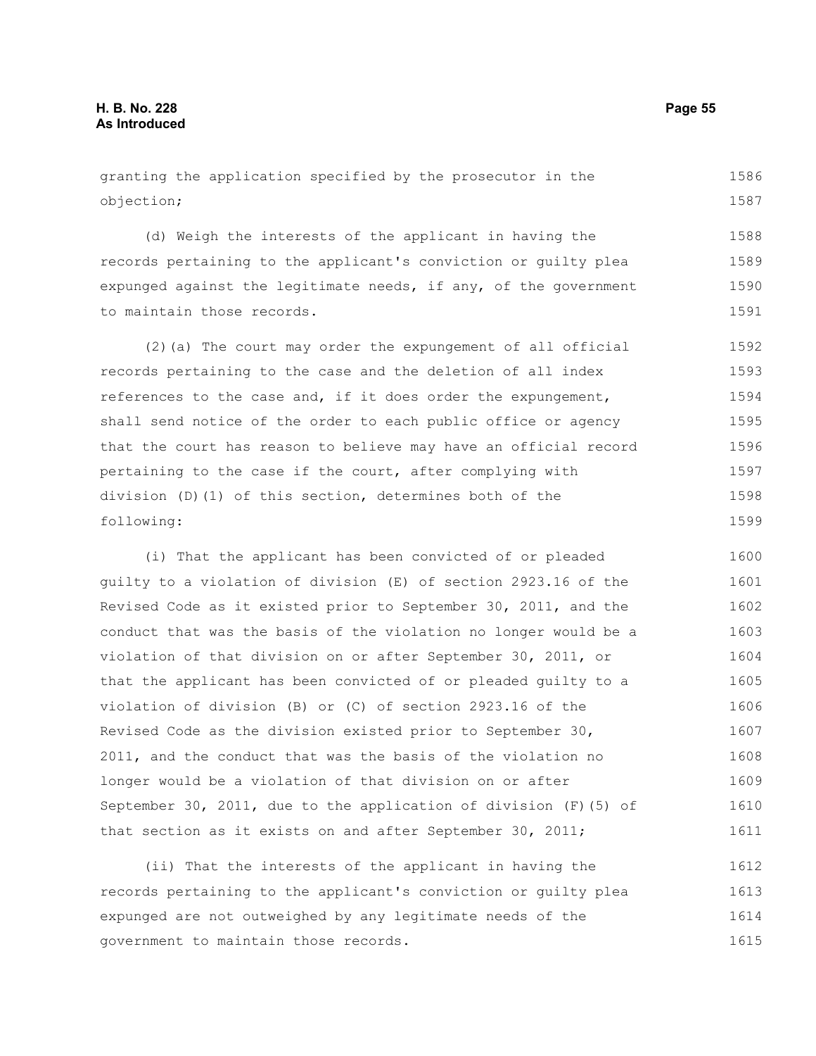granting the application specified by the prosecutor in the objection;

(d) Weigh the interests of the applicant in having the records pertaining to the applicant's conviction or guilty plea expunged against the legitimate needs, if any, of the government to maintain those records.

(2)(a) The court may order the expungement of all official records pertaining to the case and the deletion of all index references to the case and, if it does order the expungement, shall send notice of the order to each public office or agency that the court has reason to believe may have an official record pertaining to the case if the court, after complying with division (D)(1) of this section, determines both of the following:

(i) That the applicant has been convicted of or pleaded guilty to a violation of division (E) of section 2923.16 of the Revised Code as it existed prior to September 30, 2011, and the conduct that was the basis of the violation no longer would be a violation of that division on or after September 30, 2011, or that the applicant has been convicted of or pleaded guilty to a violation of division (B) or (C) of section 2923.16 of the Revised Code as the division existed prior to September 30, 2011, and the conduct that was the basis of the violation no longer would be a violation of that division on or after September 30, 2011, due to the application of division (F)(5) of that section as it exists on and after September 30, 2011;

(ii) That the interests of the applicant in having the records pertaining to the applicant's conviction or guilty plea expunged are not outweighed by any legitimate needs of the government to maintain those records.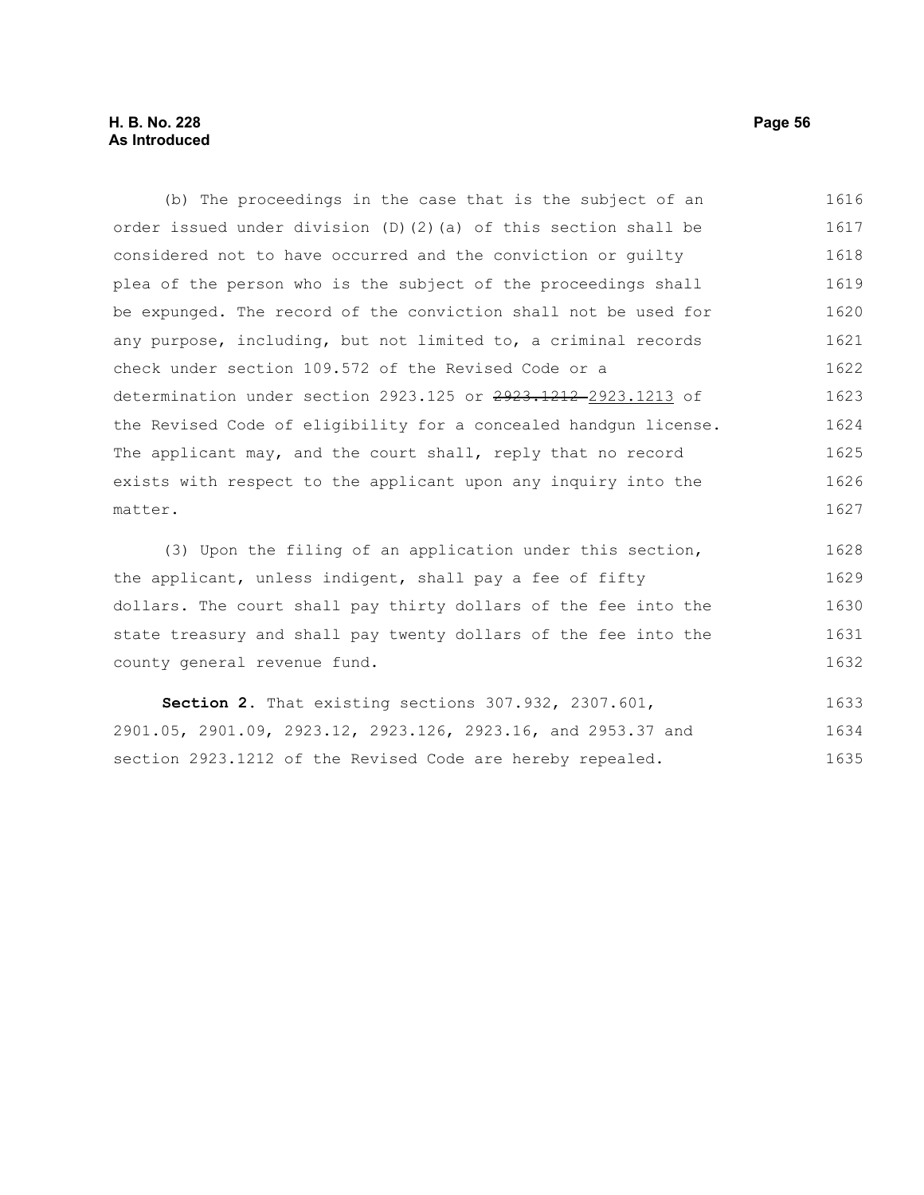(b) The proceedings in the case that is the subject of an order issued under division (D)(2)(a) of this section shall be considered not to have occurred and the conviction or guilty plea of the person who is the subject of the proceedings shall be expunged. The record of the conviction shall not be used for any purpose, including, but not limited to, a criminal records check under section 109.572 of the Revised Code or a determination under section 2923.125 or ~~2923.1212~~ 2923.1213 of the Revised Code of eligibility for a concealed handgun license. The applicant may, and the court shall, reply that no record exists with respect to the applicant upon any inquiry into the matter.

(3) Upon the filing of an application under this section, the applicant, unless indigent, shall pay a fee of fifty dollars. The court shall pay thirty dollars of the fee into the state treasury and shall pay twenty dollars of the fee into the county general revenue fund.

**Section 2.** That existing sections 307.932, 2307.601, 2901.05, 2901.09, 2923.12, 2923.126, 2923.16, and 2953.37 and section 2923.1212 of the Revised Code are hereby repealed.